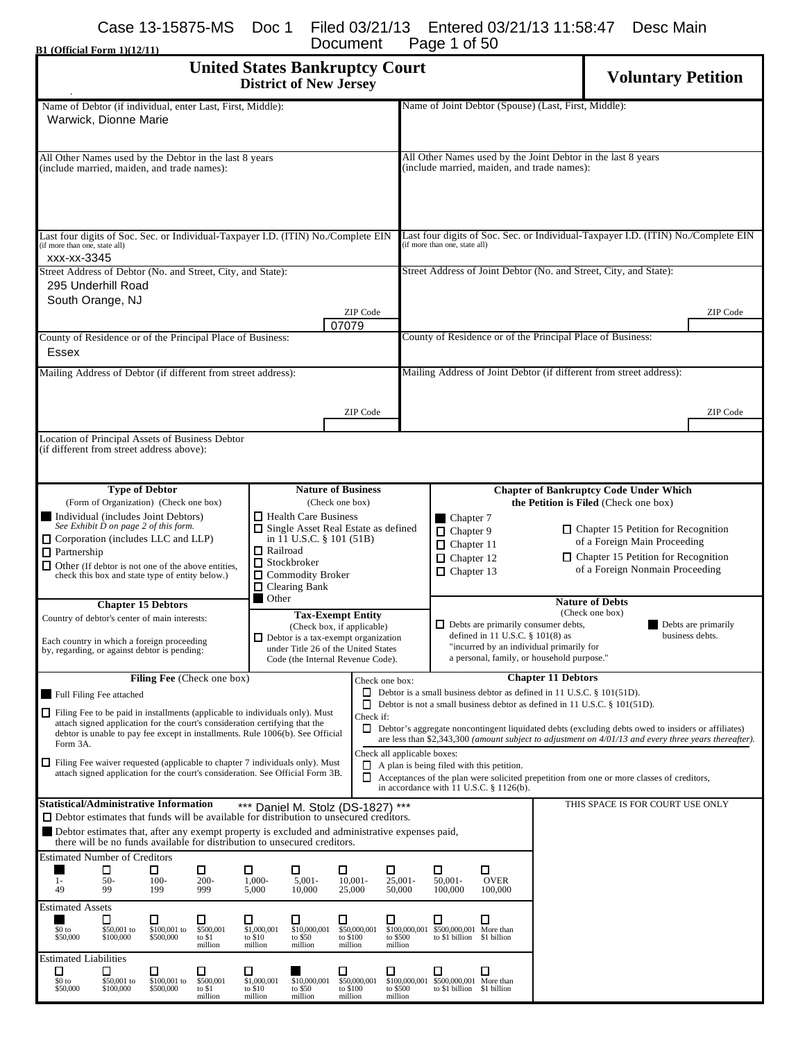B1 (Official Form 1)(12/11)

# United States Bankruptcy Court
## District of New Jersey

**Voluntary Petition**

| Name of Debtor (if individual, enter Last, First, Middle): | Name of Joint Debtor (Spouse) (Last, First, Middle): |
|---|---|
| Warwick, Dionne Marie | |
| All Other Names used by the Debtor in the last 8 years (include married, maiden, and trade names): | All Other Names used by the Joint Debtor in the last 8 years (include married, maiden, and trade names): |
| Last four digits of Soc. Sec. or Individual-Taxpayer I.D. (ITIN) No./Complete EIN (if more than one, state all) xxx-xx-3345 | Last four digits of Soc. Sec. or Individual-Taxpayer I.D. (ITIN) No./Complete EIN (if more than one, state all) |
| Street Address of Debtor (No. and Street, City, and State): 295 Underhill Road, South Orange, NJ — ZIP Code 07079 | Street Address of Joint Debtor (No. and Street, City, and State): ZIP Code |
| County of Residence or of the Principal Place of Business: Essex | County of Residence or of the Principal Place of Business: |
| Mailing Address of Debtor (if different from street address): ZIP Code | Mailing Address of Joint Debtor (if different from street address): ZIP Code |

Location of Principal Assets of Business Debtor (if different from street address above):

**Type of Debtor** (Form of Organization) (Check one box)
- ■ Individual (includes Joint Debtors) *See Exhibit D on page 2 of this form.*
- ☐ Corporation (includes LLC and LLP)
- ☐ Partnership
- ☐ Other (If debtor is not one of the above entities, check this box and state type of entity below.)

**Nature of Business** (Check one box)
- ☐ Health Care Business
- ☐ Single Asset Real Estate as defined in 11 U.S.C. § 101 (51B)
- ☐ Railroad
- ☐ Stockbroker
- ☐ Commodity Broker
- ☐ Clearing Bank
- ■ Other

**Chapter of Bankruptcy Code Under Which the Petition is Filed** (Check one box)
- ■ Chapter 7
- ☐ Chapter 9
- ☐ Chapter 11
- ☐ Chapter 12
- ☐ Chapter 13
- ☐ Chapter 15 Petition for Recognition of a Foreign Main Proceeding
- ☐ Chapter 15 Petition for Recognition of a Foreign Nonmain Proceeding

**Chapter 15 Debtors**

Country of debtor's center of main interests:

Each country in which a foreign proceeding by, regarding, or against debtor is pending:

**Tax-Exempt Entity** (Check box, if applicable)
- ☐ Debtor is a tax-exempt organization under Title 26 of the United States Code (the Internal Revenue Code).

**Nature of Debts** (Check one box)
- ☐ Debts are primarily consumer debts, defined in 11 U.S.C. § 101(8) as "incurred by an individual primarily for a personal, family, or household purpose."
- ■ Debts are primarily business debts.

**Filing Fee** (Check one box)
- ■ Full Filing Fee attached
- ☐ Filing Fee to be paid in installments (applicable to individuals only). Must attach signed application for the court's consideration certifying that the debtor is unable to pay fee except in installments. Rule 1006(b). See Official Form 3A.
- ☐ Filing Fee waiver requested (applicable to chapter 7 individuals only). Must attach signed application for the court's consideration. See Official Form 3B.

**Chapter 11 Debtors**

Check one box:
- ☐ Debtor is a small business debtor as defined in 11 U.S.C. § 101(51D).
- ☐ Debtor is not a small business debtor as defined in 11 U.S.C. § 101(51D).

Check if:
- ☐ Debtor's aggregate noncontingent liquidated debts (excluding debts owed to insiders or affiliates) are less than $2,343,300 *(amount subject to adjustment on 4/01/13 and every three years thereafter).*

Check all applicable boxes:
- ☐ A plan is being filed with this petition.
- ☐ Acceptances of the plan were solicited prepetition from one or more classes of creditors, in accordance with 11 U.S.C. § 1126(b).

**Statistical/Administrative Information** *** Daniel M. Stolz (DS-1827) ***

THIS SPACE IS FOR COURT USE ONLY

- ☐ Debtor estimates that funds will be available for distribution to unsecured creditors.
- ■ Debtor estimates that, after any exempt property is excluded and administrative expenses paid, there will be no funds available for distribution to unsecured creditors.

Estimated Number of Creditors

| ■ 1-49 | ☐ 50-99 | ☐ 100-199 | ☐ 200-999 | ☐ 1,000-5,000 | ☐ 5,001-10,000 | ☐ 10,001-25,000 | ☐ 25,001-50,000 | ☐ 50,001-100,000 | ☐ OVER 100,000 |
|---|---|---|---|---|---|---|---|---|---|

Estimated Assets

| ■ $0 to $50,000 | ☐ $50,001 to $100,000 | ☐ $100,001 to $500,000 | ☐ $500,001 to $1 million | ☐ $1,000,001 to $10 million | ☐ $10,000,001 to $50 million | ☐ $50,000,001 to $100 million | ☐ $100,000,001 to $500 million | ☐ $500,000,001 to $1 billion | ☐ More than $1 billion |
|---|---|---|---|---|---|---|---|---|---|

Estimated Liabilities

| ☐ $0 to $50,000 | ☐ $50,001 to $100,000 | ☐ $100,001 to $500,000 | ☐ $500,001 to $1 million | ☐ $1,000,001 to $10 million | ■ $10,000,001 to $50 million | ☐ $50,000,001 to $100 million | ☐ $100,000,001 to $500 million | ☐ $500,000,001 to $1 billion | ☐ More than $1 billion |
|---|---|---|---|---|---|---|---|---|---|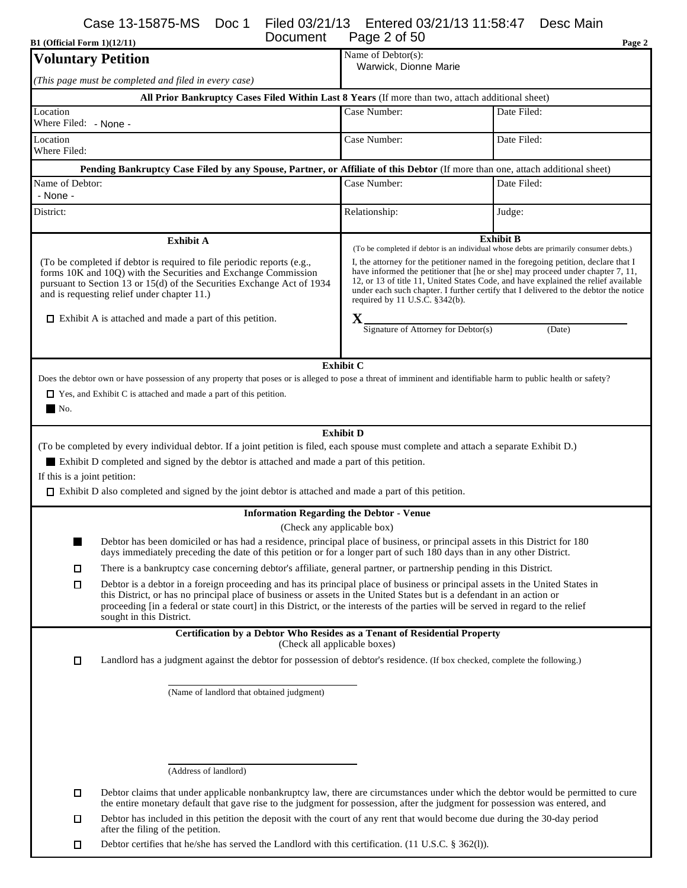B1 (Official Form 1)(12/11)

| **Voluntary Petition** *(This page must be completed and filed in every case)* | Name of Debtor(s): Warwick, Dionne Marie | |
|---|---|---|
| **All Prior Bankruptcy Cases Filed Within Last 8 Years** (If more than two, attach additional sheet) | | |
| Location Where Filed: - None - | Case Number: | Date Filed: |
| Location Where Filed: | Case Number: | Date Filed: |
| **Pending Bankruptcy Case Filed by any Spouse, Partner, or Affiliate of this Debtor** (If more than one, attach additional sheet) | | |
| Name of Debtor: - None - | Case Number: | Date Filed: |
| District: | Relationship: | Judge: |

**Exhibit A**

(To be completed if debtor is required to file periodic reports (e.g., forms 10K and 10Q) with the Securities and Exchange Commission pursuant to Section 13 or 15(d) of the Securities Exchange Act of 1934 and is requesting relief under chapter 11.)

☐ Exhibit A is attached and made a part of this petition.

**Exhibit B**

(To be completed if debtor is an individual whose debts are primarily consumer debts.)

I, the attorney for the petitioner named in the foregoing petition, declare that I have informed the petitioner that [he or she] may proceed under chapter 7, 11, 12, or 13 of title 11, United States Code, and have explained the relief available under each such chapter. I further certify that I delivered to the debtor the notice required by 11 U.S.C. §342(b).

**X** ______________________________
Signature of Attorney for Debtor(s) (Date)

**Exhibit C**

Does the debtor own or have possession of any property that poses or is alleged to pose a threat of imminent and identifiable harm to public health or safety?

☐ Yes, and Exhibit C is attached and made a part of this petition.

■ No.

**Exhibit D**

(To be completed by every individual debtor. If a joint petition is filed, each spouse must complete and attach a separate Exhibit D.)

■ Exhibit D completed and signed by the debtor is attached and made a part of this petition.

If this is a joint petition:

☐ Exhibit D also completed and signed by the joint debtor is attached and made a part of this petition.

**Information Regarding the Debtor - Venue**

(Check any applicable box)

■ Debtor has been domiciled or has had a residence, principal place of business, or principal assets in this District for 180 days immediately preceding the date of this petition or for a longer part of such 180 days than in any other District.

☐ There is a bankruptcy case concerning debtor's affiliate, general partner, or partnership pending in this District.

☐ Debtor is a debtor in a foreign proceeding and has its principal place of business or principal assets in the United States in this District, or has no principal place of business or assets in the United States but is a defendant in an action or proceeding [in a federal or state court] in this District, or the interests of the parties will be served in regard to the relief sought in this District.

**Certification by a Debtor Who Resides as a Tenant of Residential Property**

(Check all applicable boxes)

☐ Landlord has a judgment against the debtor for possession of debtor's residence. (If box checked, complete the following.)

______________________________
(Name of landlord that obtained judgment)

______________________________
(Address of landlord)

☐ Debtor claims that under applicable nonbankruptcy law, there are circumstances under which the debtor would be permitted to cure the entire monetary default that gave rise to the judgment for possession, after the judgment for possession was entered, and

☐ Debtor has included in this petition the deposit with the court of any rent that would become due during the 30-day period after the filing of the petition.

☐ Debtor certifies that he/she has served the Landlord with this certification. (11 U.S.C. § 362(l)).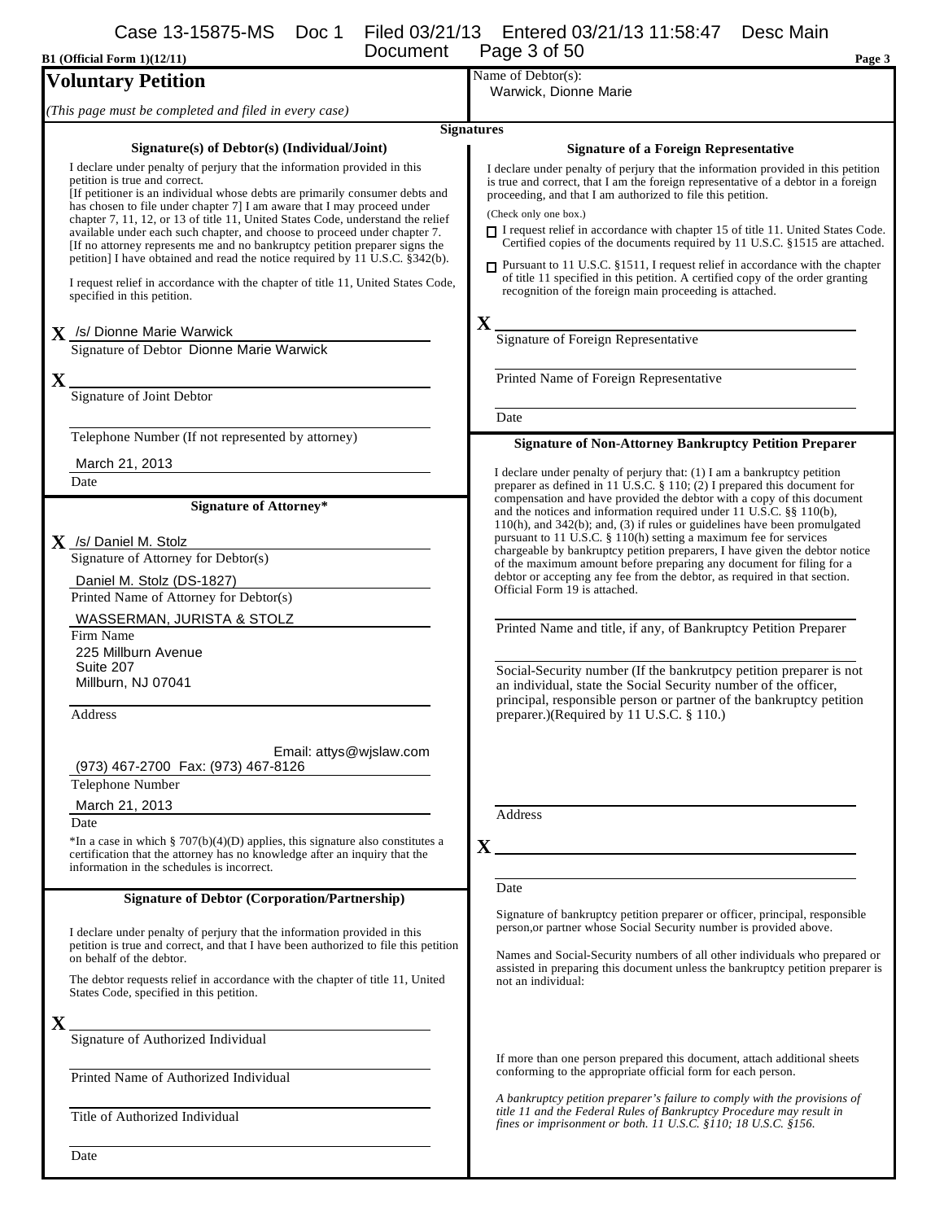B1 (Official Form 1)(12/11)

# Voluntary Petition

*(This page must be completed and filed in every case)*

Name of Debtor(s):
Warwick, Dionne Marie

## Signatures

### Signature(s) of Debtor(s) (Individual/Joint)

I declare under penalty of perjury that the information provided in this petition is true and correct.
[If petitioner is an individual whose debts are primarily consumer debts and has chosen to file under chapter 7] I am aware that I may proceed under chapter 7, 11, 12, or 13 of title 11, United States Code, understand the relief available under each such chapter, and choose to proceed under chapter 7.
[If no attorney represents me and no bankruptcy petition preparer signs the petition] I have obtained and read the notice required by 11 U.S.C. §342(b).

I request relief in accordance with the chapter of title 11, United States Code, specified in this petition.

X /s/ Dionne Marie Warwick
Signature of Debtor Dionne Marie Warwick

X ______________________
Signature of Joint Debtor

______________________
Telephone Number (If not represented by attorney)

March 21, 2013
Date

### Signature of Attorney*

X /s/ Daniel M. Stolz
Signature of Attorney for Debtor(s)

Daniel M. Stolz (DS-1827)
Printed Name of Attorney for Debtor(s)

WASSERMAN, JURISTA & STOLZ
Firm Name

225 Millburn Avenue
Suite 207
Millburn, NJ 07041

Address

Email: attys@wjslaw.com
(973) 467-2700 Fax: (973) 467-8126
Telephone Number

March 21, 2013
Date

*In a case in which § 707(b)(4)(D) applies, this signature also constitutes a certification that the attorney has no knowledge after an inquiry that the information in the schedules is incorrect.

### Signature of Debtor (Corporation/Partnership)

I declare under penalty of perjury that the information provided in this petition is true and correct, and that I have been authorized to file this petition on behalf of the debtor.

The debtor requests relief in accordance with the chapter of title 11, United States Code, specified in this petition.

X ______________________
Signature of Authorized Individual

______________________
Printed Name of Authorized Individual

______________________
Title of Authorized Individual

______________________
Date

### Signature of a Foreign Representative

I declare under penalty of perjury that the information provided in this petition is true and correct, that I am the foreign representative of a debtor in a foreign proceeding, and that I am authorized to file this petition.

(Check only one box.)

☐ I request relief in accordance with chapter 15 of title 11. United States Code. Certified copies of the documents required by 11 U.S.C. §1515 are attached.

☐ Pursuant to 11 U.S.C. §1511, I request relief in accordance with the chapter of title 11 specified in this petition. A certified copy of the order granting recognition of the foreign main proceeding is attached.

X ______________________
Signature of Foreign Representative

______________________
Printed Name of Foreign Representative

______________________
Date

### Signature of Non-Attorney Bankruptcy Petition Preparer

I declare under penalty of perjury that: (1) I am a bankruptcy petition preparer as defined in 11 U.S.C. § 110; (2) I prepared this document for compensation and have provided the debtor with a copy of this document and the notices and information required under 11 U.S.C. §§ 110(b), 110(h), and 342(b); and, (3) if rules or guidelines have been promulgated pursuant to 11 U.S.C. § 110(h) setting a maximum fee for services chargeable by bankruptcy petition preparers, I have given the debtor notice of the maximum amount before preparing any document for filing for a debtor or accepting any fee from the debtor, as required in that section. Official Form 19 is attached.

______________________
Printed Name and title, if any, of Bankruptcy Petition Preparer

______________________
Social-Security number (If the bankrutpcy petition preparer is not an individual, state the Social Security number of the officer, principal, responsible person or partner of the bankruptcy petition preparer.)(Required by 11 U.S.C. § 110.)

______________________
Address

X ______________________

______________________
Date

Signature of bankruptcy petition preparer or officer, principal, responsible person,or partner whose Social Security number is provided above.

Names and Social-Security numbers of all other individuals who prepared or assisted in preparing this document unless the bankruptcy petition preparer is not an individual:

If more than one person prepared this document, attach additional sheets conforming to the appropriate official form for each person.

*A bankruptcy petition preparer's failure to comply with the provisions of title 11 and the Federal Rules of Bankruptcy Procedure may result in fines or imprisonment or both. 11 U.S.C. §110; 18 U.S.C. §156.*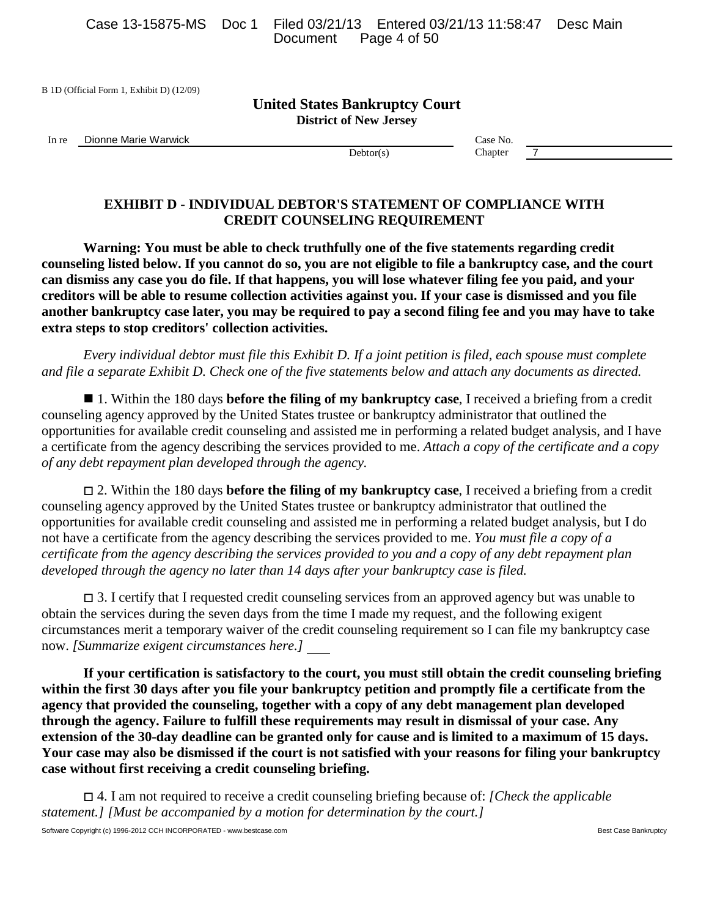B 1D (Official Form 1, Exhibit D) (12/09)

## United States Bankruptcy Court
### District of New Jersey

In re Dionne Marie Warwick — Debtor(s)

Case No.

Chapter 7

## EXHIBIT D - INDIVIDUAL DEBTOR'S STATEMENT OF COMPLIANCE WITH CREDIT COUNSELING REQUIREMENT

**Warning: You must be able to check truthfully one of the five statements regarding credit counseling listed below. If you cannot do so, you are not eligible to file a bankruptcy case, and the court can dismiss any case you do file. If that happens, you will lose whatever filing fee you paid, and your creditors will be able to resume collection activities against you. If your case is dismissed and you file another bankruptcy case later, you may be required to pay a second filing fee and you may have to take extra steps to stop creditors' collection activities.**

*Every individual debtor must file this Exhibit D. If a joint petition is filed, each spouse must complete and file a separate Exhibit D. Check one of the five statements below and attach any documents as directed.*

■ 1. Within the 180 days **before the filing of my bankruptcy case**, I received a briefing from a credit counseling agency approved by the United States trustee or bankruptcy administrator that outlined the opportunities for available credit counseling and assisted me in performing a related budget analysis, and I have a certificate from the agency describing the services provided to me. *Attach a copy of the certificate and a copy of any debt repayment plan developed through the agency.*

□ 2. Within the 180 days **before the filing of my bankruptcy case**, I received a briefing from a credit counseling agency approved by the United States trustee or bankruptcy administrator that outlined the opportunities for available credit counseling and assisted me in performing a related budget analysis, but I do not have a certificate from the agency describing the services provided to me. *You must file a copy of a certificate from the agency describing the services provided to you and a copy of any debt repayment plan developed through the agency no later than 14 days after your bankruptcy case is filed.*

□ 3. I certify that I requested credit counseling services from an approved agency but was unable to obtain the services during the seven days from the time I made my request, and the following exigent circumstances merit a temporary waiver of the credit counseling requirement so I can file my bankruptcy case now. *[Summarize exigent circumstances here.]* ___

**If your certification is satisfactory to the court, you must still obtain the credit counseling briefing within the first 30 days after you file your bankruptcy petition and promptly file a certificate from the agency that provided the counseling, together with a copy of any debt management plan developed through the agency. Failure to fulfill these requirements may result in dismissal of your case. Any extension of the 30-day deadline can be granted only for cause and is limited to a maximum of 15 days. Your case may also be dismissed if the court is not satisfied with your reasons for filing your bankruptcy case without first receiving a credit counseling briefing.**

□ 4. I am not required to receive a credit counseling briefing because of: *[Check the applicable statement.] [Must be accompanied by a motion for determination by the court.]*

Software Copyright (c) 1996-2012 CCH INCORPORATED - www.bestcase.com Best Case Bankruptcy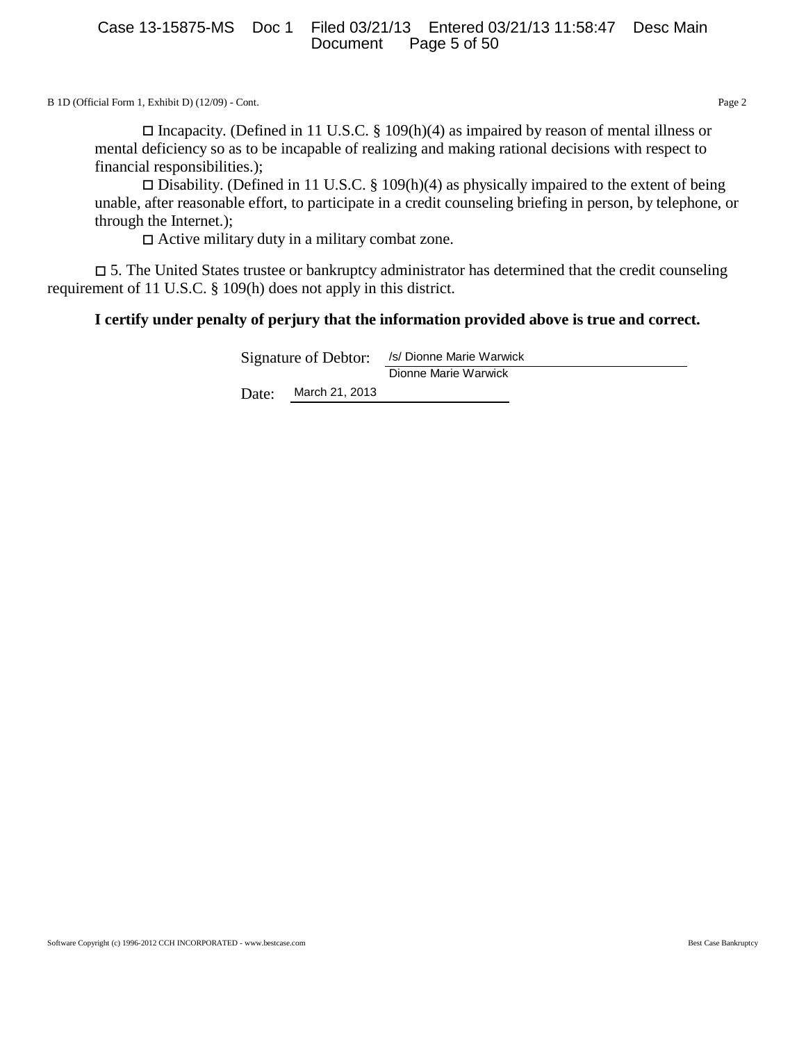B 1D (Official Form 1, Exhibit D) (12/09) - Cont.

☐ Incapacity. (Defined in 11 U.S.C. § 109(h)(4) as impaired by reason of mental illness or mental deficiency so as to be incapable of realizing and making rational decisions with respect to financial responsibilities.);

☐ Disability. (Defined in 11 U.S.C. § 109(h)(4) as physically impaired to the extent of being unable, after reasonable effort, to participate in a credit counseling briefing in person, by telephone, or through the Internet.);

☐ Active military duty in a military combat zone.

☐ 5. The United States trustee or bankruptcy administrator has determined that the credit counseling requirement of 11 U.S.C. § 109(h) does not apply in this district.

**I certify under penalty of perjury that the information provided above is true and correct.**

Signature of Debtor: /s/ Dionne Marie Warwick
Dionne Marie Warwick

Date: March 21, 2013

Software Copyright (c) 1996-2012 CCH INCORPORATED - www.bestcase.com Best Case Bankruptcy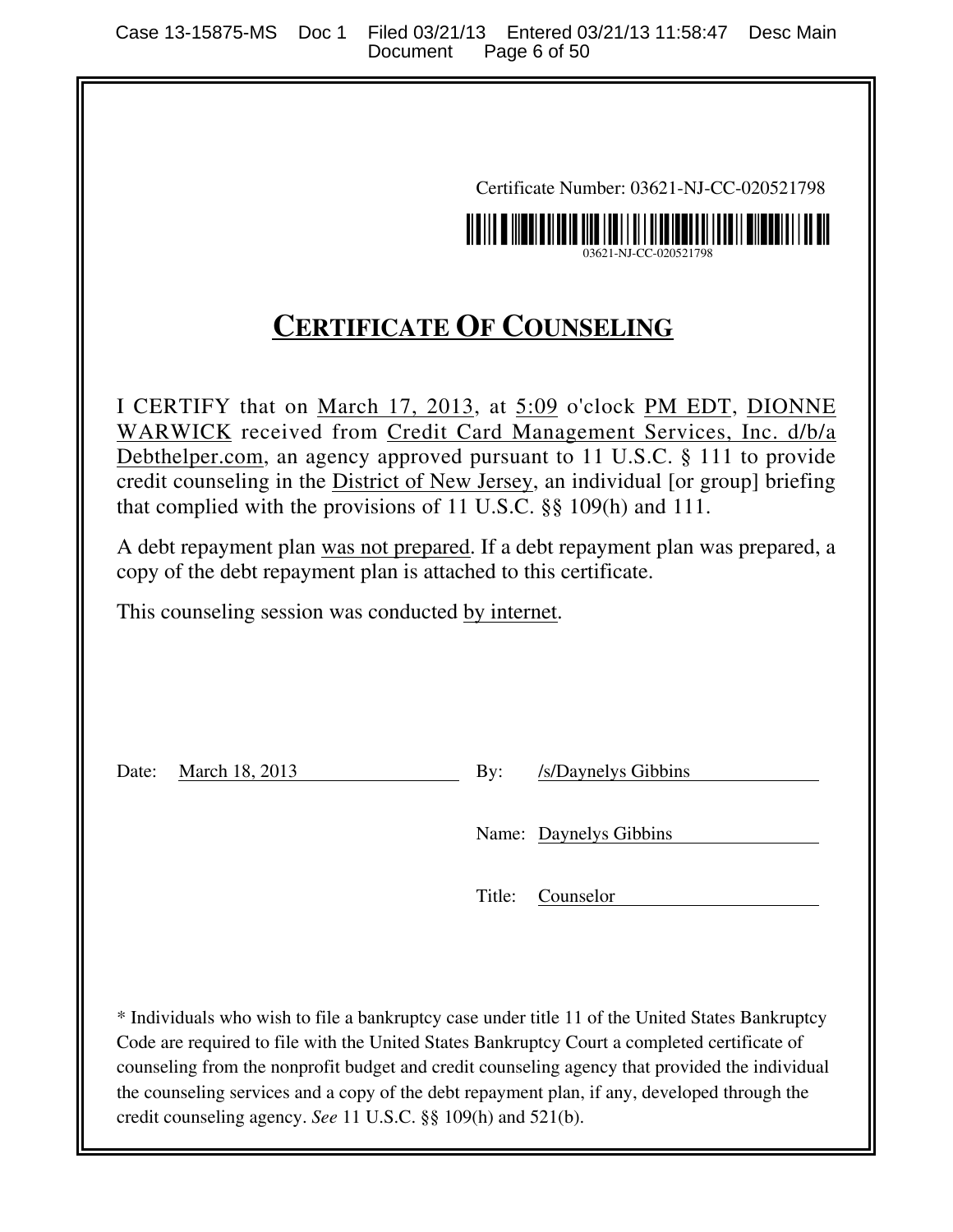Certificate Number: 03621-NJ-CC-020521798

03621-NJ-CC-020521798

# CERTIFICATE OF COUNSELING

I CERTIFY that on March 17, 2013, at 5:09 o'clock PM EDT, DIONNE WARWICK received from Credit Card Management Services, Inc. d/b/a Debthelper.com, an agency approved pursuant to 11 U.S.C. § 111 to provide credit counseling in the District of New Jersey, an individual [or group] briefing that complied with the provisions of 11 U.S.C. §§ 109(h) and 111.

A debt repayment plan was not prepared. If a debt repayment plan was prepared, a copy of the debt repayment plan is attached to this certificate.

This counseling session was conducted by internet.

Date: March 18, 2013

By: /s/Daynelys Gibbins

Name: Daynelys Gibbins

Title: Counselor

* Individuals who wish to file a bankruptcy case under title 11 of the United States Bankruptcy Code are required to file with the United States Bankruptcy Court a completed certificate of counseling from the nonprofit budget and credit counseling agency that provided the individual the counseling services and a copy of the debt repayment plan, if any, developed through the credit counseling agency. *See* 11 U.S.C. §§ 109(h) and 521(b).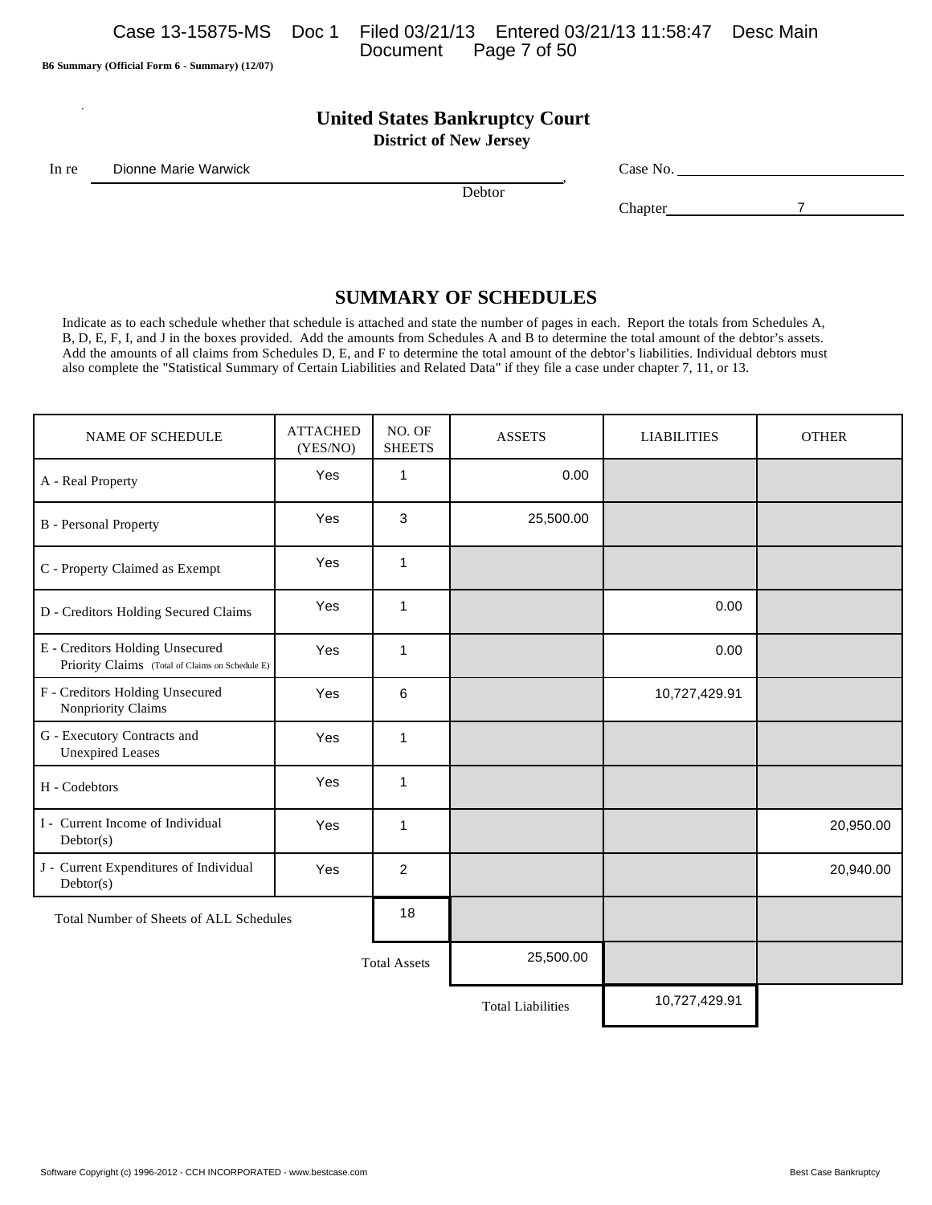B6 Summary (Official Form 6 - Summary) (12/07)

# United States Bankruptcy Court
## District of New Jersey

In re Dionne Marie Warwick, Debtor

Case No. ______

Chapter 7

## SUMMARY OF SCHEDULES

Indicate as to each schedule whether that schedule is attached and state the number of pages in each. Report the totals from Schedules A, B, D, E, F, I, and J in the boxes provided. Add the amounts from Schedules A and B to determine the total amount of the debtor's assets. Add the amounts of all claims from Schedules D, E, and F to determine the total amount of the debtor's liabilities. Individual debtors must also complete the "Statistical Summary of Certain Liabilities and Related Data" if they file a case under chapter 7, 11, or 13.

| NAME OF SCHEDULE | ATTACHED (YES/NO) | NO. OF SHEETS | ASSETS | LIABILITIES | OTHER |
|---|---|---|---|---|---|
| A - Real Property | Yes | 1 | 0.00 | | |
| B - Personal Property | Yes | 3 | 25,500.00 | | |
| C - Property Claimed as Exempt | Yes | 1 | | | |
| D - Creditors Holding Secured Claims | Yes | 1 | | 0.00 | |
| E - Creditors Holding Unsecured Priority Claims (Total of Claims on Schedule E) | Yes | 1 | | 0.00 | |
| F - Creditors Holding Unsecured Nonpriority Claims | Yes | 6 | | 10,727,429.91 | |
| G - Executory Contracts and Unexpired Leases | Yes | 1 | | | |
| H - Codebtors | Yes | 1 | | | |
| I - Current Income of Individual Debtor(s) | Yes | 1 | | | 20,950.00 |
| J - Current Expenditures of Individual Debtor(s) | Yes | 2 | | | 20,940.00 |
| Total Number of Sheets of ALL Schedules | | 18 | | | |
| | | Total Assets | 25,500.00 | | |
| | | | Total Liabilities | 10,727,429.91 | |

Software Copyright (c) 1996-2012 - CCH INCORPORATED - www.bestcase.com Best Case Bankruptcy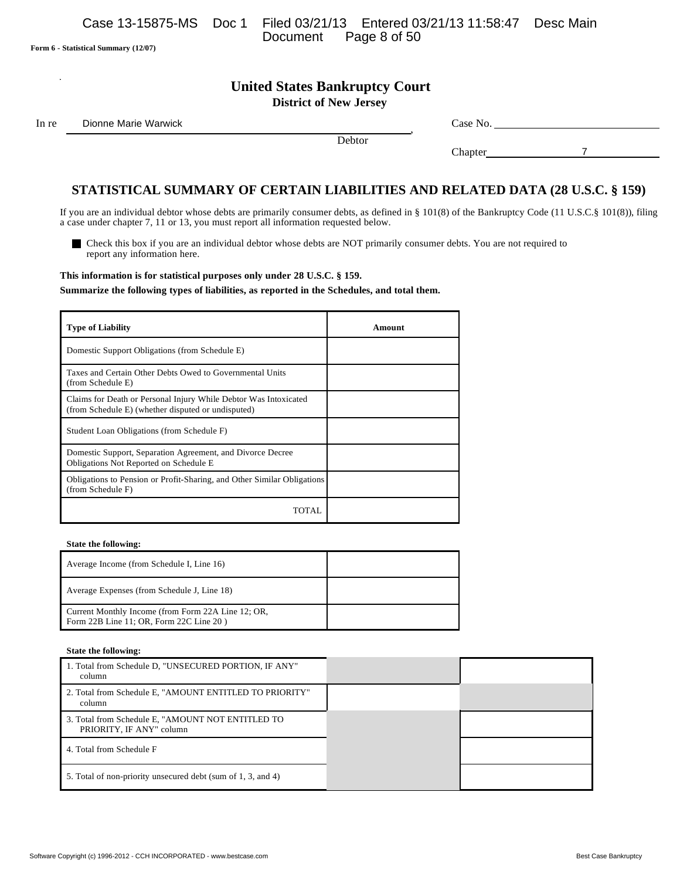Form 6 - Statistical Summary (12/07)

# United States Bankruptcy Court
## District of New Jersey

In re Dionne Marie Warwick, Debtor

Case No. 

Chapter 7

## STATISTICAL SUMMARY OF CERTAIN LIABILITIES AND RELATED DATA (28 U.S.C. § 159)

If you are an individual debtor whose debts are primarily consumer debts, as defined in § 101(8) of the Bankruptcy Code (11 U.S.C.§ 101(8)), filing a case under chapter 7, 11 or 13, you must report all information requested below.

■ Check this box if you are an individual debtor whose debts are NOT primarily consumer debts. You are not required to report any information here.

**This information is for statistical purposes only under 28 U.S.C. § 159.**

**Summarize the following types of liabilities, as reported in the Schedules, and total them.**

| Type of Liability | Amount |
|---|---|
| Domestic Support Obligations (from Schedule E) | |
| Taxes and Certain Other Debts Owed to Governmental Units (from Schedule E) | |
| Claims for Death or Personal Injury While Debtor Was Intoxicated (from Schedule E) (whether disputed or undisputed) | |
| Student Loan Obligations (from Schedule F) | |
| Domestic Support, Separation Agreement, and Divorce Decree Obligations Not Reported on Schedule E | |
| Obligations to Pension or Profit-Sharing, and Other Similar Obligations (from Schedule F) | |
| TOTAL | |

**State the following:**

| | |
|---|---|
| Average Income (from Schedule I, Line 16) | |
| Average Expenses (from Schedule J, Line 18) | |
| Current Monthly Income (from Form 22A Line 12; OR, Form 22B Line 11; OR, Form 22C Line 20 ) | |

**State the following:**

| | | |
|---|---|---|
| 1. Total from Schedule D, "UNSECURED PORTION, IF ANY" column | | |
| 2. Total from Schedule E, "AMOUNT ENTITLED TO PRIORITY" column | | |
| 3. Total from Schedule E, "AMOUNT NOT ENTITLED TO PRIORITY, IF ANY" column | | |
| 4. Total from Schedule F | | |
| 5. Total of non-priority unsecured debt (sum of 1, 3, and 4) | | |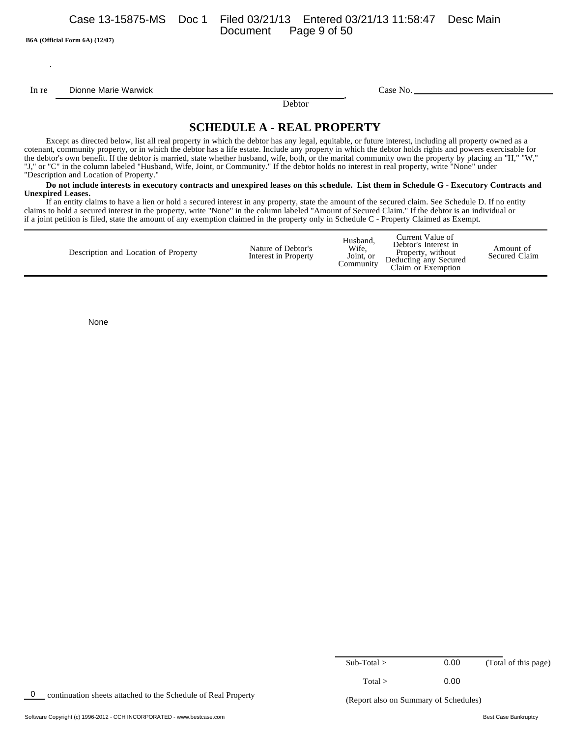B6A (Official Form 6A) (12/07)

In re Dionne Marie Warwick, Debtor

Case No. ______________

# SCHEDULE A - REAL PROPERTY

Except as directed below, list all real property in which the debtor has any legal, equitable, or future interest, including all property owned as a cotenant, community property, or in which the debtor has a life estate. Include any property in which the debtor holds rights and powers exercisable for the debtor's own benefit. If the debtor is married, state whether husband, wife, both, or the marital community own the property by placing an "H," "W," "J," or "C" in the column labeled "Husband, Wife, Joint, or Community." If the debtor holds no interest in real property, write "None" under "Description and Location of Property."

**Do not include interests in executory contracts and unexpired leases on this schedule. List them in Schedule G - Executory Contracts and Unexpired Leases.**

If an entity claims to have a lien or hold a secured interest in any property, state the amount of the secured claim. See Schedule D. If no entity claims to hold a secured interest in the property, write "None" in the column labeled "Amount of Secured Claim." If the debtor is an individual or if a joint petition is filed, state the amount of any exemption claimed in the property only in Schedule C - Property Claimed as Exempt.

| Description and Location of Property | Nature of Debtor's Interest in Property | Husband, Wife, Joint, or Community | Current Value of Debtor's Interest in Property, without Deducting any Secured Claim or Exemption | Amount of Secured Claim |
|---|---|---|---|---|
| None | | | | |

| | | |
|---|---|---|
| Sub-Total > | 0.00 | (Total of this page) |
| Total > | 0.00 | |

0 continuation sheets attached to the Schedule of Real Property

(Report also on Summary of Schedules)

Software Copyright (c) 1996-2012 - CCH INCORPORATED - www.bestcase.com Best Case Bankruptcy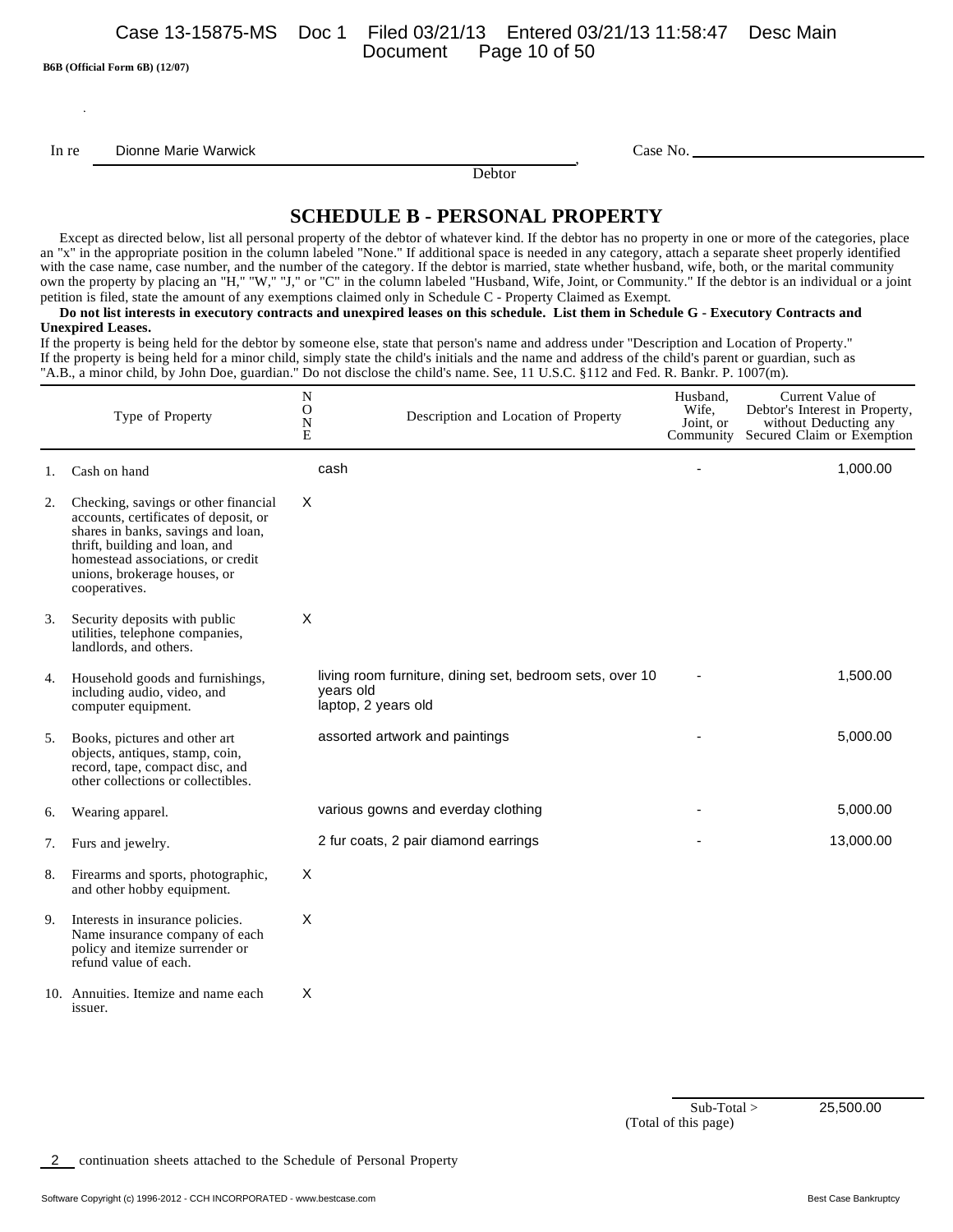B6B (Official Form 6B) (12/07)

In re Dionne Marie Warwick, Debtor

Case No. ______________________

## SCHEDULE B - PERSONAL PROPERTY

Except as directed below, list all personal property of the debtor of whatever kind. If the debtor has no property in one or more of the categories, place an "x" in the appropriate position in the column labeled "None." If additional space is needed in any category, attach a separate sheet properly identified with the case name, case number, and the number of the category. If the debtor is married, state whether husband, wife, both, or the marital community own the property by placing an "H," "W," "J," or "C" in the column labeled "Husband, Wife, Joint, or Community." If the debtor is an individual or a joint petition is filed, state the amount of any exemptions claimed only in Schedule C - Property Claimed as Exempt.

**Do not list interests in executory contracts and unexpired leases on this schedule. List them in Schedule G - Executory Contracts and Unexpired Leases.**

If the property is being held for the debtor by someone else, state that person's name and address under "Description and Location of Property." If the property is being held for a minor child, simply state the child's initials and the name and address of the child's parent or guardian, such as "A.B., a minor child, by John Doe, guardian." Do not disclose the child's name. See, 11 U.S.C. §112 and Fed. R. Bankr. P. 1007(m).

| Type of Property | NONE | Description and Location of Property | Husband, Wife, Joint, or Community | Current Value of Debtor's Interest in Property, without Deducting any Secured Claim or Exemption |
|---|---|---|---|---|
| 1. Cash on hand | | cash | - | 1,000.00 |
| 2. Checking, savings or other financial accounts, certificates of deposit, or shares in banks, savings and loan, thrift, building and loan, and homestead associations, or credit unions, brokerage houses, or cooperatives. | X | | | |
| 3. Security deposits with public utilities, telephone companies, landlords, and others. | X | | | |
| 4. Household goods and furnishings, including audio, video, and computer equipment. | | living room furniture, dining set, bedroom sets, over 10 years old<br>laptop, 2 years old | - | 1,500.00 |
| 5. Books, pictures and other art objects, antiques, stamp, coin, record, tape, compact disc, and other collections or collectibles. | | assorted artwork and paintings | - | 5,000.00 |
| 6. Wearing apparel. | | various gowns and everday clothing | - | 5,000.00 |
| 7. Furs and jewelry. | | 2 fur coats, 2 pair diamond earrings | - | 13,000.00 |
| 8. Firearms and sports, photographic, and other hobby equipment. | X | | | |
| 9. Interests in insurance policies. Name insurance company of each policy and itemize surrender or refund value of each. | X | | | |
| 10. Annuities. Itemize and name each issuer. | X | | | |

Sub-Total > 25,500.00
(Total of this page)

2 continuation sheets attached to the Schedule of Personal Property

Software Copyright (c) 1996-2012 - CCH INCORPORATED - www.bestcase.com Best Case Bankruptcy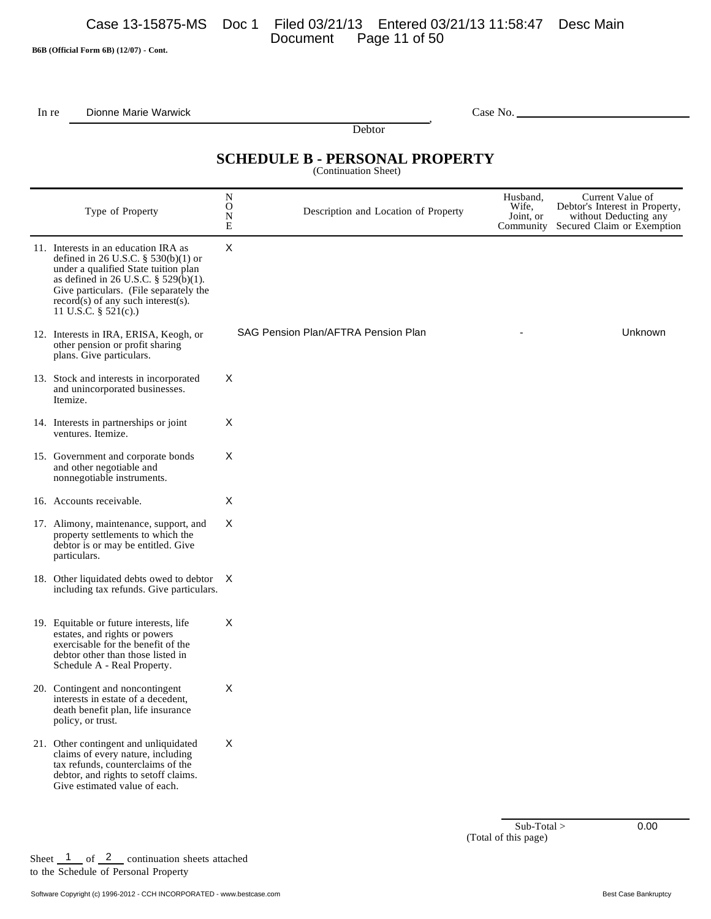B6B (Official Form 6B) (12/07) - Cont.

In re Dionne Marie Warwick, Debtor    Case No. ____________

## SCHEDULE B - PERSONAL PROPERTY

(Continuation Sheet)

| Type of Property | N O N E | Description and Location of Property | Husband, Wife, Joint, or Community | Current Value of Debtor's Interest in Property, without Deducting any Secured Claim or Exemption |
|---|---|---|---|---|
| 11. Interests in an education IRA as defined in 26 U.S.C. § 530(b)(1) or under a qualified State tuition plan as defined in 26 U.S.C. § 529(b)(1). Give particulars. (File separately the record(s) of any such interest(s). 11 U.S.C. § 521(c).) | X | | | |
| 12. Interests in IRA, ERISA, Keogh, or other pension or profit sharing plans. Give particulars. | | SAG Pension Plan/AFTRA Pension Plan | - | Unknown |
| 13. Stock and interests in incorporated and unincorporated businesses. Itemize. | X | | | |
| 14. Interests in partnerships or joint ventures. Itemize. | X | | | |
| 15. Government and corporate bonds and other negotiable and nonnegotiable instruments. | X | | | |
| 16. Accounts receivable. | X | | | |
| 17. Alimony, maintenance, support, and property settlements to which the debtor is or may be entitled. Give particulars. | X | | | |
| 18. Other liquidated debts owed to debtor including tax refunds. Give particulars. | X | | | |
| 19. Equitable or future interests, life estates, and rights or powers exercisable for the benefit of the debtor other than those listed in Schedule A - Real Property. | X | | | |
| 20. Contingent and noncontingent interests in estate of a decedent, death benefit plan, life insurance policy, or trust. | X | | | |
| 21. Other contingent and unliquidated claims of every nature, including tax refunds, counterclaims of the debtor, and rights to setoff claims. Give estimated value of each. | X | | | |

Sub-Total > 0.00
(Total of this page)

Sheet 1 of 2 continuation sheets attached to the Schedule of Personal Property

Software Copyright (c) 1996-2012 - CCH INCORPORATED - www.bestcase.com    Best Case Bankruptcy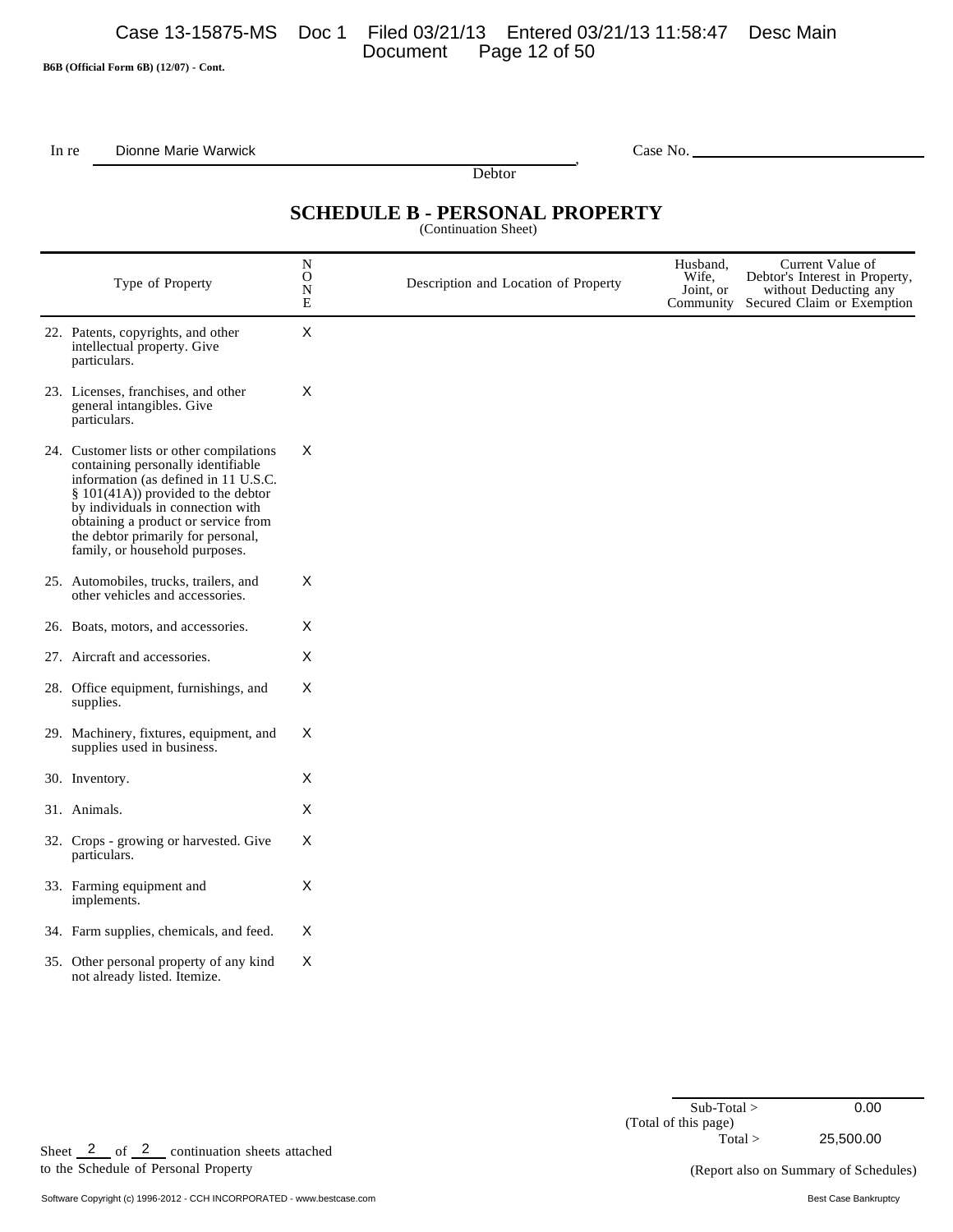B6B (Official Form 6B) (12/07) - Cont.

In re Dionne Marie Warwick, Debtor

Case No.

## SCHEDULE B - PERSONAL PROPERTY

(Continuation Sheet)

| Type of Property | N O N E | Description and Location of Property | Husband, Wife, Joint, or Community | Current Value of Debtor's Interest in Property, without Deducting any Secured Claim or Exemption |
|---|---|---|---|---|
| 22. Patents, copyrights, and other intellectual property. Give particulars. | X | | | |
| 23. Licenses, franchises, and other general intangibles. Give particulars. | X | | | |
| 24. Customer lists or other compilations containing personally identifiable information (as defined in 11 U.S.C. § 101(41A)) provided to the debtor by individuals in connection with obtaining a product or service from the debtor primarily for personal, family, or household purposes. | X | | | |
| 25. Automobiles, trucks, trailers, and other vehicles and accessories. | X | | | |
| 26. Boats, motors, and accessories. | X | | | |
| 27. Aircraft and accessories. | X | | | |
| 28. Office equipment, furnishings, and supplies. | X | | | |
| 29. Machinery, fixtures, equipment, and supplies used in business. | X | | | |
| 30. Inventory. | X | | | |
| 31. Animals. | X | | | |
| 32. Crops - growing or harvested. Give particulars. | X | | | |
| 33. Farming equipment and implements. | X | | | |
| 34. Farm supplies, chemicals, and feed. | X | | | |
| 35. Other personal property of any kind not already listed. Itemize. | X | | | |

Sub-Total > 0.00
(Total of this page)

Total > 25,500.00

Sheet 2 of 2 continuation sheets attached to the Schedule of Personal Property

(Report also on Summary of Schedules)

Software Copyright (c) 1996-2012 - CCH INCORPORATED - www.bestcase.com Best Case Bankruptcy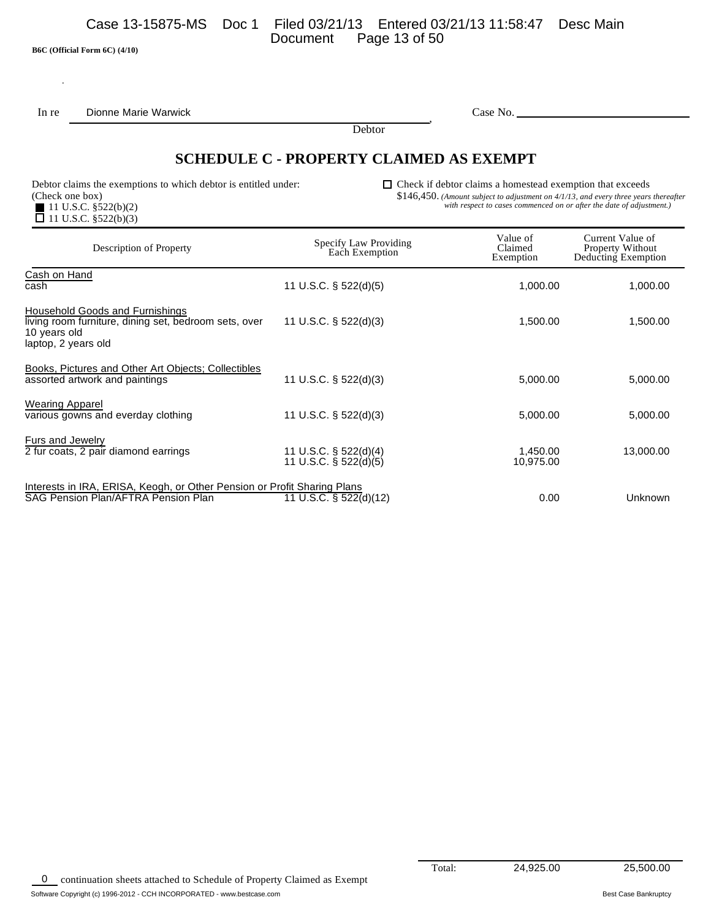B6C (Official Form 6C) (4/10)

In re Dionne Marie Warwick , Debtor

Case No.

## SCHEDULE C - PROPERTY CLAIMED AS EXEMPT

Debtor claims the exemptions to which debtor is entitled under:
(Check one box)
■ 11 U.S.C. §522(b)(2)
☐ 11 U.S.C. §522(b)(3)

☐ Check if debtor claims a homestead exemption that exceeds $146,450. *(Amount subject to adjustment on 4/1/13, and every three years thereafter with respect to cases commenced on or after the date of adjustment.)*

| Description of Property | Specify Law Providing Each Exemption | Value of Claimed Exemption | Current Value of Property Without Deducting Exemption |
|---|---|---|---|
| **Cash on Hand** | | | |
| cash | 11 U.S.C. § 522(d)(5) | 1,000.00 | 1,000.00 |
| **Household Goods and Furnishings** | | | |
| living room furniture, dining set, bedroom sets, over 10 years old<br>laptop, 2 years old | 11 U.S.C. § 522(d)(3) | 1,500.00 | 1,500.00 |
| **Books, Pictures and Other Art Objects; Collectibles** | | | |
| assorted artwork and paintings | 11 U.S.C. § 522(d)(3) | 5,000.00 | 5,000.00 |
| **Wearing Apparel** | | | |
| various gowns and everday clothing | 11 U.S.C. § 522(d)(3) | 5,000.00 | 5,000.00 |
| **Furs and Jewelry** | | | |
| 2 fur coats, 2 pair diamond earrings | 11 U.S.C. § 522(d)(4)<br>11 U.S.C. § 522(d)(5) | 1,450.00<br>10,975.00 | 13,000.00 |
| **Interests in IRA, ERISA, Keogh, or Other Pension or Profit Sharing Plans** | | | |
| SAG Pension Plan/AFTRA Pension Plan | 11 U.S.C. § 522(d)(12) | 0.00 | Unknown |
| | Total: | 24,925.00 | 25,500.00 |

0 continuation sheets attached to Schedule of Property Claimed as Exempt

Software Copyright (c) 1996-2012 - CCH INCORPORATED - www.bestcase.com Best Case Bankruptcy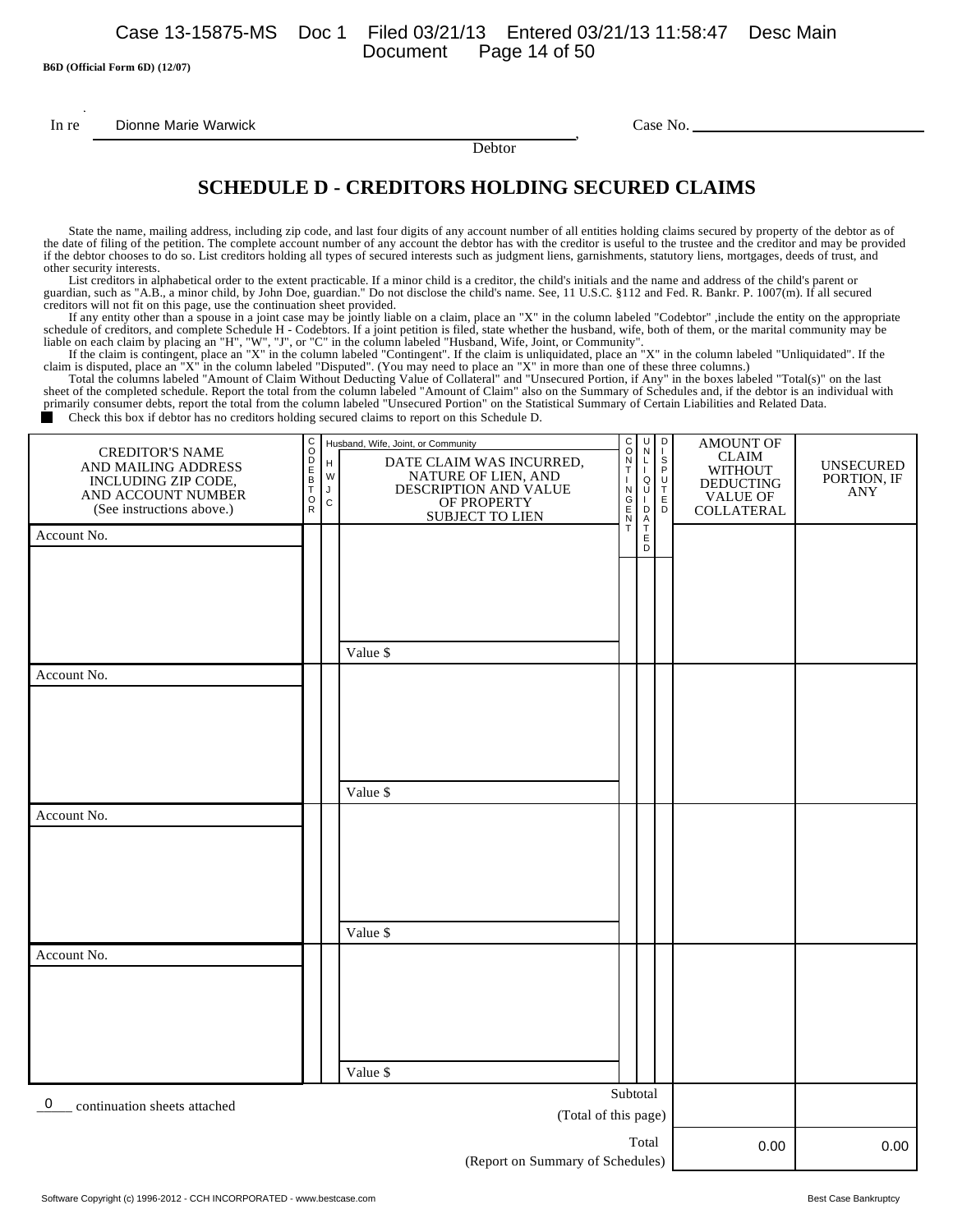B6D (Official Form 6D) (12/07)

In re Dionne Marie Warwick, Debtor

Case No. ______________________

# SCHEDULE D - CREDITORS HOLDING SECURED CLAIMS

State the name, mailing address, including zip code, and last four digits of any account number of all entities holding claims secured by property of the debtor as of the date of filing of the petition. The complete account number of any account the debtor has with the creditor is useful to the trustee and the creditor and may be provided if the debtor chooses to do so. List creditors holding all types of secured interests such as judgment liens, garnishments, statutory liens, mortgages, deeds of trust, and other security interests.

List creditors in alphabetical order to the extent practicable. If a minor child is a creditor, the child's initials and the name and address of the child's parent or guardian, such as "A.B., a minor child, by John Doe, guardian." Do not disclose the child's name. See, 11 U.S.C. §112 and Fed. R. Bankr. P. 1007(m). If all secured creditors will not fit on this page, use the continuation sheet provided.

If any entity other than a spouse in a joint case may be jointly liable on a claim, place an "X" in the column labeled "Codebtor" ,include the entity on the appropriate schedule of creditors, and complete Schedule H - Codebtors. If a joint petition is filed, state whether the husband, wife, both of them, or the marital community may be liable on each claim by placing an "H", "W", "J", or "C" in the column labeled "Husband, Wife, Joint, or Community".

If the claim is contingent, place an "X" in the column labeled "Contingent". If the claim is unliquidated, place an "X" in the column labeled "Unliquidated". If the claim is disputed, place an "X" in the column labeled "Disputed". (You may need to place an "X" in more than one of these three columns.)

Total the columns labeled "Amount of Claim Without Deducting Value of Collateral" and "Unsecured Portion, if Any" in the boxes labeled "Total(s)" on the last sheet of the completed schedule. Report the total from the column labeled "Amount of Claim" also on the Summary of Schedules and, if the debtor is an individual with primarily consumer debts, report the total from the column labeled "Unsecured Portion" on the Statistical Summary of Certain Liabilities and Related Data.

■ Check this box if debtor has no creditors holding secured claims to report on this Schedule D.

| CREDITOR'S NAME AND MAILING ADDRESS INCLUDING ZIP CODE, AND ACCOUNT NUMBER (See instructions above.) | CODEBTOR | Husband, Wife, Joint, or Community (H W J C) | DATE CLAIM WAS INCURRED, NATURE OF LIEN, AND DESCRIPTION AND VALUE OF PROPERTY SUBJECT TO LIEN | CONTINGENT | UNLIQUIDATED | DISPUTED | AMOUNT OF CLAIM WITHOUT DEDUCTING VALUE OF COLLATERAL | UNSECURED PORTION, IF ANY |
|---|---|---|---|---|---|---|---|---|
| Account No. | | | Value $ | | | | | |
| Account No. | | | Value $ | | | | | |
| Account No. | | | Value $ | | | | | |
| Account No. | | | Value $ | | | | | |
| 0 continuation sheets attached | | | Subtotal (Total of this page) | | | | | |
| | | | Total (Report on Summary of Schedules) | | | | 0.00 | 0.00 |

Software Copyright (c) 1996-2012 - CCH INCORPORATED - www.bestcase.com Best Case Bankruptcy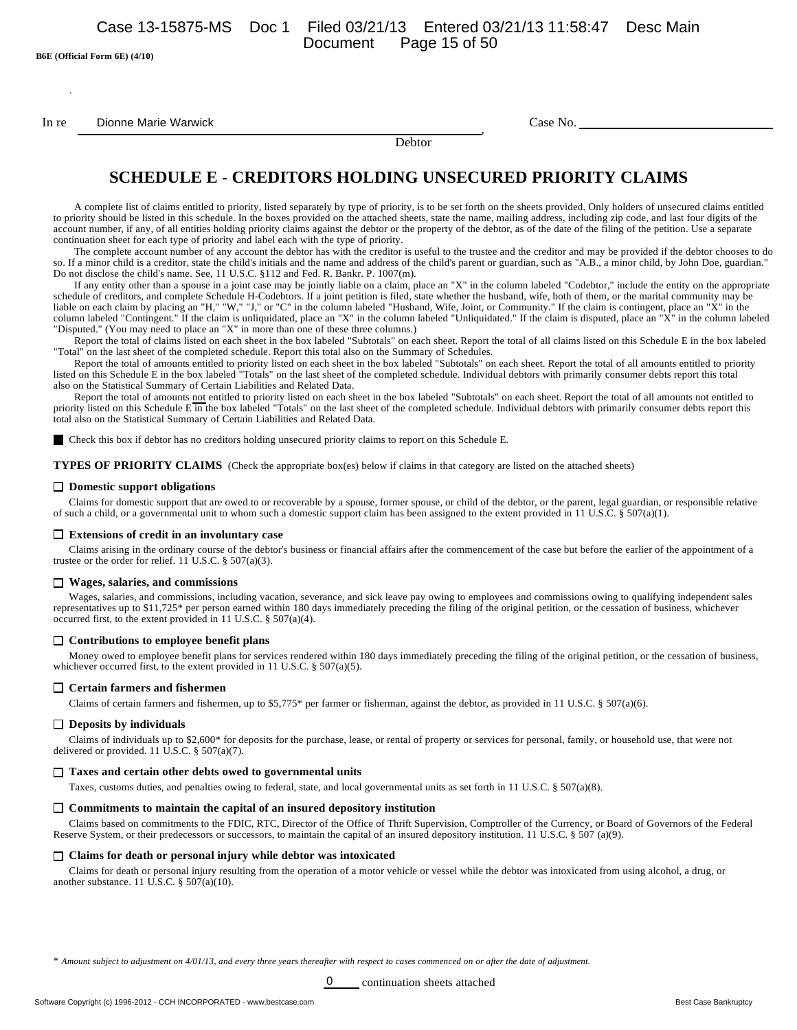B6E (Official Form 6E) (4/10)

In re Dionne Marie Warwick , Debtor

Case No. ______________________

# SCHEDULE E - CREDITORS HOLDING UNSECURED PRIORITY CLAIMS

A complete list of claims entitled to priority, listed separately by type of priority, is to be set forth on the sheets provided. Only holders of unsecured claims entitled to priority should be listed in this schedule. In the boxes provided on the attached sheets, state the name, mailing address, including zip code, and last four digits of the account number, if any, of all entities holding priority claims against the debtor or the property of the debtor, as of the date of the filing of the petition. Use a separate continuation sheet for each type of priority and label each with the type of priority.

The complete account number of any account the debtor has with the creditor is useful to the trustee and the creditor and may be provided if the debtor chooses to do so. If a minor child is a creditor, state the child's initials and the name and address of the child's parent or guardian, such as "A.B., a minor child, by John Doe, guardian." Do not disclose the child's name. See, 11 U.S.C. §112 and Fed. R. Bankr. P. 1007(m).

If any entity other than a spouse in a joint case may be jointly liable on a claim, place an "X" in the column labeled "Codebtor," include the entity on the appropriate schedule of creditors, and complete Schedule H-Codebtors. If a joint petition is filed, state whether the husband, wife, both of them, or the marital community may be liable on each claim by placing an "H," "W," "J," or "C" in the column labeled "Husband, Wife, Joint, or Community." If the claim is contingent, place an "X" in the column labeled "Contingent." If the claim is unliquidated, place an "X" in the column labeled "Unliquidated." If the claim is disputed, place an "X" in the column labeled "Disputed." (You may need to place an "X" in more than one of these three columns.)

Report the total of claims listed on each sheet in the box labeled "Subtotals" on each sheet. Report the total of all claims listed on this Schedule E in the box labeled "Total" on the last sheet of the completed schedule. Report this total also on the Summary of Schedules.

Report the total of amounts entitled to priority listed on each sheet in the box labeled "Subtotals" on each sheet. Report the total of all amounts entitled to priority listed on this Schedule E in the box labeled "Totals" on the last sheet of the completed schedule. Individual debtors with primarily consumer debts report this total also on the Statistical Summary of Certain Liabilities and Related Data.

Report the total of amounts not entitled to priority listed on each sheet in the box labeled "Subtotals" on each sheet. Report the total of all amounts not entitled to priority listed on this Schedule E in the box labeled "Totals" on the last sheet of the completed schedule. Individual debtors with primarily consumer debts report this total also on the Statistical Summary of Certain Liabilities and Related Data.

■ Check this box if debtor has no creditors holding unsecured priority claims to report on this Schedule E.

**TYPES OF PRIORITY CLAIMS** (Check the appropriate box(es) below if claims in that category are listed on the attached sheets)

☐ **Domestic support obligations**

Claims for domestic support that are owed to or recoverable by a spouse, former spouse, or child of the debtor, or the parent, legal guardian, or responsible relative of such a child, or a governmental unit to whom such a domestic support claim has been assigned to the extent provided in 11 U.S.C. § 507(a)(1).

☐ **Extensions of credit in an involuntary case**

Claims arising in the ordinary course of the debtor's business or financial affairs after the commencement of the case but before the earlier of the appointment of a trustee or the order for relief. 11 U.S.C. § 507(a)(3).

☐ **Wages, salaries, and commissions**

Wages, salaries, and commissions, including vacation, severance, and sick leave pay owing to employees and commissions owing to qualifying independent sales representatives up to $11,725* per person earned within 180 days immediately preceding the filing of the original petition, or the cessation of business, whichever occurred first, to the extent provided in 11 U.S.C. § 507(a)(4).

☐ **Contributions to employee benefit plans**

Money owed to employee benefit plans for services rendered within 180 days immediately preceding the filing of the original petition, or the cessation of business, whichever occurred first, to the extent provided in 11 U.S.C. § 507(a)(5).

☐ **Certain farmers and fishermen**

Claims of certain farmers and fishermen, up to $5,775* per farmer or fisherman, against the debtor, as provided in 11 U.S.C. § 507(a)(6).

☐ **Deposits by individuals**

Claims of individuals up to $2,600* for deposits for the purchase, lease, or rental of property or services for personal, family, or household use, that were not delivered or provided. 11 U.S.C. § 507(a)(7).

☐ **Taxes and certain other debts owed to governmental units**

Taxes, customs duties, and penalties owing to federal, state, and local governmental units as set forth in 11 U.S.C. § 507(a)(8).

☐ **Commitments to maintain the capital of an insured depository institution**

Claims based on commitments to the FDIC, RTC, Director of the Office of Thrift Supervision, Comptroller of the Currency, or Board of Governors of the Federal Reserve System, or their predecessors or successors, to maintain the capital of an insured depository institution. 11 U.S.C. § 507 (a)(9).

☐ **Claims for death or personal injury while debtor was intoxicated**

Claims for death or personal injury resulting from the operation of a motor vehicle or vessel while the debtor was intoxicated from using alcohol, a drug, or another substance. 11 U.S.C. § 507(a)(10).

\* *Amount subject to adjustment on 4/01/13, and every three years thereafter with respect to cases commenced on or after the date of adjustment.*

0 continuation sheets attached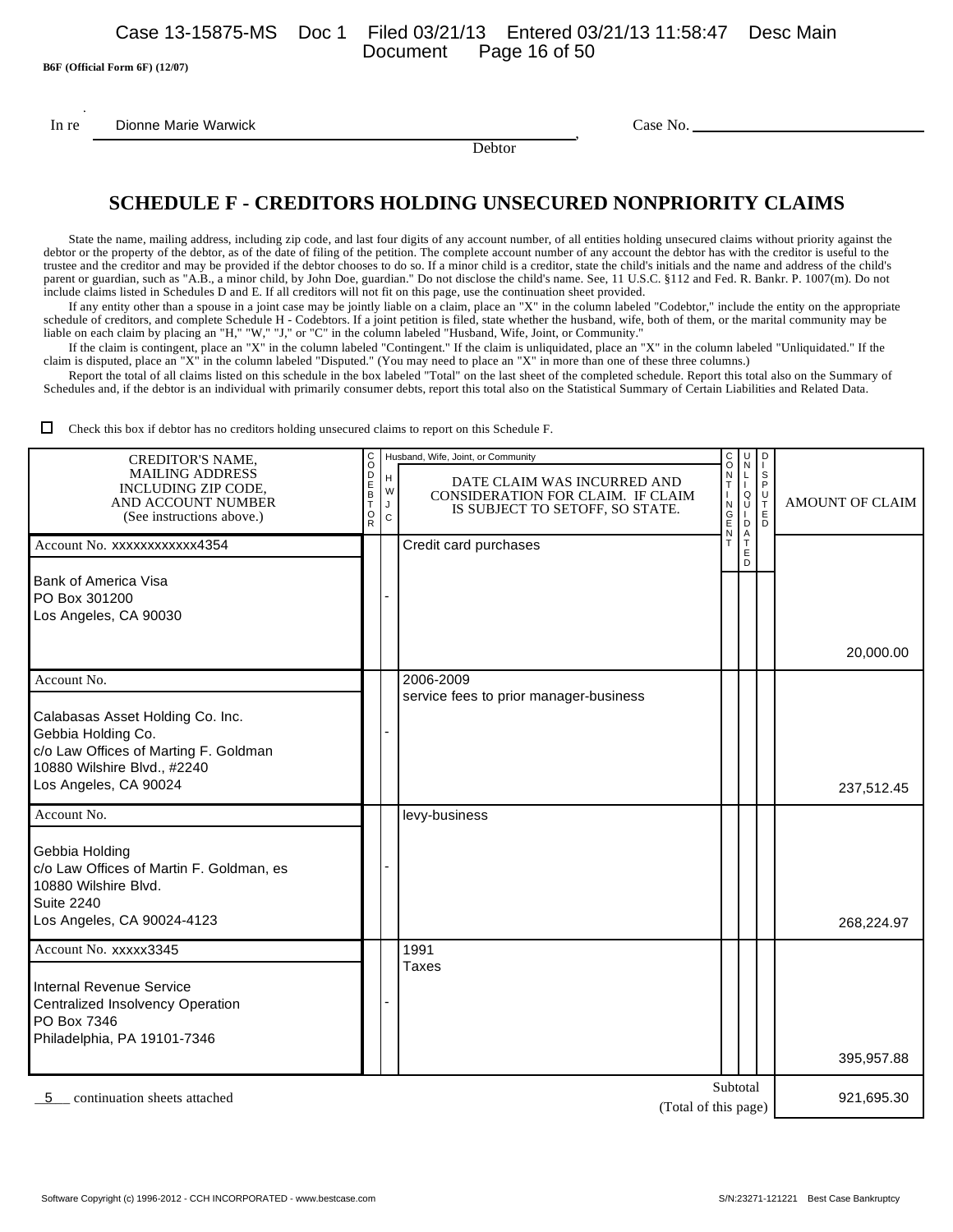B6F (Official Form 6F) (12/07)

In re Dionne Marie Warwick, Debtor

Case No. ______________________

# SCHEDULE F - CREDITORS HOLDING UNSECURED NONPRIORITY CLAIMS

State the name, mailing address, including zip code, and last four digits of any account number, of all entities holding unsecured claims without priority against the debtor or the property of the debtor, as of the date of filing of the petition. The complete account number of any account the debtor has with the creditor is useful to the trustee and the creditor and may be provided if the debtor chooses to do so. If a minor child is a creditor, state the child's initials and the name and address of the child's parent or guardian, such as "A.B., a minor child, by John Doe, guardian." Do not disclose the child's name. See, 11 U.S.C. §112 and Fed. R. Bankr. P. 1007(m). Do not include claims listed in Schedules D and E. If all creditors will not fit on this page, use the continuation sheet provided.

If any entity other than a spouse in a joint case may be jointly liable on a claim, place an "X" in the column labeled "Codebtor," include the entity on the appropriate schedule of creditors, and complete Schedule H - Codebtors. If a joint petition is filed, state whether the husband, wife, both of them, or the marital community may be liable on each claim by placing an "H," "W," "J," or "C" in the column labeled "Husband, Wife, Joint, or Community."

If the claim is contingent, place an "X" in the column labeled "Contingent." If the claim is unliquidated, place an "X" in the column labeled "Unliquidated." If the claim is disputed, place an "X" in the column labeled "Disputed." (You may need to place an "X" in more than one of these three columns.)

Report the total of all claims listed on this schedule in the box labeled "Total" on the last sheet of the completed schedule. Report this total also on the Summary of Schedules and, if the debtor is an individual with primarily consumer debts, report this total also on the Statistical Summary of Certain Liabilities and Related Data.

☐ Check this box if debtor has no creditors holding unsecured claims to report on this Schedule F.

| CREDITOR'S NAME, MAILING ADDRESS INCLUDING ZIP CODE, AND ACCOUNT NUMBER (See instructions above.) | CODEBTOR | Husband, Wife, Joint, or Community (H W J C) | DATE CLAIM WAS INCURRED AND CONSIDERATION FOR CLAIM. IF CLAIM IS SUBJECT TO SETOFF, SO STATE. | CONTINGENT | UNLIQUIDATED | DISPUTED | AMOUNT OF CLAIM |
|---|---|---|---|---|---|---|---|
| Account No. xxxxxxxxxxxx4354<br>Bank of America Visa<br>PO Box 301200<br>Los Angeles, CA 90030 | | - | Credit card purchases | | | | 20,000.00 |
| Account No.<br>Calabasas Asset Holding Co. Inc.<br>Gebbia Holding Co.<br>c/o Law Offices of Marting F. Goldman<br>10880 Wilshire Blvd., #2240<br>Los Angeles, CA 90024 | | - | 2006-2009<br>service fees to prior manager-business | | | | 237,512.45 |
| Account No.<br>Gebbia Holding<br>c/o Law Offices of Martin F. Goldman, es<br>10880 Wilshire Blvd.<br>Suite 2240<br>Los Angeles, CA 90024-4123 | | - | levy-business | | | | 268,224.97 |
| Account No. xxxxx3345<br>Internal Revenue Service<br>Centralized Insolvency Operation<br>PO Box 7346<br>Philadelphia, PA 19101-7346 | | - | 1991<br>Taxes | | | | 395,957.88 |
| | | | Subtotal (Total of this page) | | | | 921,695.30 |

5 continuation sheets attached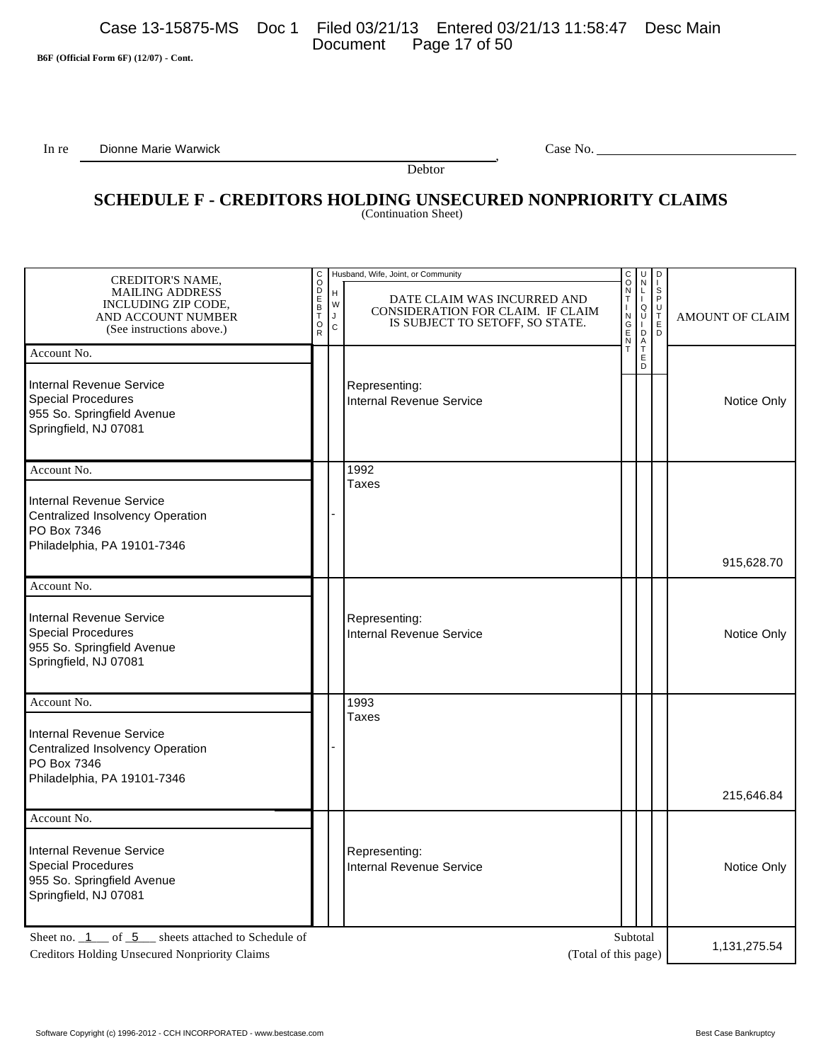B6F (Official Form 6F) (12/07) - Cont.

In re Dionne Marie Warwick, Debtor

Case No.

# SCHEDULE F - CREDITORS HOLDING UNSECURED NONPRIORITY CLAIMS

(Continuation Sheet)

| CREDITOR'S NAME, MAILING ADDRESS INCLUDING ZIP CODE, AND ACCOUNT NUMBER (See instructions above.) | CODEBTOR | Husband, Wife, Joint, or Community (H W J C) | DATE CLAIM WAS INCURRED AND CONSIDERATION FOR CLAIM. IF CLAIM IS SUBJECT TO SETOFF, SO STATE. | CONTINGENT | UNLIQUIDATED | DISPUTED | AMOUNT OF CLAIM |
|---|---|---|---|---|---|---|---|
| Account No.<br><br>Internal Revenue Service<br>Special Procedures<br>955 So. Springfield Avenue<br>Springfield, NJ 07081 | | | Representing:<br>Internal Revenue Service | | | | Notice Only |
| Account No.<br><br>Internal Revenue Service<br>Centralized Insolvency Operation<br>PO Box 7346<br>Philadelphia, PA 19101-7346 | | - | 1992<br>Taxes | | | | 915,628.70 |
| Account No.<br><br>Internal Revenue Service<br>Special Procedures<br>955 So. Springfield Avenue<br>Springfield, NJ 07081 | | | Representing:<br>Internal Revenue Service | | | | Notice Only |
| Account No.<br><br>Internal Revenue Service<br>Centralized Insolvency Operation<br>PO Box 7346<br>Philadelphia, PA 19101-7346 | | - | 1993<br>Taxes | | | | 215,646.84 |
| Account No.<br><br>Internal Revenue Service<br>Special Procedures<br>955 So. Springfield Avenue<br>Springfield, NJ 07081 | | | Representing:<br>Internal Revenue Service | | | | Notice Only |

Sheet no. 1 of 5 sheets attached to Schedule of Creditors Holding Unsecured Nonpriority Claims

Subtotal (Total of this page): 1,131,275.54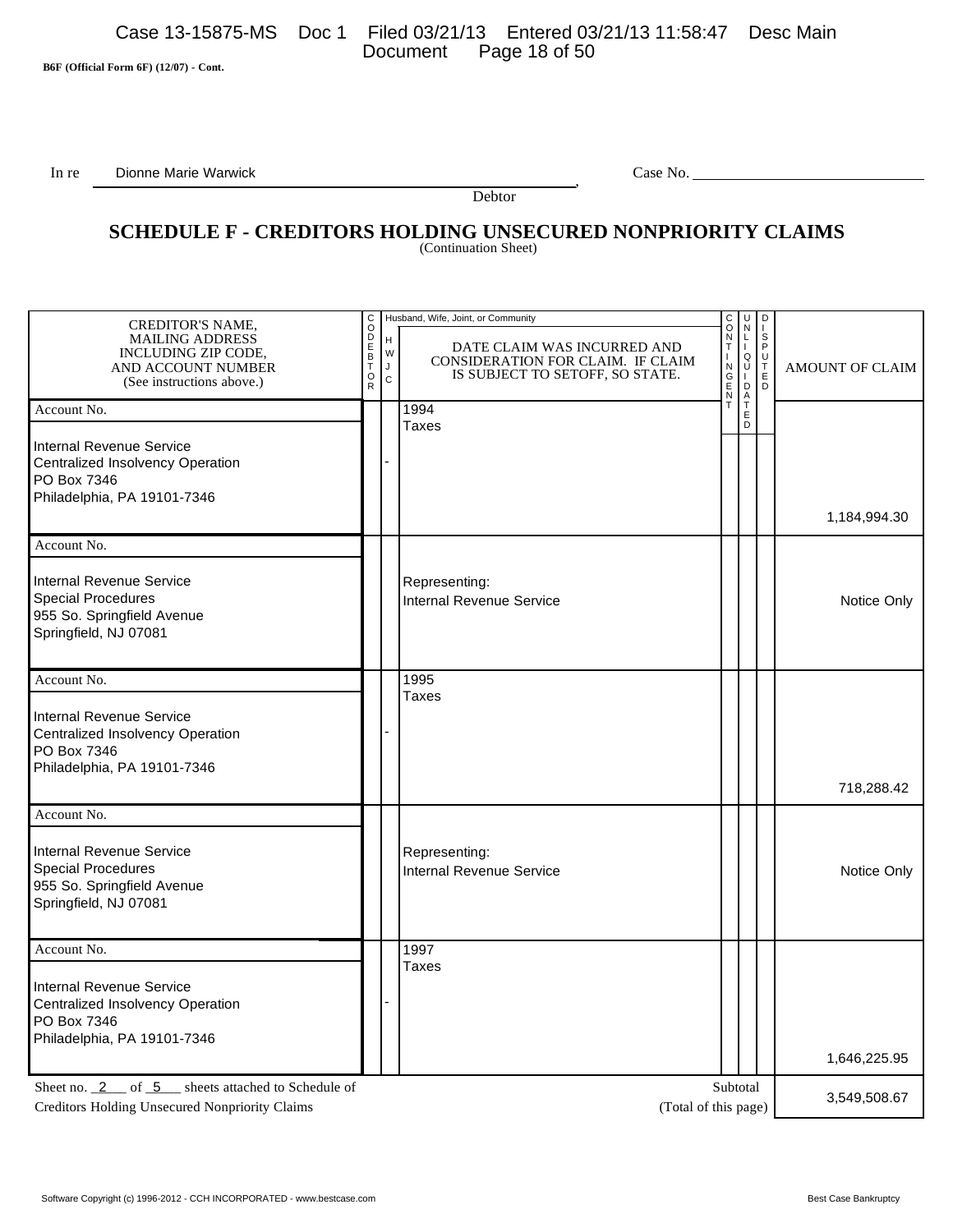B6F (Official Form 6F) (12/07) - Cont.

In re Dionne Marie Warwick, Debtor    Case No. ______________

# SCHEDULE F - CREDITORS HOLDING UNSECURED NONPRIORITY CLAIMS

(Continuation Sheet)

| CREDITOR'S NAME, MAILING ADDRESS INCLUDING ZIP CODE, AND ACCOUNT NUMBER (See instructions above.) | CODEBTOR | Husband, Wife, Joint, or Community (H W J C) | DATE CLAIM WAS INCURRED AND CONSIDERATION FOR CLAIM. IF CLAIM IS SUBJECT TO SETOFF, SO STATE. | CONTINGENT | UNLIQUIDATED | DISPUTED | AMOUNT OF CLAIM |
|---|---|---|---|---|---|---|---|
| Account No.<br><br>Internal Revenue Service<br>Centralized Insolvency Operation<br>PO Box 7346<br>Philadelphia, PA 19101-7346 | | - | 1994<br>Taxes | | | | 1,184,994.30 |
| Account No.<br><br>Internal Revenue Service<br>Special Procedures<br>955 So. Springfield Avenue<br>Springfield, NJ 07081 | | | Representing:<br>Internal Revenue Service | | | | Notice Only |
| Account No.<br><br>Internal Revenue Service<br>Centralized Insolvency Operation<br>PO Box 7346<br>Philadelphia, PA 19101-7346 | | - | 1995<br>Taxes | | | | 718,288.42 |
| Account No.<br><br>Internal Revenue Service<br>Special Procedures<br>955 So. Springfield Avenue<br>Springfield, NJ 07081 | | | Representing:<br>Internal Revenue Service | | | | Notice Only |
| Account No.<br><br>Internal Revenue Service<br>Centralized Insolvency Operation<br>PO Box 7346<br>Philadelphia, PA 19101-7346 | | - | 1997<br>Taxes | | | | 1,646,225.95 |

Sheet no. 2 of 5 sheets attached to Schedule of Creditors Holding Unsecured Nonpriority Claims

Subtotal (Total of this page): 3,549,508.67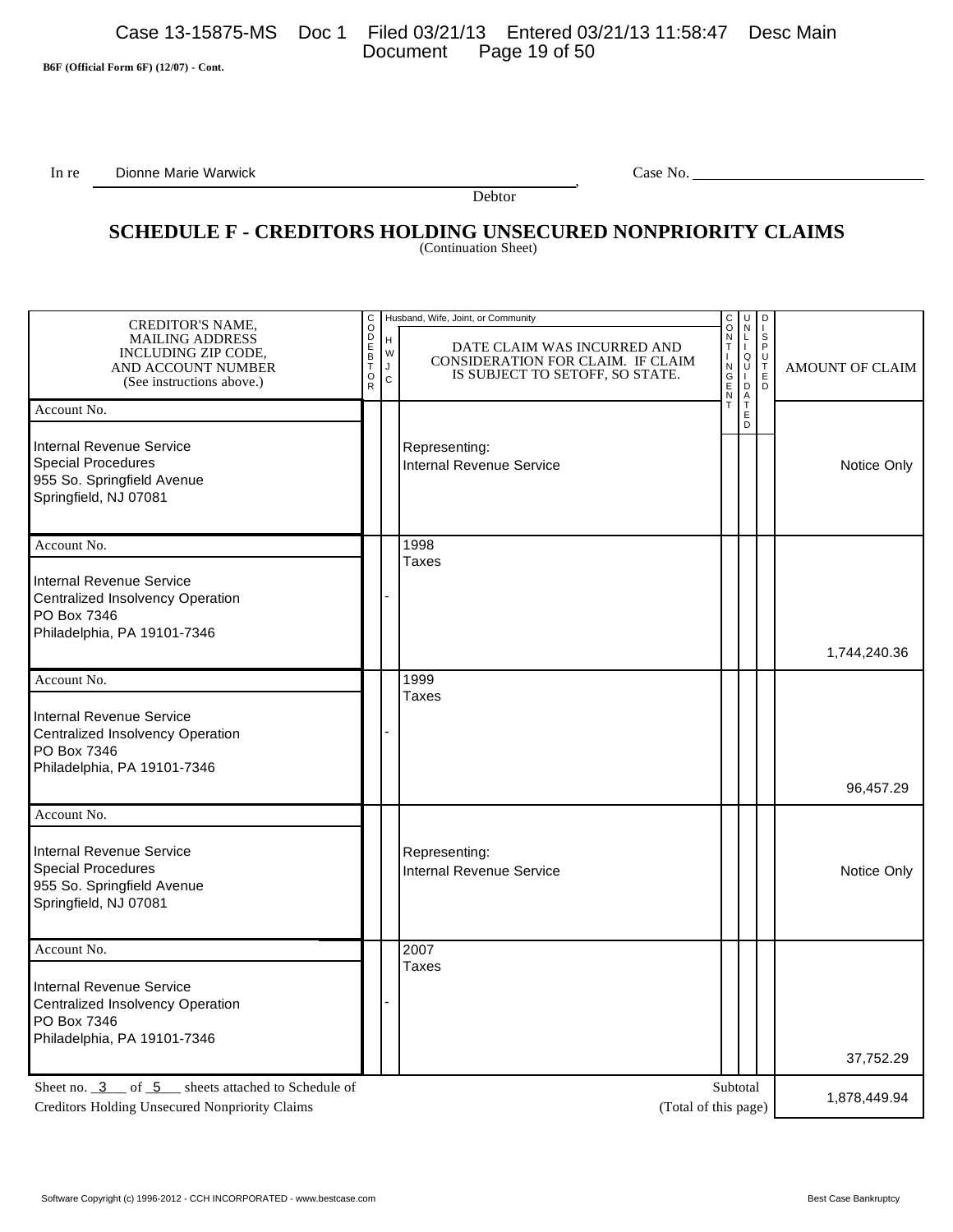B6F (Official Form 6F) (12/07) - Cont.

In re Dionne Marie Warwick, Debtor — Case No. ____________

# SCHEDULE F - CREDITORS HOLDING UNSECURED NONPRIORITY CLAIMS

(Continuation Sheet)

| CREDITOR'S NAME, MAILING ADDRESS INCLUDING ZIP CODE, AND ACCOUNT NUMBER (See instructions above.) | CODEBTOR | Husband, Wife, Joint, or Community (H W J C) | DATE CLAIM WAS INCURRED AND CONSIDERATION FOR CLAIM. IF CLAIM IS SUBJECT TO SETOFF, SO STATE. | CONTINGENT | UNLIQUIDATED | DISPUTED | AMOUNT OF CLAIM |
|---|---|---|---|---|---|---|---|
| Account No.<br>Internal Revenue Service<br>Special Procedures<br>955 So. Springfield Avenue<br>Springfield, NJ 07081 | | | Representing:<br>Internal Revenue Service | | | | Notice Only |
| Account No.<br>Internal Revenue Service<br>Centralized Insolvency Operation<br>PO Box 7346<br>Philadelphia, PA 19101-7346 | | - | 1998<br>Taxes | | | | 1,744,240.36 |
| Account No.<br>Internal Revenue Service<br>Centralized Insolvency Operation<br>PO Box 7346<br>Philadelphia, PA 19101-7346 | | - | 1999<br>Taxes | | | | 96,457.29 |
| Account No.<br>Internal Revenue Service<br>Special Procedures<br>955 So. Springfield Avenue<br>Springfield, NJ 07081 | | | Representing:<br>Internal Revenue Service | | | | Notice Only |
| Account No.<br>Internal Revenue Service<br>Centralized Insolvency Operation<br>PO Box 7346<br>Philadelphia, PA 19101-7346 | | - | 2007<br>Taxes | | | | 37,752.29 |

Sheet no. 3 of 5 sheets attached to Schedule of Creditors Holding Unsecured Nonpriority Claims

Subtotal (Total of this page): 1,878,449.94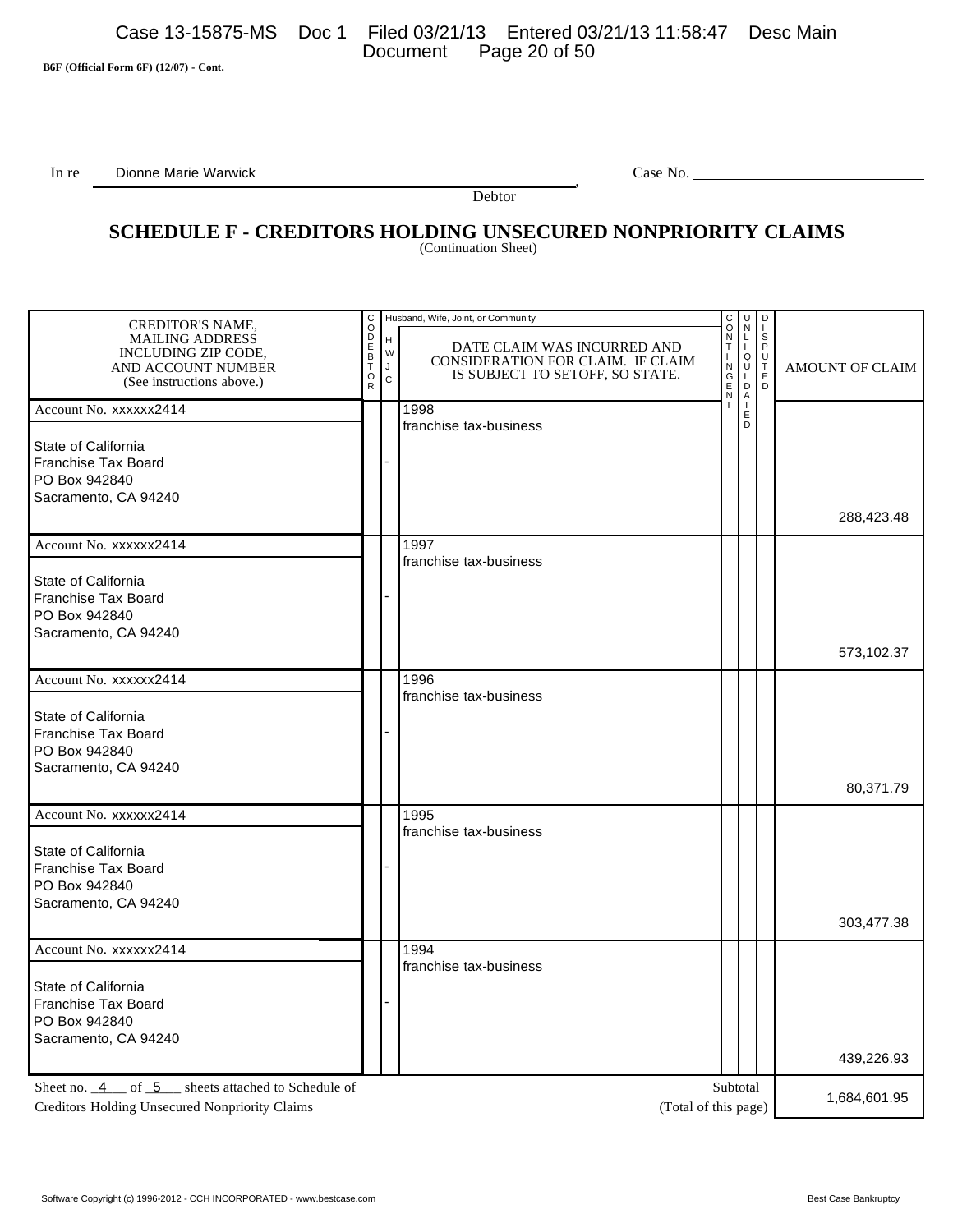B6F (Official Form 6F) (12/07) - Cont.

In re Dionne Marie Warwick , Case No.

Debtor

# SCHEDULE F - CREDITORS HOLDING UNSECURED NONPRIORITY CLAIMS

(Continuation Sheet)

| CREDITOR'S NAME, MAILING ADDRESS INCLUDING ZIP CODE, AND ACCOUNT NUMBER (See instructions above.) | CODEBTOR | Husband, Wife, Joint, or Community (H W J C) | DATE CLAIM WAS INCURRED AND CONSIDERATION FOR CLAIM. IF CLAIM IS SUBJECT TO SETOFF, SO STATE. | CONTINGENT | UNLIQUIDATED | DISPUTED | AMOUNT OF CLAIM |
|---|---|---|---|---|---|---|---|
| Account No. xxxxxx2414<br><br>State of California<br>Franchise Tax Board<br>PO Box 942840<br>Sacramento, CA 94240 | | - | 1998<br>franchise tax-business | | | | 288,423.48 |
| Account No. xxxxxx2414<br><br>State of California<br>Franchise Tax Board<br>PO Box 942840<br>Sacramento, CA 94240 | | - | 1997<br>franchise tax-business | | | | 573,102.37 |
| Account No. xxxxxx2414<br><br>State of California<br>Franchise Tax Board<br>PO Box 942840<br>Sacramento, CA 94240 | | - | 1996<br>franchise tax-business | | | | 80,371.79 |
| Account No. xxxxxx2414<br><br>State of California<br>Franchise Tax Board<br>PO Box 942840<br>Sacramento, CA 94240 | | - | 1995<br>franchise tax-business | | | | 303,477.38 |
| Account No. xxxxxx2414<br><br>State of California<br>Franchise Tax Board<br>PO Box 942840<br>Sacramento, CA 94240 | | - | 1994<br>franchise tax-business | | | | 439,226.93 |
| Sheet no. 4 of 5 sheets attached to Schedule of Creditors Holding Unsecured Nonpriority Claims | | | Subtotal (Total of this page) | | | | 1,684,601.95 |

Software Copyright (c) 1996-2012 - CCH INCORPORATED - www.bestcase.com Best Case Bankruptcy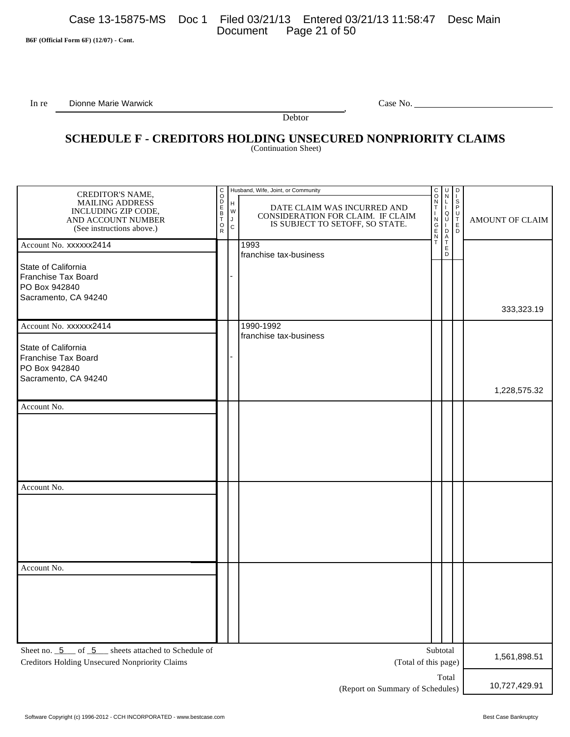B6F (Official Form 6F) (12/07) - Cont.

In re Dionne Marie Warwick, Debtor

Case No. ______________________

# SCHEDULE F - CREDITORS HOLDING UNSECURED NONPRIORITY CLAIMS

(Continuation Sheet)

| CREDITOR'S NAME, MAILING ADDRESS INCLUDING ZIP CODE, AND ACCOUNT NUMBER (See instructions above.) | CODEBTOR | Husband, Wife, Joint, or Community (H W J C) | DATE CLAIM WAS INCURRED AND CONSIDERATION FOR CLAIM. IF CLAIM IS SUBJECT TO SETOFF, SO STATE. | CONTINGENT | UNLIQUIDATED | DISPUTED | AMOUNT OF CLAIM |
|---|---|---|---|---|---|---|---|
| Account No. xxxxxx2414<br>State of California<br>Franchise Tax Board<br>PO Box 942840<br>Sacramento, CA 94240 | | - | 1993<br>franchise tax-business | | | | 333,323.19 |
| Account No. xxxxxx2414<br>State of California<br>Franchise Tax Board<br>PO Box 942840<br>Sacramento, CA 94240 | | - | 1990-1992<br>franchise tax-business | | | | 1,228,575.32 |
| Account No. | | | | | | | |
| Account No. | | | | | | | |
| Account No. | | | | | | | |

Sheet no. 5 of 5 sheets attached to Schedule of Creditors Holding Unsecured Nonpriority Claims

| | |
|---|---|
| Subtotal (Total of this page) | 1,561,898.51 |
| Total (Report on Summary of Schedules) | 10,727,429.91 |

Software Copyright (c) 1996-2012 - CCH INCORPORATED - www.bestcase.com Best Case Bankruptcy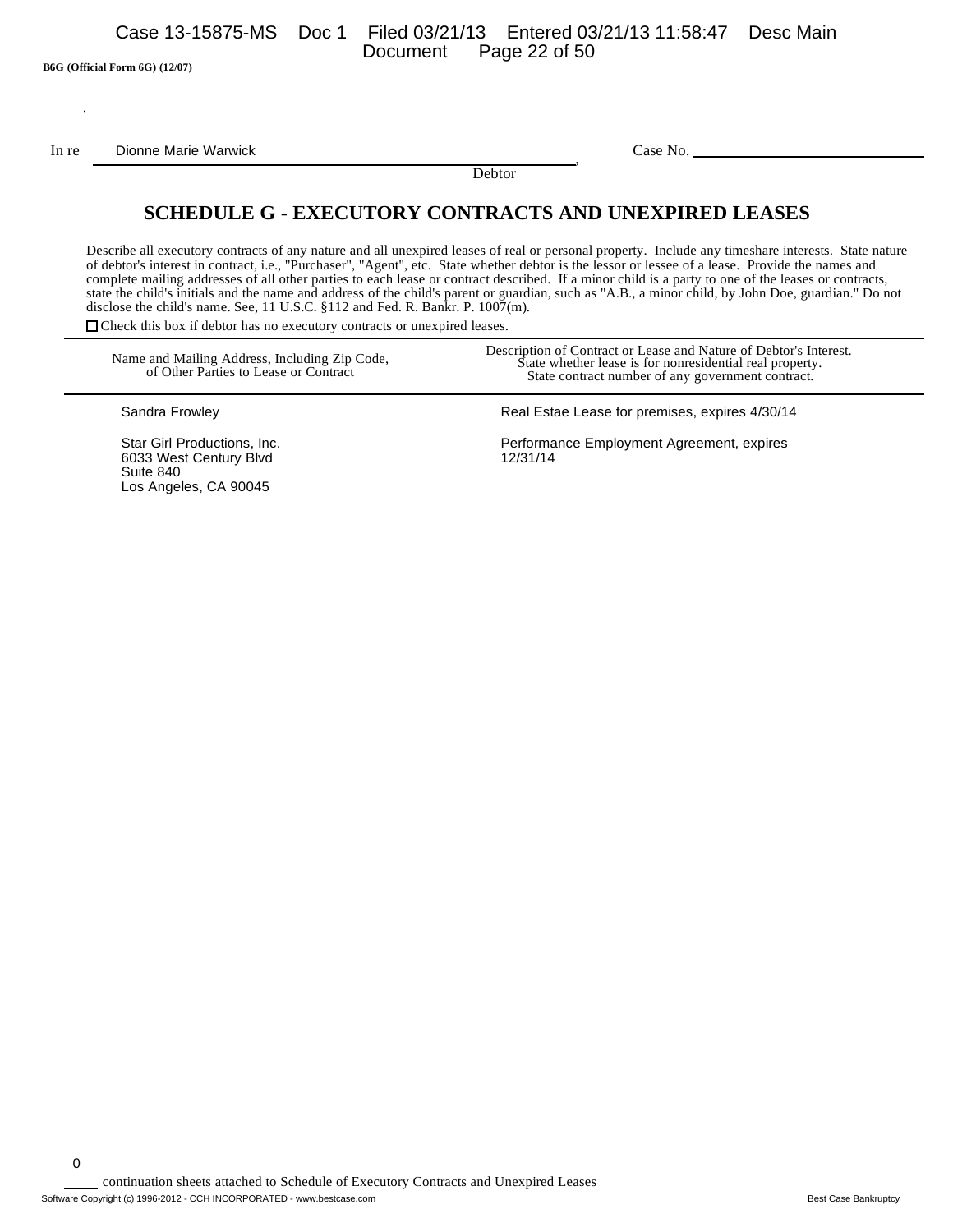B6G (Official Form 6G) (12/07)

In re Dionne Marie Warwick, Debtor

Case No. ______________________

# SCHEDULE G - EXECUTORY CONTRACTS AND UNEXPIRED LEASES

Describe all executory contracts of any nature and all unexpired leases of real or personal property. Include any timeshare interests. State nature of debtor's interest in contract, i.e., "Purchaser", "Agent", etc. State whether debtor is the lessor or lessee of a lease. Provide the names and complete mailing addresses of all other parties to each lease or contract described. If a minor child is a party to one of the leases or contracts, state the child's initials and the name and address of the child's parent or guardian, such as "A.B., a minor child, by John Doe, guardian." Do not disclose the child's name. See, 11 U.S.C. §112 and Fed. R. Bankr. P. 1007(m).

☐ Check this box if debtor has no executory contracts or unexpired leases.

| Name and Mailing Address, Including Zip Code, of Other Parties to Lease or Contract | Description of Contract or Lease and Nature of Debtor's Interest. State whether lease is for nonresidential real property. State contract number of any government contract. |
|---|---|
| Sandra Frowley | Real Estae Lease for premises, expires 4/30/14 |
| Star Girl Productions, Inc.<br>6033 West Century Blvd<br>Suite 840<br>Los Angeles, CA 90045 | Performance Employment Agreement, expires 12/31/14 |

0 continuation sheets attached to Schedule of Executory Contracts and Unexpired Leases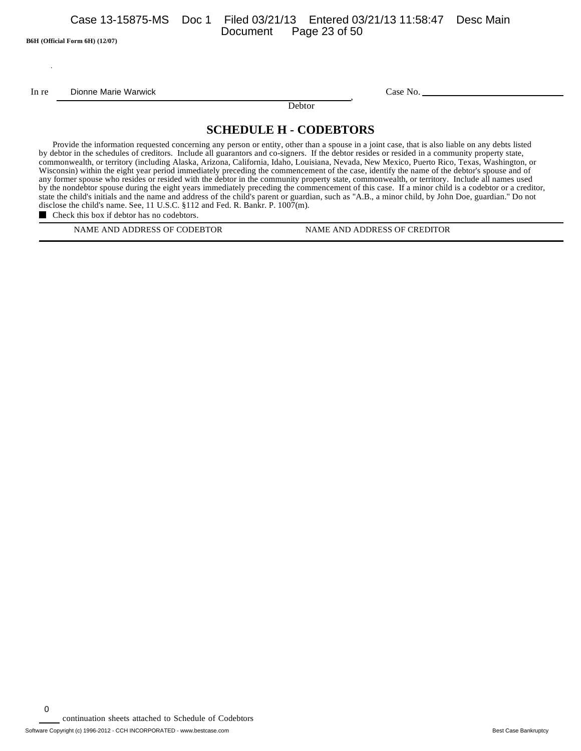B6H (Official Form 6H) (12/07)

In re Dionne Marie Warwick, Debtor

Case No. \_\_\_\_\_\_\_\_\_\_\_\_\_\_\_\_\_\_\_\_\_\_\_\_

## SCHEDULE H - CODEBTORS

Provide the information requested concerning any person or entity, other than a spouse in a joint case, that is also liable on any debts listed by debtor in the schedules of creditors. Include all guarantors and co-signers. If the debtor resides or resided in a community property state, commonwealth, or territory (including Alaska, Arizona, California, Idaho, Louisiana, Nevada, New Mexico, Puerto Rico, Texas, Washington, or Wisconsin) within the eight year period immediately preceding the commencement of the case, identify the name of the debtor's spouse and of any former spouse who resides or resided with the debtor in the community property state, commonwealth, or territory. Include all names used by the nondebtor spouse during the eight years immediately preceding the commencement of this case. If a minor child is a codebtor or a creditor, state the child's initials and the name and address of the child's parent or guardian, such as "A.B., a minor child, by John Doe, guardian." Do not disclose the child's name. See, 11 U.S.C. §112 and Fed. R. Bankr. P. 1007(m).

■ Check this box if debtor has no codebtors.

| NAME AND ADDRESS OF CODEBTOR | NAME AND ADDRESS OF CREDITOR |
|---|---|

0 continuation sheets attached to Schedule of Codebtors

Software Copyright (c) 1996-2012 - CCH INCORPORATED - www.bestcase.com Best Case Bankruptcy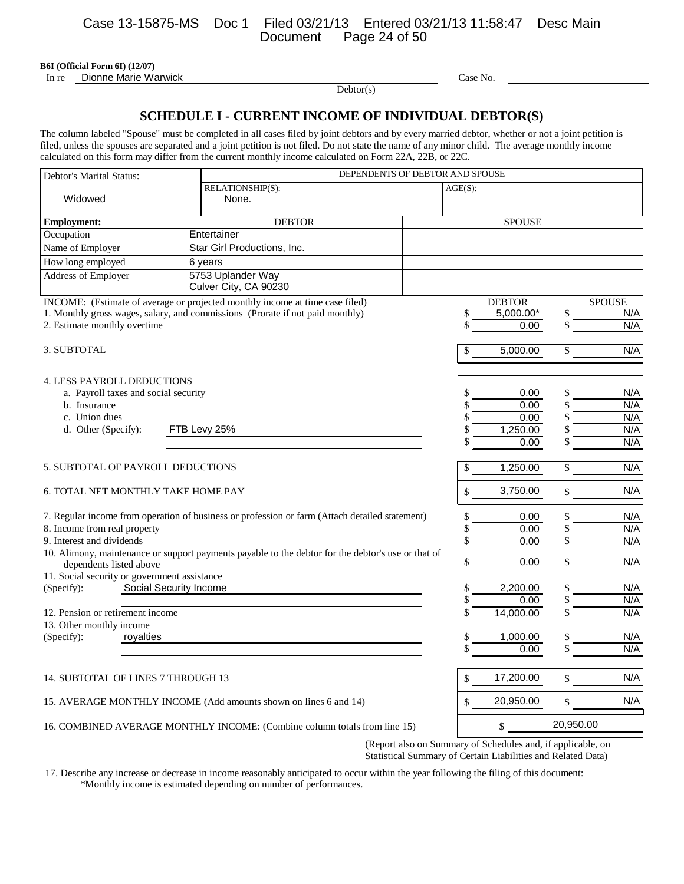**B6I (Official Form 6I) (12/07)**

In re Dionne Marie Warwick  Case No. ____________

Debtor(s)

## SCHEDULE I - CURRENT INCOME OF INDIVIDUAL DEBTOR(S)

The column labeled "Spouse" must be completed in all cases filed by joint debtors and by every married debtor, whether or not a joint petition is filed, unless the spouses are separated and a joint petition is not filed. Do not state the name of any minor child. The average monthly income calculated on this form may differ from the current monthly income calculated on Form 22A, 22B, or 22C.

| Debtor's Marital Status: | DEPENDENTS OF DEBTOR AND SPOUSE | |
|---|---|---|
| | RELATIONSHIP(S): | AGE(S): |
| Widowed | None. | |

| Employment: | DEBTOR | SPOUSE |
|---|---|---|
| Occupation | Entertainer | |
| Name of Employer | Star Girl Productions, Inc. | |
| How long employed | 6 years | |
| Address of Employer | 5753 Uplander Way<br>Culver City, CA 90230 | |

| INCOME: (Estimate of average or projected monthly income at time case filed) | DEBTOR | SPOUSE |
|---|---|---|
| 1. Monthly gross wages, salary, and commissions (Prorate if not paid monthly) | $ 5,000.00* | $ N/A |
| 2. Estimate monthly overtime | $ 0.00 | $ N/A |
| 3. SUBTOTAL | $ 5,000.00 | $ N/A |
| 4. LESS PAYROLL DEDUCTIONS | | |
| a. Payroll taxes and social security | $ 0.00 | $ N/A |
| b. Insurance | $ 0.00 | $ N/A |
| c. Union dues | $ 0.00 | $ N/A |
| d. Other (Specify): FTB Levy 25% | $ 1,250.00 | $ N/A |
| | $ 0.00 | $ N/A |
| 5. SUBTOTAL OF PAYROLL DEDUCTIONS | $ 1,250.00 | $ N/A |
| 6. TOTAL NET MONTHLY TAKE HOME PAY | $ 3,750.00 | $ N/A |
| 7. Regular income from operation of business or profession or farm (Attach detailed statement) | $ 0.00 | $ N/A |
| 8. Income from real property | $ 0.00 | $ N/A |
| 9. Interest and dividends | $ 0.00 | $ N/A |
| 10. Alimony, maintenance or support payments payable to the debtor for the debtor's use or that of dependents listed above | $ 0.00 | $ N/A |
| 11. Social security or government assistance (Specify): Social Security Income | $ 2,200.00 | $ N/A |
| | $ 0.00 | $ N/A |
| 12. Pension or retirement income | $ 14,000.00 | $ N/A |
| 13. Other monthly income (Specify): royalties | $ 1,000.00 | $ N/A |
| | $ 0.00 | $ N/A |
| 14. SUBTOTAL OF LINES 7 THROUGH 13 | $ 17,200.00 | $ N/A |
| 15. AVERAGE MONTHLY INCOME (Add amounts shown on lines 6 and 14) | $ 20,950.00 | $ N/A |
| 16. COMBINED AVERAGE MONTHLY INCOME: (Combine column totals from line 15) | $ 20,950.00 | |

(Report also on Summary of Schedules and, if applicable, on Statistical Summary of Certain Liabilities and Related Data)

17. Describe any increase or decrease in income reasonably anticipated to occur within the year following the filing of this document:
*Monthly income is estimated depending on number of performances.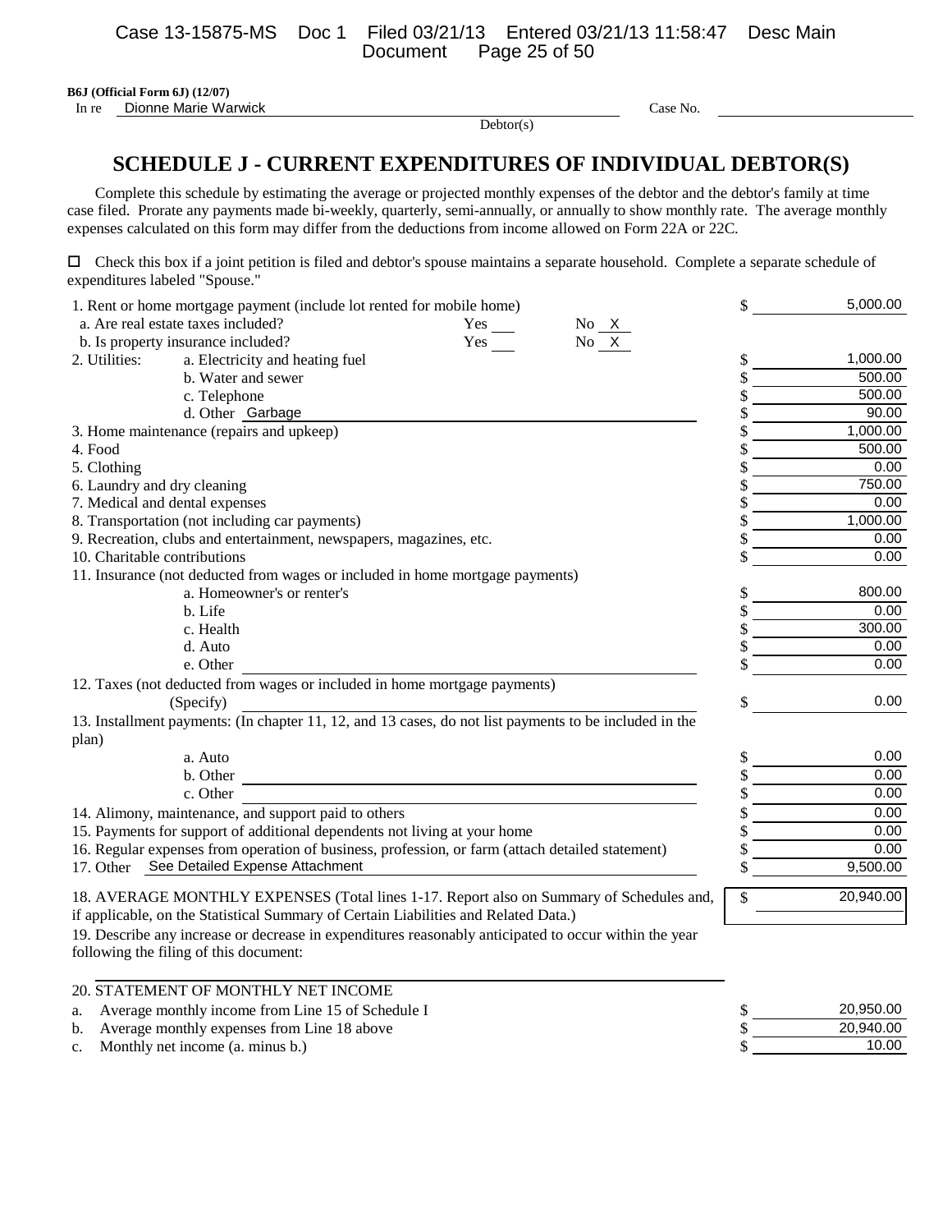B6J (Official Form 6J) (12/07)

In re Dionne Marie Warwick    Case No. ______

Debtor(s)

# SCHEDULE J - CURRENT EXPENDITURES OF INDIVIDUAL DEBTOR(S)

Complete this schedule by estimating the average or projected monthly expenses of the debtor and the debtor's family at time case filed. Prorate any payments made bi-weekly, quarterly, semi-annually, or annually to show monthly rate. The average monthly expenses calculated on this form may differ from the deductions from income allowed on Form 22A or 22C.

☐ Check this box if a joint petition is filed and debtor's spouse maintains a separate household. Complete a separate schedule of expenditures labeled "Spouse."

| Item | Amount |
|---|---|
| 1. Rent or home mortgage payment (include lot rented for mobile home) | $ 5,000.00 |
| a. Are real estate taxes included? Yes ___ No X | |
| b. Is property insurance included? Yes ___ No X | |
| 2. Utilities: a. Electricity and heating fuel | $ 1,000.00 |
| b. Water and sewer | $ 500.00 |
| c. Telephone | $ 500.00 |
| d. Other Garbage | $ 90.00 |
| 3. Home maintenance (repairs and upkeep) | $ 1,000.00 |
| 4. Food | $ 500.00 |
| 5. Clothing | $ 0.00 |
| 6. Laundry and dry cleaning | $ 750.00 |
| 7. Medical and dental expenses | $ 0.00 |
| 8. Transportation (not including car payments) | $ 1,000.00 |
| 9. Recreation, clubs and entertainment, newspapers, magazines, etc. | $ 0.00 |
| 10. Charitable contributions | $ 0.00 |
| 11. Insurance (not deducted from wages or included in home mortgage payments) | |
| a. Homeowner's or renter's | $ 800.00 |
| b. Life | $ 0.00 |
| c. Health | $ 300.00 |
| d. Auto | $ 0.00 |
| e. Other | $ 0.00 |
| 12. Taxes (not deducted from wages or included in home mortgage payments) (Specify) | $ 0.00 |
| 13. Installment payments: (In chapter 11, 12, and 13 cases, do not list payments to be included in the plan) | |
| a. Auto | $ 0.00 |
| b. Other | $ 0.00 |
| c. Other | $ 0.00 |
| 14. Alimony, maintenance, and support paid to others | $ 0.00 |
| 15. Payments for support of additional dependents not living at your home | $ 0.00 |
| 16. Regular expenses from operation of business, profession, or farm (attach detailed statement) | $ 0.00 |
| 17. Other See Detailed Expense Attachment | $ 9,500.00 |
| 18. AVERAGE MONTHLY EXPENSES (Total lines 1-17. Report also on Summary of Schedules and, if applicable, on the Statistical Summary of Certain Liabilities and Related Data.) | $ 20,940.00 |

19. Describe any increase or decrease in expenditures reasonably anticipated to occur within the year following the filing of this document:

20. STATEMENT OF MONTHLY NET INCOME

| | |
|---|---|
| a. Average monthly income from Line 15 of Schedule I | $ 20,950.00 |
| b. Average monthly expenses from Line 18 above | $ 20,940.00 |
| c. Monthly net income (a. minus b.) | $ 10.00 |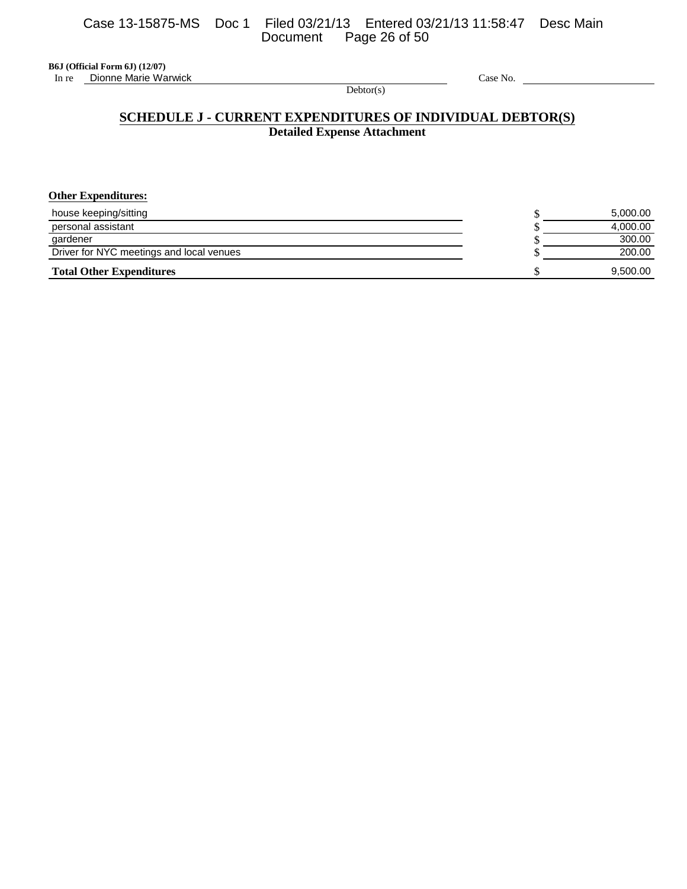B6J (Official Form 6J) (12/07)

In re Dionne Marie Warwick Case No. ______

Debtor(s)

## SCHEDULE J - CURRENT EXPENDITURES OF INDIVIDUAL DEBTOR(S)

### Detailed Expense Attachment

**Other Expenditures:**

| | | |
|---|---|---|
| house keeping/sitting | $ | 5,000.00 |
| personal assistant | $ | 4,000.00 |
| gardener | $ | 300.00 |
| Driver for NYC meetings and local venues | $ | 200.00 |
| **Total Other Expenditures** | $ | 9,500.00 |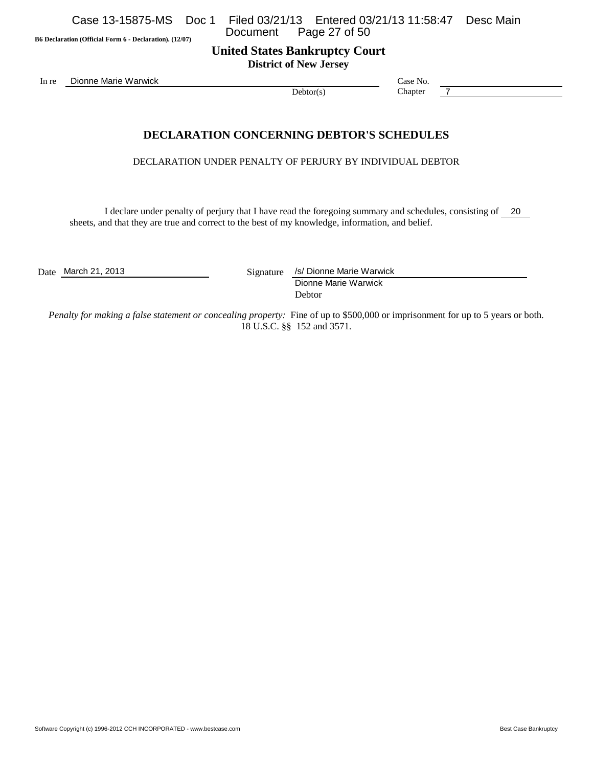B6 Declaration (Official Form 6 - Declaration). (12/07)

**United States Bankruptcy Court**
**District of New Jersey**

In re Dionne Marie Warwick
Debtor(s)

Case No.
Chapter 7

## DECLARATION CONCERNING DEBTOR'S SCHEDULES

DECLARATION UNDER PENALTY OF PERJURY BY INDIVIDUAL DEBTOR

I declare under penalty of perjury that I have read the foregoing summary and schedules, consisting of 20 sheets, and that they are true and correct to the best of my knowledge, information, and belief.

Date March 21, 2013

Signature /s/ Dionne Marie Warwick
Dionne Marie Warwick
Debtor

*Penalty for making a false statement or concealing property:* Fine of up to $500,000 or imprisonment for up to 5 years or both. 18 U.S.C. §§ 152 and 3571.

Software Copyright (c) 1996-2012 CCH INCORPORATED - www.bestcase.com Best Case Bankruptcy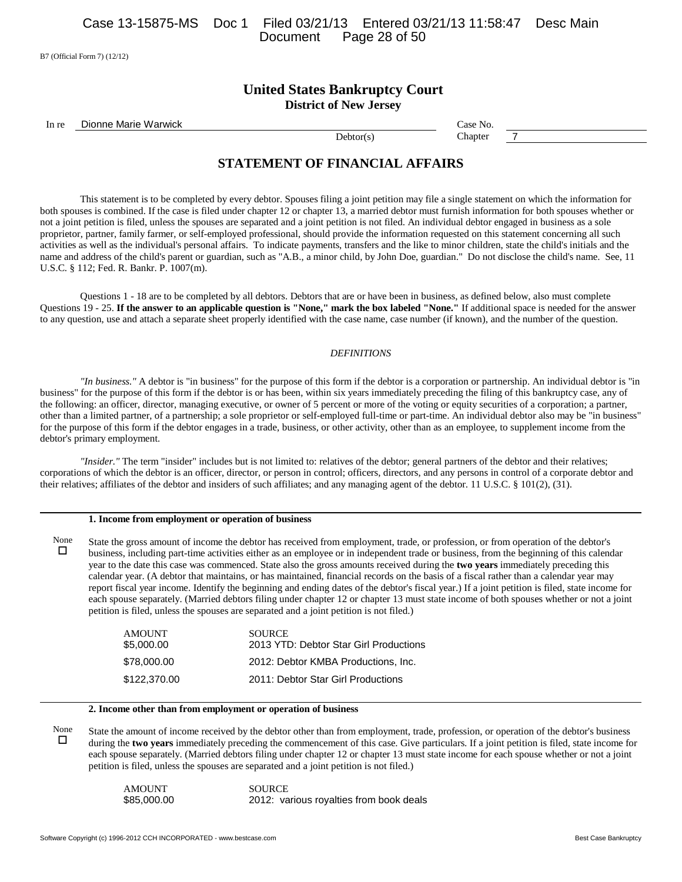B7 (Official Form 7) (12/12)

# United States Bankruptcy Court
## District of New Jersey

In re Dionne Marie Warwick — Debtor(s)

Case No.

Chapter 7

## STATEMENT OF FINANCIAL AFFAIRS

This statement is to be completed by every debtor. Spouses filing a joint petition may file a single statement on which the information for both spouses is combined. If the case is filed under chapter 12 or chapter 13, a married debtor must furnish information for both spouses whether or not a joint petition is filed, unless the spouses are separated and a joint petition is not filed. An individual debtor engaged in business as a sole proprietor, partner, family farmer, or self-employed professional, should provide the information requested on this statement concerning all such activities as well as the individual's personal affairs. To indicate payments, transfers and the like to minor children, state the child's initials and the name and address of the child's parent or guardian, such as "A.B., a minor child, by John Doe, guardian." Do not disclose the child's name. See, 11 U.S.C. § 112; Fed. R. Bankr. P. 1007(m).

Questions 1 - 18 are to be completed by all debtors. Debtors that are or have been in business, as defined below, also must complete Questions 19 - 25. **If the answer to an applicable question is "None," mark the box labeled "None."** If additional space is needed for the answer to any question, use and attach a separate sheet properly identified with the case name, case number (if known), and the number of the question.

*DEFINITIONS*

*"In business."* A debtor is "in business" for the purpose of this form if the debtor is a corporation or partnership. An individual debtor is "in business" for the purpose of this form if the debtor is or has been, within six years immediately preceding the filing of this bankruptcy case, any of the following: an officer, director, managing executive, or owner of 5 percent or more of the voting or equity securities of a corporation; a partner, other than a limited partner, of a partnership; a sole proprietor or self-employed full-time or part-time. An individual debtor also may be "in business" for the purpose of this form if the debtor engages in a trade, business, or other activity, other than as an employee, to supplement income from the debtor's primary employment.

*"Insider."* The term "insider" includes but is not limited to: relatives of the debtor; general partners of the debtor and their relatives; corporations of which the debtor is an officer, director, or person in control; officers, directors, and any persons in control of a corporate debtor and their relatives; affiliates of the debtor and insiders of such affiliates; and any managing agent of the debtor. 11 U.S.C. § 101(2), (31).

### 1. Income from employment or operation of business

None ☐

State the gross amount of income the debtor has received from employment, trade, or profession, or from operation of the debtor's business, including part-time activities either as an employee or in independent trade or business, from the beginning of this calendar year to the date this case was commenced. State also the gross amounts received during the **two years** immediately preceding this calendar year. (A debtor that maintains, or has maintained, financial records on the basis of a fiscal rather than a calendar year may report fiscal year income. Identify the beginning and ending dates of the debtor's fiscal year.) If a joint petition is filed, state income for each spouse separately. (Married debtors filing under chapter 12 or chapter 13 must state income of both spouses whether or not a joint petition is filed, unless the spouses are separated and a joint petition is not filed.)

| AMOUNT | SOURCE |
|---|---|
| $5,000.00 | 2013 YTD: Debtor Star Girl Productions |
| $78,000.00 | 2012: Debtor KMBA Productions, Inc. |
| $122,370.00 | 2011: Debtor Star Girl Productions |

### 2. Income other than from employment or operation of business

None ☐

State the amount of income received by the debtor other than from employment, trade, profession, or operation of the debtor's business during the **two years** immediately preceding the commencement of this case. Give particulars. If a joint petition is filed, state income for each spouse separately. (Married debtors filing under chapter 12 or chapter 13 must state income for each spouse whether or not a joint petition is filed, unless the spouses are separated and a joint petition is not filed.)

| AMOUNT | SOURCE |
|---|---|
| $85,000.00 | 2012: various royalties from book deals |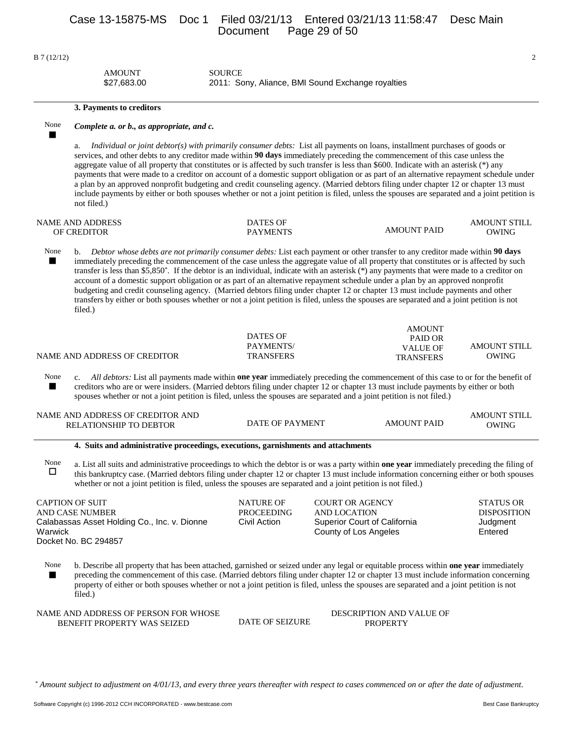B 7 (12/12)

| AMOUNT | SOURCE |
|---|---|
| $27,683.00 | 2011: Sony, Aliance, BMI Sound Exchange royalties |

**3. Payments to creditors**

None ■ ***Complete a. or b., as appropriate, and c.***

a. *Individual or joint debtor(s) with primarily consumer debts:* List all payments on loans, installment purchases of goods or services, and other debts to any creditor made within **90 days** immediately preceding the commencement of this case unless the aggregate value of all property that constitutes or is affected by such transfer is less than $600. Indicate with an asterisk (*) any payments that were made to a creditor on account of a domestic support obligation or as part of an alternative repayment schedule under a plan by an approved nonprofit budgeting and credit counseling agency. (Married debtors filing under chapter 12 or chapter 13 must include payments by either or both spouses whether or not a joint petition is filed, unless the spouses are separated and a joint petition is not filed.)

| NAME AND ADDRESS OF CREDITOR | DATES OF PAYMENTS | AMOUNT PAID | AMOUNT STILL OWING |
|---|---|---|---|

None ■ b. *Debtor whose debts are not primarily consumer debts:* List each payment or other transfer to any creditor made within **90 days** immediately preceding the commencement of the case unless the aggregate value of all property that constitutes or is affected by such transfer is less than $5,850*. If the debtor is an individual, indicate with an asterisk (*) any payments that were made to a creditor on account of a domestic support obligation or as part of an alternative repayment schedule under a plan by an approved nonprofit budgeting and credit counseling agency. (Married debtors filing under chapter 12 or chapter 13 must include payments and other transfers by either or both spouses whether or not a joint petition is filed, unless the spouses are separated and a joint petition is not filed.)

| NAME AND ADDRESS OF CREDITOR | DATES OF PAYMENTS/ TRANSFERS | AMOUNT PAID OR VALUE OF TRANSFERS | AMOUNT STILL OWING |
|---|---|---|---|

None ■ c. *All debtors:* List all payments made within **one year** immediately preceding the commencement of this case to or for the benefit of creditors who are or were insiders. (Married debtors filing under chapter 12 or chapter 13 must include payments by either or both spouses whether or not a joint petition is filed, unless the spouses are separated and a joint petition is not filed.)

| NAME AND ADDRESS OF CREDITOR AND RELATIONSHIP TO DEBTOR | DATE OF PAYMENT | AMOUNT PAID | AMOUNT STILL OWING |
|---|---|---|---|

**4. Suits and administrative proceedings, executions, garnishments and attachments**

None ☐ a. List all suits and administrative proceedings to which the debtor is or was a party within **one year** immediately preceding the filing of this bankruptcy case. (Married debtors filing under chapter 12 or chapter 13 must include information concerning either or both spouses whether or not a joint petition is filed, unless the spouses are separated and a joint petition is not filed.)

| CAPTION OF SUIT AND CASE NUMBER | NATURE OF PROCEEDING | COURT OR AGENCY AND LOCATION | STATUS OR DISPOSITION |
|---|---|---|---|
| Calabassas Asset Holding Co., Inc. v. Dionne Warwick Docket No. BC 294857 | Civil Action | Superior Court of California County of Los Angeles | Judgment Entered |

None ■ b. Describe all property that has been attached, garnished or seized under any legal or equitable process within **one year** immediately preceding the commencement of this case. (Married debtors filing under chapter 12 or chapter 13 must include information concerning property of either or both spouses whether or not a joint petition is filed, unless the spouses are separated and a joint petition is not filed.)

| NAME AND ADDRESS OF PERSON FOR WHOSE BENEFIT PROPERTY WAS SEIZED | DATE OF SEIZURE | DESCRIPTION AND VALUE OF PROPERTY |
|---|---|---|

* *Amount subject to adjustment on 4/01/13, and every three years thereafter with respect to cases commenced on or after the date of adjustment.*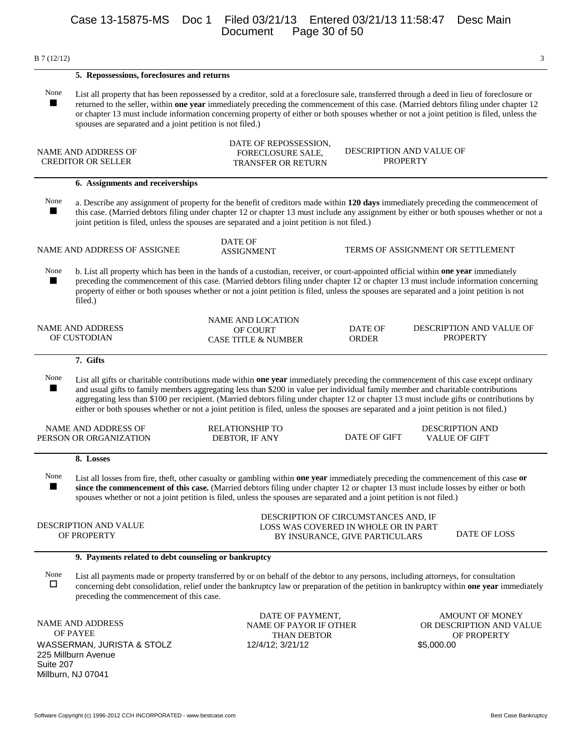B 7 (12/12)

### 5. Repossessions, foreclosures and returns

None ■ List all property that has been repossessed by a creditor, sold at a foreclosure sale, transferred through a deed in lieu of foreclosure or returned to the seller, within **one year** immediately preceding the commencement of this case. (Married debtors filing under chapter 12 or chapter 13 must include information concerning property of either or both spouses whether or not a joint petition is filed, unless the spouses are separated and a joint petition is not filed.)

| NAME AND ADDRESS OF CREDITOR OR SELLER | DATE OF REPOSSESSION, FORECLOSURE SALE, TRANSFER OR RETURN | DESCRIPTION AND VALUE OF PROPERTY |
|---|---|---|

### 6. Assignments and receiverships

None ■ a. Describe any assignment of property for the benefit of creditors made within **120 days** immediately preceding the commencement of this case. (Married debtors filing under chapter 12 or chapter 13 must include any assignment by either or both spouses whether or not a joint petition is filed, unless the spouses are separated and a joint petition is not filed.)

| NAME AND ADDRESS OF ASSIGNEE | DATE OF ASSIGNMENT | TERMS OF ASSIGNMENT OR SETTLEMENT |
|---|---|---|

None ■ b. List all property which has been in the hands of a custodian, receiver, or court-appointed official within **one year** immediately preceding the commencement of this case. (Married debtors filing under chapter 12 or chapter 13 must include information concerning property of either or both spouses whether or not a joint petition is filed, unless the spouses are separated and a joint petition is not filed.)

| NAME AND ADDRESS OF CUSTODIAN | NAME AND LOCATION OF COURT CASE TITLE & NUMBER | DATE OF ORDER | DESCRIPTION AND VALUE OF PROPERTY |
|---|---|---|---|

### 7. Gifts

None ■ List all gifts or charitable contributions made within **one year** immediately preceding the commencement of this case except ordinary and usual gifts to family members aggregating less than $200 in value per individual family member and charitable contributions aggregating less than $100 per recipient. (Married debtors filing under chapter 12 or chapter 13 must include gifts or contributions by either or both spouses whether or not a joint petition is filed, unless the spouses are separated and a joint petition is not filed.)

| NAME AND ADDRESS OF PERSON OR ORGANIZATION | RELATIONSHIP TO DEBTOR, IF ANY | DATE OF GIFT | DESCRIPTION AND VALUE OF GIFT |
|---|---|---|---|

### 8. Losses

None ■ List all losses from fire, theft, other casualty or gambling within **one year** immediately preceding the commencement of this case **or since the commencement of this case.** (Married debtors filing under chapter 12 or chapter 13 must include losses by either or both spouses whether or not a joint petition is filed, unless the spouses are separated and a joint petition is not filed.)

| DESCRIPTION AND VALUE OF PROPERTY | DESCRIPTION OF CIRCUMSTANCES AND, IF LOSS WAS COVERED IN WHOLE OR IN PART BY INSURANCE, GIVE PARTICULARS | DATE OF LOSS |
|---|---|---|

### 9. Payments related to debt counseling or bankruptcy

None ☐ List all payments made or property transferred by or on behalf of the debtor to any persons, including attorneys, for consultation concerning debt consolidation, relief under the bankruptcy law or preparation of the petition in bankruptcy within **one year** immediately preceding the commencement of this case.

| NAME AND ADDRESS OF PAYEE | DATE OF PAYMENT, NAME OF PAYOR IF OTHER THAN DEBTOR | AMOUNT OF MONEY OR DESCRIPTION AND VALUE OF PROPERTY |
|---|---|---|
| WASSERMAN, JURISTA & STOLZ<br>225 Millburn Avenue<br>Suite 207<br>Millburn, NJ 07041 | 12/4/12; 3/21/12 | $5,000.00 |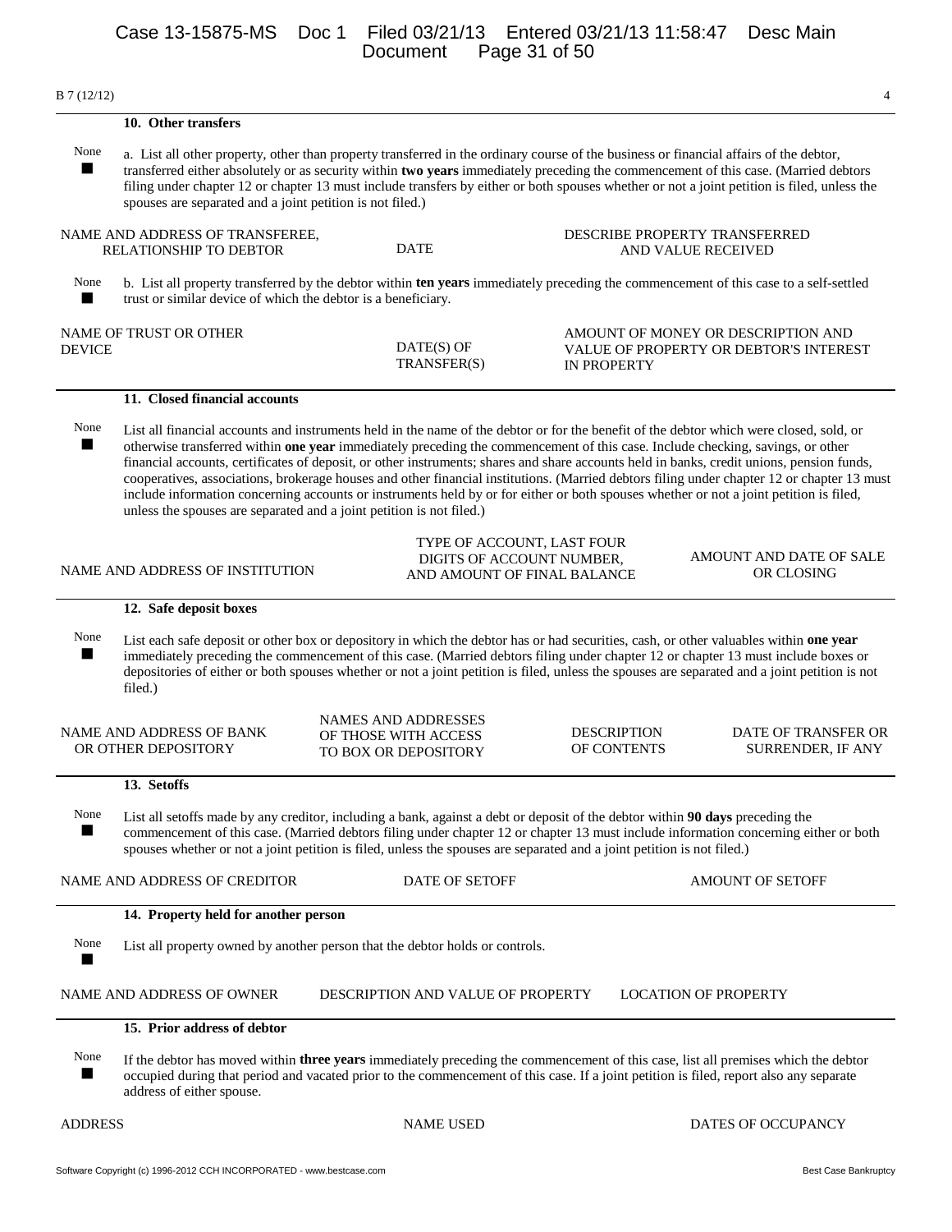B 7 (12/12)

### 10. Other transfers

None ■

a. List all other property, other than property transferred in the ordinary course of the business or financial affairs of the debtor, transferred either absolutely or as security within **two years** immediately preceding the commencement of this case. (Married debtors filing under chapter 12 or chapter 13 must include transfers by either or both spouses whether or not a joint petition is filed, unless the spouses are separated and a joint petition is not filed.)

| NAME AND ADDRESS OF TRANSFEREE, RELATIONSHIP TO DEBTOR | DATE | DESCRIBE PROPERTY TRANSFERRED AND VALUE RECEIVED |
|---|---|---|

None ■

b. List all property transferred by the debtor within **ten years** immediately preceding the commencement of this case to a self-settled trust or similar device of which the debtor is a beneficiary.

| NAME OF TRUST OR OTHER DEVICE | DATE(S) OF TRANSFER(S) | AMOUNT OF MONEY OR DESCRIPTION AND VALUE OF PROPERTY OR DEBTOR'S INTEREST IN PROPERTY |
|---|---|---|

### 11. Closed financial accounts

None ■

List all financial accounts and instruments held in the name of the debtor or for the benefit of the debtor which were closed, sold, or otherwise transferred within **one year** immediately preceding the commencement of this case. Include checking, savings, or other financial accounts, certificates of deposit, or other instruments; shares and share accounts held in banks, credit unions, pension funds, cooperatives, associations, brokerage houses and other financial institutions. (Married debtors filing under chapter 12 or chapter 13 must include information concerning accounts or instruments held by or for either or both spouses whether or not a joint petition is filed, unless the spouses are separated and a joint petition is not filed.)

| NAME AND ADDRESS OF INSTITUTION | TYPE OF ACCOUNT, LAST FOUR DIGITS OF ACCOUNT NUMBER, AND AMOUNT OF FINAL BALANCE | AMOUNT AND DATE OF SALE OR CLOSING |
|---|---|---|

### 12. Safe deposit boxes

None ■

List each safe deposit or other box or depository in which the debtor has or had securities, cash, or other valuables within **one year** immediately preceding the commencement of this case. (Married debtors filing under chapter 12 or chapter 13 must include boxes or depositories of either or both spouses whether or not a joint petition is filed, unless the spouses are separated and a joint petition is not filed.)

| NAME AND ADDRESS OF BANK OR OTHER DEPOSITORY | NAMES AND ADDRESSES OF THOSE WITH ACCESS TO BOX OR DEPOSITORY | DESCRIPTION OF CONTENTS | DATE OF TRANSFER OR SURRENDER, IF ANY |
|---|---|---|---|

### 13. Setoffs

None ■

List all setoffs made by any creditor, including a bank, against a debt or deposit of the debtor within **90 days** preceding the commencement of this case. (Married debtors filing under chapter 12 or chapter 13 must include information concerning either or both spouses whether or not a joint petition is filed, unless the spouses are separated and a joint petition is not filed.)

| NAME AND ADDRESS OF CREDITOR | DATE OF SETOFF | AMOUNT OF SETOFF |
|---|---|---|

### 14. Property held for another person

None ■

List all property owned by another person that the debtor holds or controls.

| NAME AND ADDRESS OF OWNER | DESCRIPTION AND VALUE OF PROPERTY | LOCATION OF PROPERTY |
|---|---|---|

### 15. Prior address of debtor

None ■

If the debtor has moved within **three years** immediately preceding the commencement of this case, list all premises which the debtor occupied during that period and vacated prior to the commencement of this case. If a joint petition is filed, report also any separate address of either spouse.

| ADDRESS | NAME USED | DATES OF OCCUPANCY |
|---|---|---|

Software Copyright (c) 1996-2012 CCH INCORPORATED - www.bestcase.com Best Case Bankruptcy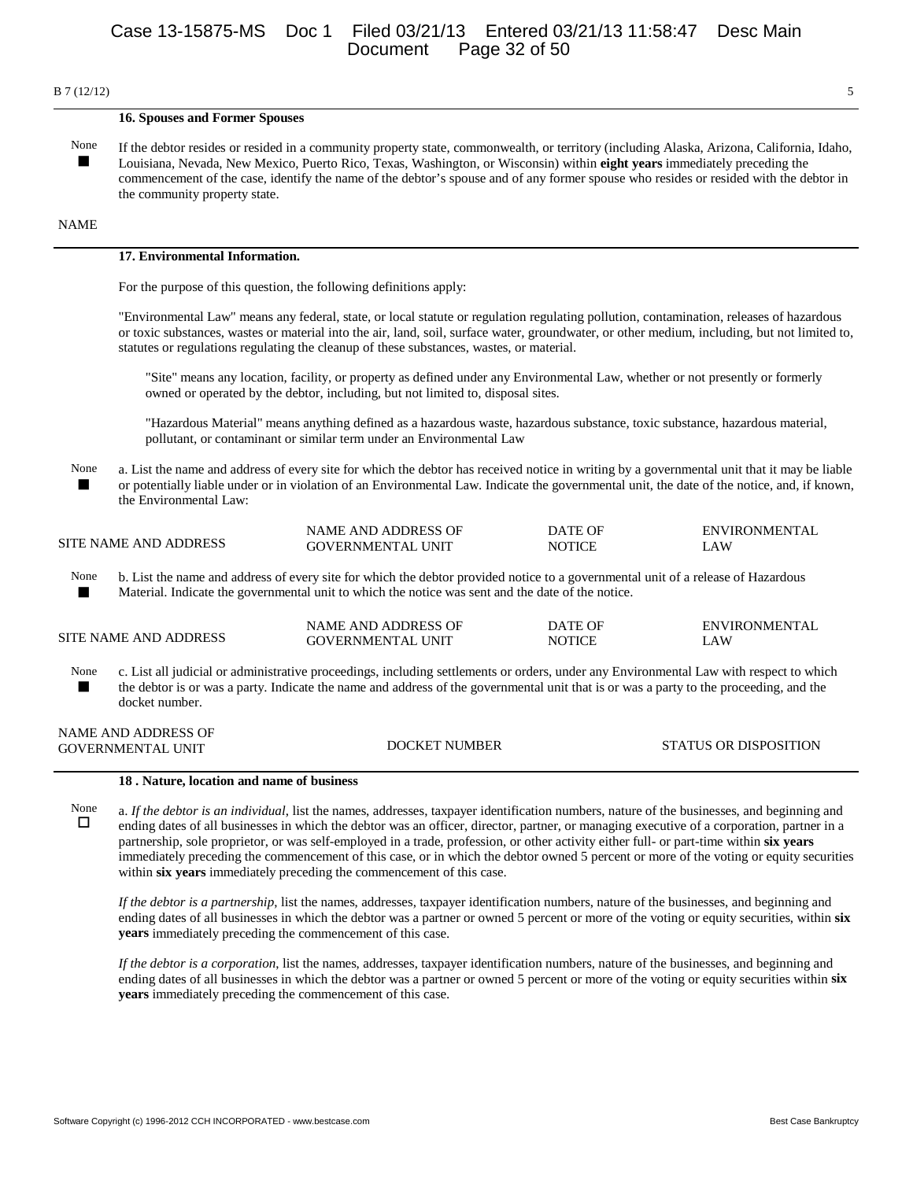B 7 (12/12)

### 16. Spouses and Former Spouses

None ■ If the debtor resides or resided in a community property state, commonwealth, or territory (including Alaska, Arizona, California, Idaho, Louisiana, Nevada, New Mexico, Puerto Rico, Texas, Washington, or Wisconsin) within **eight years** immediately preceding the commencement of the case, identify the name of the debtor's spouse and of any former spouse who resides or resided with the debtor in the community property state.

NAME

### 17. Environmental Information.

For the purpose of this question, the following definitions apply:

"Environmental Law" means any federal, state, or local statute or regulation regulating pollution, contamination, releases of hazardous or toxic substances, wastes or material into the air, land, soil, surface water, groundwater, or other medium, including, but not limited to, statutes or regulations regulating the cleanup of these substances, wastes, or material.

"Site" means any location, facility, or property as defined under any Environmental Law, whether or not presently or formerly owned or operated by the debtor, including, but not limited to, disposal sites.

"Hazardous Material" means anything defined as a hazardous waste, hazardous substance, toxic substance, hazardous material, pollutant, or contaminant or similar term under an Environmental Law

None ■ a. List the name and address of every site for which the debtor has received notice in writing by a governmental unit that it may be liable or potentially liable under or in violation of an Environmental Law. Indicate the governmental unit, the date of the notice, and, if known, the Environmental Law:

| SITE NAME AND ADDRESS | NAME AND ADDRESS OF GOVERNMENTAL UNIT | DATE OF NOTICE | ENVIRONMENTAL LAW |
|---|---|---|---|

None ■ b. List the name and address of every site for which the debtor provided notice to a governmental unit of a release of Hazardous Material. Indicate the governmental unit to which the notice was sent and the date of the notice.

| SITE NAME AND ADDRESS | NAME AND ADDRESS OF GOVERNMENTAL UNIT | DATE OF NOTICE | ENVIRONMENTAL LAW |
|---|---|---|---|

None ■ c. List all judicial or administrative proceedings, including settlements or orders, under any Environmental Law with respect to which the debtor is or was a party. Indicate the name and address of the governmental unit that is or was a party to the proceeding, and the docket number.

| NAME AND ADDRESS OF GOVERNMENTAL UNIT | DOCKET NUMBER | STATUS OR DISPOSITION |
|---|---|---|

### 18 . Nature, location and name of business

None □ a. *If the debtor is an individual*, list the names, addresses, taxpayer identification numbers, nature of the businesses, and beginning and ending dates of all businesses in which the debtor was an officer, director, partner, or managing executive of a corporation, partner in a partnership, sole proprietor, or was self-employed in a trade, profession, or other activity either full- or part-time within **six years** immediately preceding the commencement of this case, or in which the debtor owned 5 percent or more of the voting or equity securities within **six years** immediately preceding the commencement of this case.

*If the debtor is a partnership*, list the names, addresses, taxpayer identification numbers, nature of the businesses, and beginning and ending dates of all businesses in which the debtor was a partner or owned 5 percent or more of the voting or equity securities, within **six years** immediately preceding the commencement of this case.

*If the debtor is a corporation*, list the names, addresses, taxpayer identification numbers, nature of the businesses, and beginning and ending dates of all businesses in which the debtor was a partner or owned 5 percent or more of the voting or equity securities within **six years** immediately preceding the commencement of this case.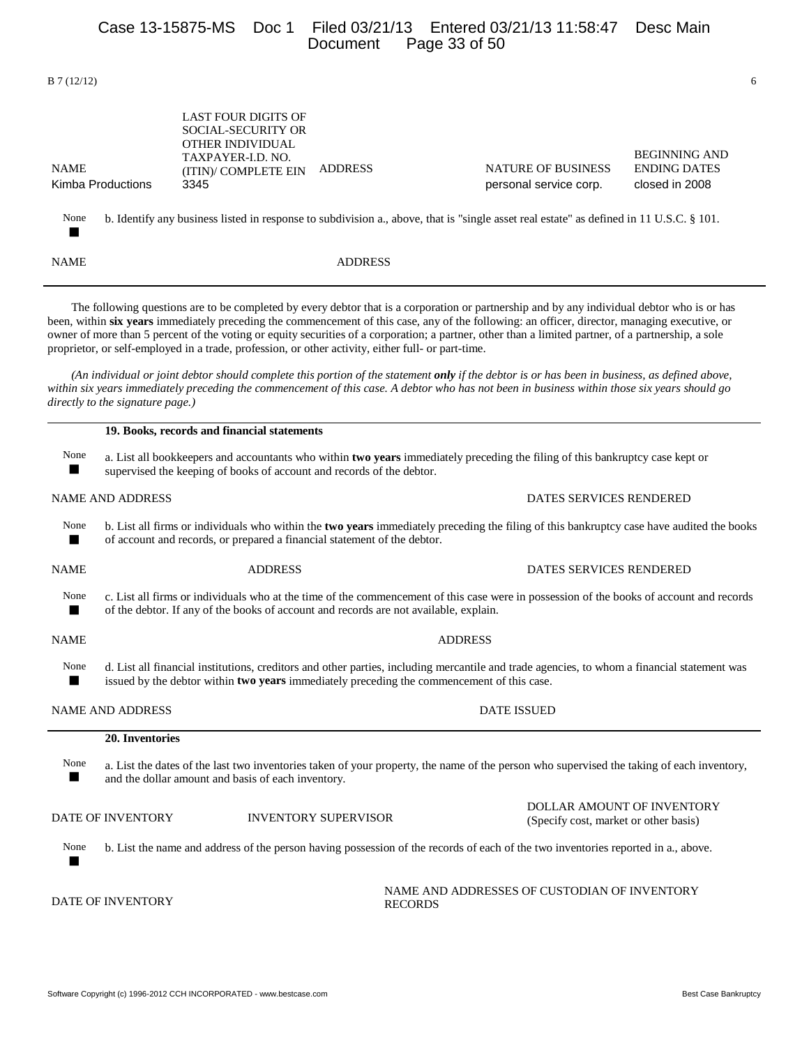B 7 (12/12)

| NAME | LAST FOUR DIGITS OF SOCIAL-SECURITY OR OTHER INDIVIDUAL TAXPAYER-I.D. NO. (ITIN)/ COMPLETE EIN | ADDRESS | NATURE OF BUSINESS | BEGINNING AND ENDING DATES |
|---|---|---|---|---|
| Kimba Productions | 3345 | | personal service corp. | closed in 2008 |

None ■ b. Identify any business listed in response to subdivision a., above, that is "single asset real estate" as defined in 11 U.S.C. § 101.

| NAME | ADDRESS |
|---|---|

The following questions are to be completed by every debtor that is a corporation or partnership and by any individual debtor who is or has been, within **six years** immediately preceding the commencement of this case, any of the following: an officer, director, managing executive, or owner of more than 5 percent of the voting or equity securities of a corporation; a partner, other than a limited partner, of a partnership, a sole proprietor, or self-employed in a trade, profession, or other activity, either full- or part-time.

*(An individual or joint debtor should complete this portion of the statement **only** if the debtor is or has been in business, as defined above, within six years immediately preceding the commencement of this case. A debtor who has not been in business within those six years should go directly to the signature page.)*

**19. Books, records and financial statements**

None ■ a. List all bookkeepers and accountants who within **two years** immediately preceding the filing of this bankruptcy case kept or supervised the keeping of books of account and records of the debtor.

| NAME AND ADDRESS | DATES SERVICES RENDERED |
|---|---|

None ■ b. List all firms or individuals who within the **two years** immediately preceding the filing of this bankruptcy case have audited the books of account and records, or prepared a financial statement of the debtor.

| NAME | ADDRESS | DATES SERVICES RENDERED |
|---|---|---|

None ■ c. List all firms or individuals who at the time of the commencement of this case were in possession of the books of account and records of the debtor. If any of the books of account and records are not available, explain.

| NAME | ADDRESS |
|---|---|

None ■ d. List all financial institutions, creditors and other parties, including mercantile and trade agencies, to whom a financial statement was issued by the debtor within **two years** immediately preceding the commencement of this case.

| NAME AND ADDRESS | DATE ISSUED |
|---|---|

**20. Inventories**

None ■ a. List the dates of the last two inventories taken of your property, the name of the person who supervised the taking of each inventory, and the dollar amount and basis of each inventory.

| DATE OF INVENTORY | INVENTORY SUPERVISOR | DOLLAR AMOUNT OF INVENTORY (Specify cost, market or other basis) |
|---|---|---|

None ■ b. List the name and address of the person having possession of the records of each of the two inventories reported in a., above.

| DATE OF INVENTORY | NAME AND ADDRESSES OF CUSTODIAN OF INVENTORY RECORDS |
|---|---|

Software Copyright (c) 1996-2012 CCH INCORPORATED - www.bestcase.com Best Case Bankruptcy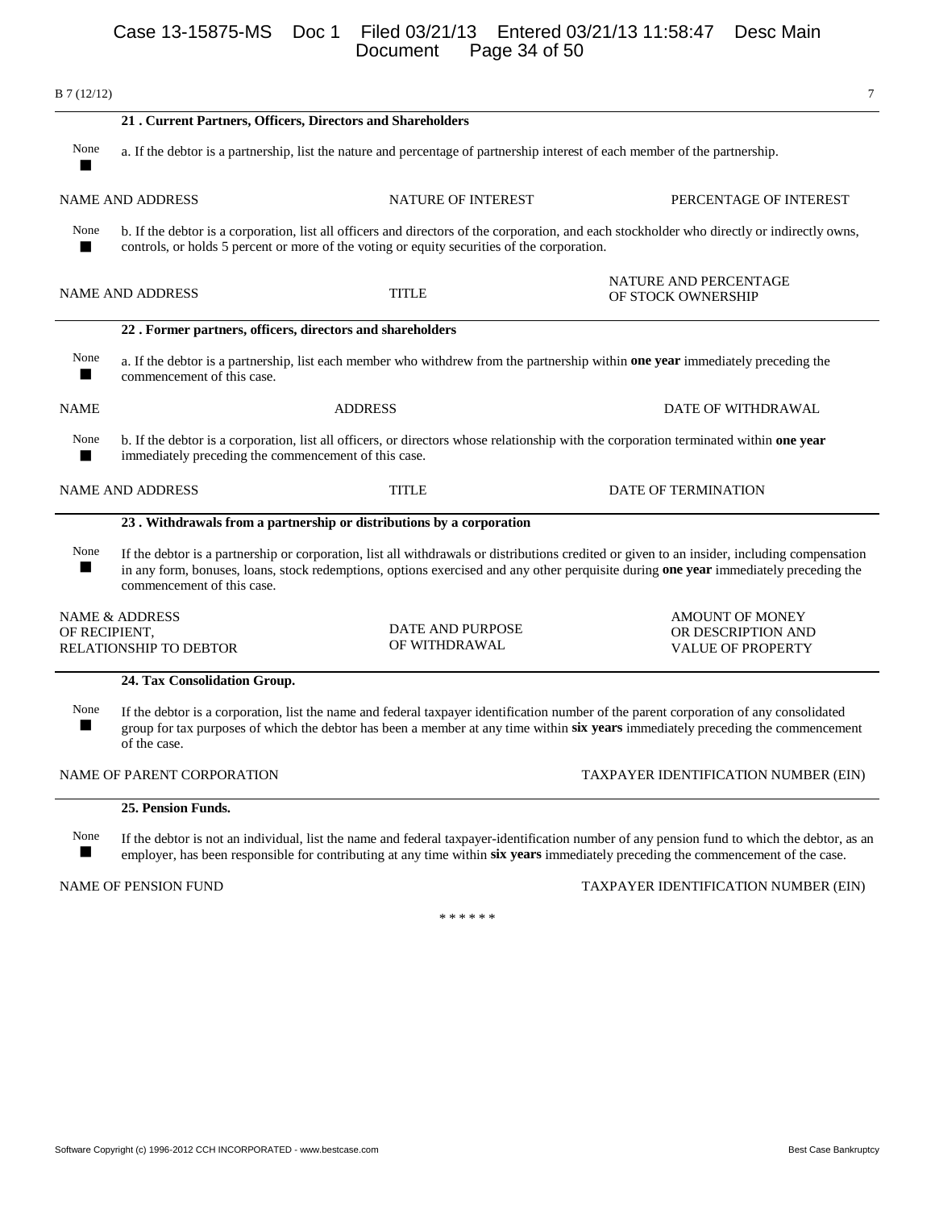B 7 (12/12)

**21 . Current Partners, Officers, Directors and Shareholders**

None ■ a. If the debtor is a partnership, list the nature and percentage of partnership interest of each member of the partnership.

| NAME AND ADDRESS | NATURE OF INTEREST | PERCENTAGE OF INTEREST |
|---|---|---|

None ■ b. If the debtor is a corporation, list all officers and directors of the corporation, and each stockholder who directly or indirectly owns, controls, or holds 5 percent or more of the voting or equity securities of the corporation.

| NAME AND ADDRESS | TITLE | NATURE AND PERCENTAGE OF STOCK OWNERSHIP |
|---|---|---|

**22 . Former partners, officers, directors and shareholders**

None ■ a. If the debtor is a partnership, list each member who withdrew from the partnership within **one year** immediately preceding the commencement of this case.

| NAME | ADDRESS | DATE OF WITHDRAWAL |
|---|---|---|

None ■ b. If the debtor is a corporation, list all officers, or directors whose relationship with the corporation terminated within **one year** immediately preceding the commencement of this case.

| NAME AND ADDRESS | TITLE | DATE OF TERMINATION |
|---|---|---|

**23 . Withdrawals from a partnership or distributions by a corporation**

None ■ If the debtor is a partnership or corporation, list all withdrawals or distributions credited or given to an insider, including compensation in any form, bonuses, loans, stock redemptions, options exercised and any other perquisite during **one year** immediately preceding the commencement of this case.

| NAME & ADDRESS OF RECIPIENT, RELATIONSHIP TO DEBTOR | DATE AND PURPOSE OF WITHDRAWAL | AMOUNT OF MONEY OR DESCRIPTION AND VALUE OF PROPERTY |
|---|---|---|

**24. Tax Consolidation Group.**

None ■ If the debtor is a corporation, list the name and federal taxpayer identification number of the parent corporation of any consolidated group for tax purposes of which the debtor has been a member at any time within **six years** immediately preceding the commencement of the case.

| NAME OF PARENT CORPORATION | TAXPAYER IDENTIFICATION NUMBER (EIN) |
|---|---|

**25. Pension Funds.**

None ■ If the debtor is not an individual, list the name and federal taxpayer-identification number of any pension fund to which the debtor, as an employer, has been responsible for contributing at any time within **six years** immediately preceding the commencement of the case.

| NAME OF PENSION FUND | TAXPAYER IDENTIFICATION NUMBER (EIN) |
|---|---|

* * * * * *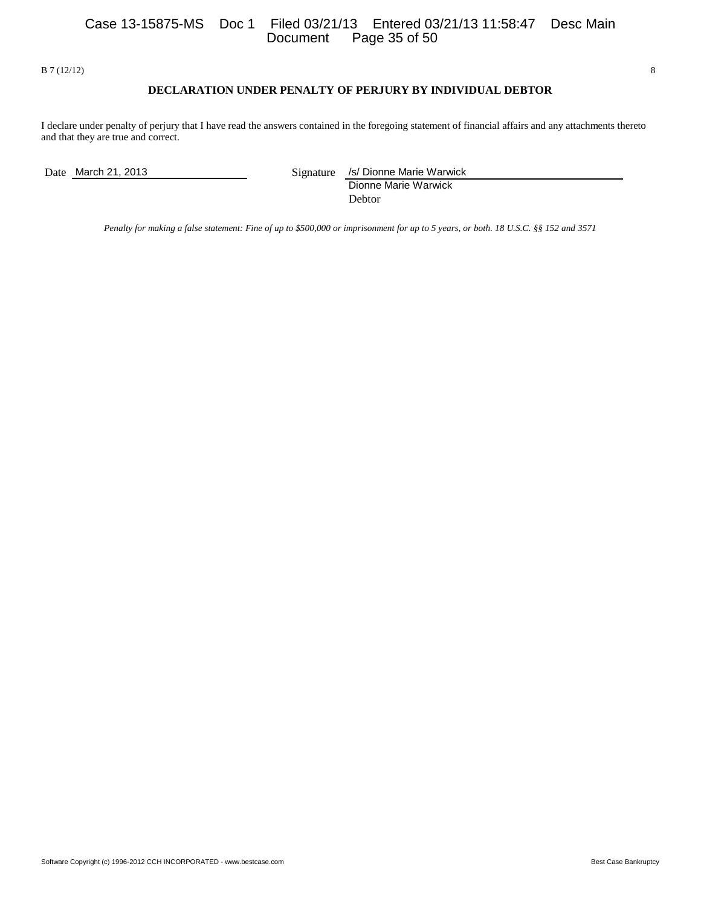B 7 (12/12)

## DECLARATION UNDER PENALTY OF PERJURY BY INDIVIDUAL DEBTOR

I declare under penalty of perjury that I have read the answers contained in the foregoing statement of financial affairs and any attachments thereto and that they are true and correct.

Date March 21, 2013

Signature /s/ Dionne Marie Warwick
Dionne Marie Warwick
Debtor

*Penalty for making a false statement: Fine of up to $500,000 or imprisonment for up to 5 years, or both. 18 U.S.C. §§ 152 and 3571*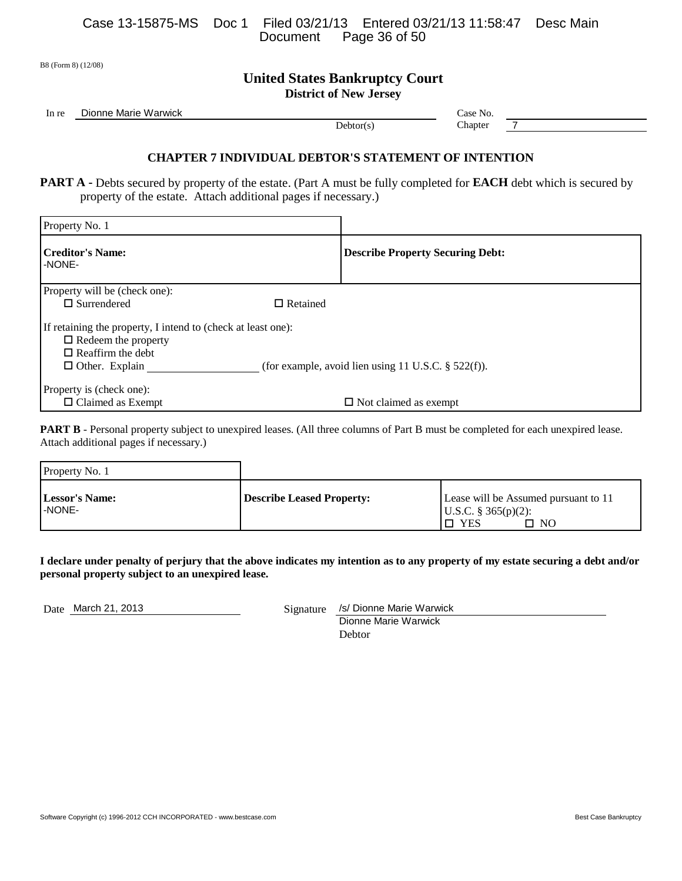B8 (Form 8) (12/08)

## United States Bankruptcy Court
### District of New Jersey

In re Dionne Marie Warwick, Debtor(s)

Case No.

Chapter 7

### CHAPTER 7 INDIVIDUAL DEBTOR'S STATEMENT OF INTENTION

**PART A -** Debts secured by property of the estate. (Part A must be fully completed for **EACH** debt which is secured by property of the estate. Attach additional pages if necessary.)

| Property No. 1 | |
|---|---|
| **Creditor's Name:** -NONE- | **Describe Property Securing Debt:** |

Property will be (check one):
☐ Surrendered ☐ Retained

If retaining the property, I intend to (check at least one):
☐ Redeem the property
☐ Reaffirm the debt
☐ Other. Explain ________________ (for example, avoid lien using 11 U.S.C. § 522(f)).

Property is (check one):
☐ Claimed as Exempt ☐ Not claimed as exempt

**PART B** - Personal property subject to unexpired leases. (All three columns of Part B must be completed for each unexpired lease. Attach additional pages if necessary.)

| Property No. 1 | | |
|---|---|---|
| **Lessor's Name:** -NONE- | **Describe Leased Property:** | Lease will be Assumed pursuant to 11 U.S.C. § 365(p)(2): ☐ YES ☐ NO |

**I declare under penalty of perjury that the above indicates my intention as to any property of my estate securing a debt and/or personal property subject to an unexpired lease.**

Date March 21, 2013

Signature /s/ Dionne Marie Warwick
Dionne Marie Warwick
Debtor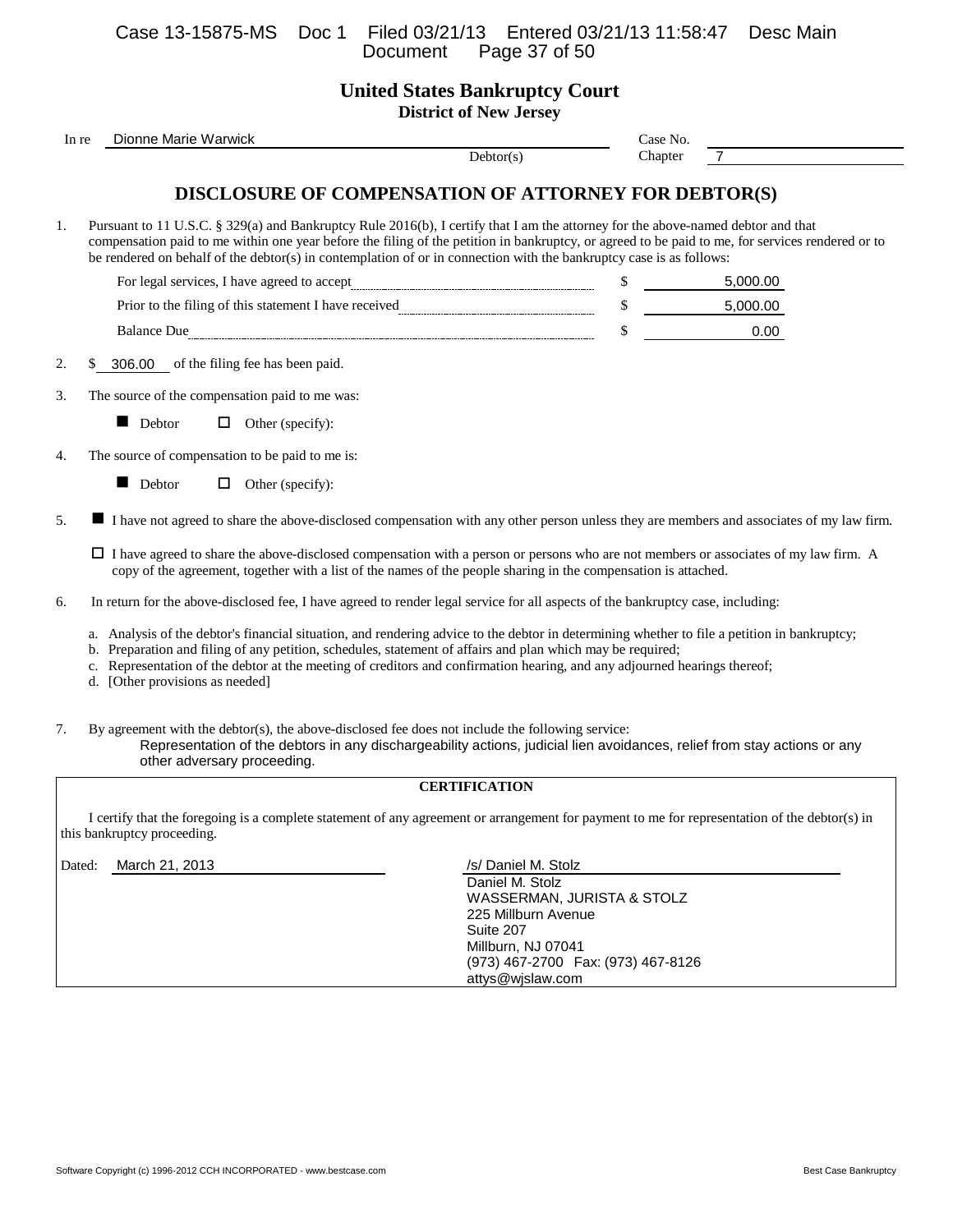# United States Bankruptcy Court
## District of New Jersey

In re Dionne Marie Warwick
Debtor(s)

Case No.
Chapter 7

## DISCLOSURE OF COMPENSATION OF ATTORNEY FOR DEBTOR(S)

1. Pursuant to 11 U.S.C. § 329(a) and Bankruptcy Rule 2016(b), I certify that I am the attorney for the above-named debtor and that compensation paid to me within one year before the filing of the petition in bankruptcy, or agreed to be paid to me, for services rendered or to be rendered on behalf of the debtor(s) in contemplation of or in connection with the bankruptcy case is as follows:

| | | |
|---|---|---|
| For legal services, I have agreed to accept | $ | 5,000.00 |
| Prior to the filing of this statement I have received | $ | 5,000.00 |
| Balance Due | $ | 0.00 |

2. $ 306.00 of the filing fee has been paid.

3. The source of the compensation paid to me was:

   ■ Debtor ☐ Other (specify):

4. The source of compensation to be paid to me is:

   ■ Debtor ☐ Other (specify):

5. ■ I have not agreed to share the above-disclosed compensation with any other person unless they are members and associates of my law firm.

   ☐ I have agreed to share the above-disclosed compensation with a person or persons who are not members or associates of my law firm. A copy of the agreement, together with a list of the names of the people sharing in the compensation is attached.

6. In return for the above-disclosed fee, I have agreed to render legal service for all aspects of the bankruptcy case, including:

   a. Analysis of the debtor's financial situation, and rendering advice to the debtor in determining whether to file a petition in bankruptcy;
   b. Preparation and filing of any petition, schedules, statement of affairs and plan which may be required;
   c. Representation of the debtor at the meeting of creditors and confirmation hearing, and any adjourned hearings thereof;
   d. [Other provisions as needed]

7. By agreement with the debtor(s), the above-disclosed fee does not include the following service:
   Representation of the debtors in any dischargeability actions, judicial lien avoidances, relief from stay actions or any other adversary proceeding.

### CERTIFICATION

I certify that the foregoing is a complete statement of any agreement or arrangement for payment to me for representation of the debtor(s) in this bankruptcy proceeding.

Dated: March 21, 2013

/s/ Daniel M. Stolz
Daniel M. Stolz
WASSERMAN, JURISTA & STOLZ
225 Millburn Avenue
Suite 207
Millburn, NJ 07041
(973) 467-2700 Fax: (973) 467-8126
attys@wjslaw.com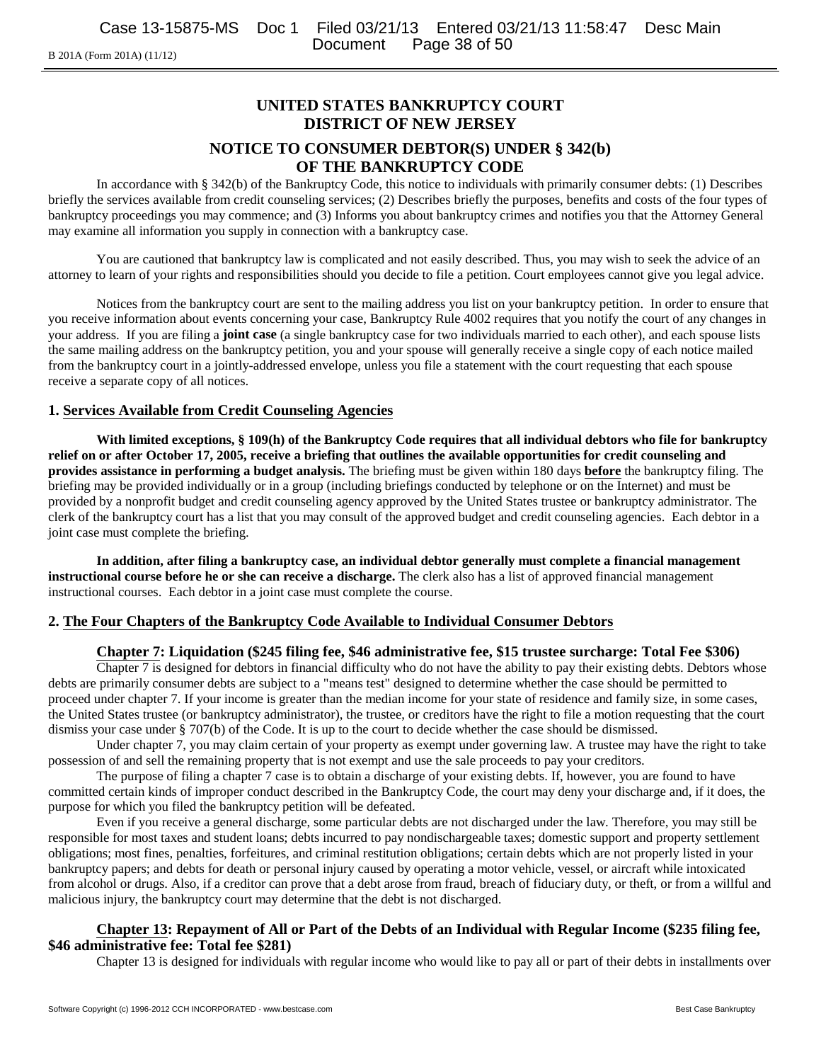B 201A (Form 201A) (11/12)

## UNITED STATES BANKRUPTCY COURT
## DISTRICT OF NEW JERSEY

### NOTICE TO CONSUMER DEBTOR(S) UNDER § 342(b) OF THE BANKRUPTCY CODE

In accordance with § 342(b) of the Bankruptcy Code, this notice to individuals with primarily consumer debts: (1) Describes briefly the services available from credit counseling services; (2) Describes briefly the purposes, benefits and costs of the four types of bankruptcy proceedings you may commence; and (3) Informs you about bankruptcy crimes and notifies you that the Attorney General may examine all information you supply in connection with a bankruptcy case.

You are cautioned that bankruptcy law is complicated and not easily described. Thus, you may wish to seek the advice of an attorney to learn of your rights and responsibilities should you decide to file a petition. Court employees cannot give you legal advice.

Notices from the bankruptcy court are sent to the mailing address you list on your bankruptcy petition. In order to ensure that you receive information about events concerning your case, Bankruptcy Rule 4002 requires that you notify the court of any changes in your address. If you are filing a **joint case** (a single bankruptcy case for two individuals married to each other), and each spouse lists the same mailing address on the bankruptcy petition, you and your spouse will generally receive a single copy of each notice mailed from the bankruptcy court in a jointly-addressed envelope, unless you file a statement with the court requesting that each spouse receive a separate copy of all notices.

### 1. Services Available from Credit Counseling Agencies

**With limited exceptions, § 109(h) of the Bankruptcy Code requires that all individual debtors who file for bankruptcy relief on or after October 17, 2005, receive a briefing that outlines the available opportunities for credit counseling and provides assistance in performing a budget analysis.** The briefing must be given within 180 days **before** the bankruptcy filing. The briefing may be provided individually or in a group (including briefings conducted by telephone or on the Internet) and must be provided by a nonprofit budget and credit counseling agency approved by the United States trustee or bankruptcy administrator. The clerk of the bankruptcy court has a list that you may consult of the approved budget and credit counseling agencies. Each debtor in a joint case must complete the briefing.

**In addition, after filing a bankruptcy case, an individual debtor generally must complete a financial management instructional course before he or she can receive a discharge.** The clerk also has a list of approved financial management instructional courses. Each debtor in a joint case must complete the course.

### 2. The Four Chapters of the Bankruptcy Code Available to Individual Consumer Debtors

**Chapter 7: Liquidation ($245 filing fee, $46 administrative fee, $15 trustee surcharge: Total Fee $306)**

Chapter 7 is designed for debtors in financial difficulty who do not have the ability to pay their existing debts. Debtors whose debts are primarily consumer debts are subject to a "means test" designed to determine whether the case should be permitted to proceed under chapter 7. If your income is greater than the median income for your state of residence and family size, in some cases, the United States trustee (or bankruptcy administrator), the trustee, or creditors have the right to file a motion requesting that the court dismiss your case under § 707(b) of the Code. It is up to the court to decide whether the case should be dismissed.

Under chapter 7, you may claim certain of your property as exempt under governing law. A trustee may have the right to take possession of and sell the remaining property that is not exempt and use the sale proceeds to pay your creditors.

The purpose of filing a chapter 7 case is to obtain a discharge of your existing debts. If, however, you are found to have committed certain kinds of improper conduct described in the Bankruptcy Code, the court may deny your discharge and, if it does, the purpose for which you filed the bankruptcy petition will be defeated.

Even if you receive a general discharge, some particular debts are not discharged under the law. Therefore, you may still be responsible for most taxes and student loans; debts incurred to pay nondischargeable taxes; domestic support and property settlement obligations; most fines, penalties, forfeitures, and criminal restitution obligations; certain debts which are not properly listed in your bankruptcy papers; and debts for death or personal injury caused by operating a motor vehicle, vessel, or aircraft while intoxicated from alcohol or drugs. Also, if a creditor can prove that a debt arose from fraud, breach of fiduciary duty, or theft, or from a willful and malicious injury, the bankruptcy court may determine that the debt is not discharged.

**Chapter 13: Repayment of All or Part of the Debts of an Individual with Regular Income ($235 filing fee, $46 administrative fee: Total fee $281)**

Chapter 13 is designed for individuals with regular income who would like to pay all or part of their debts in installments over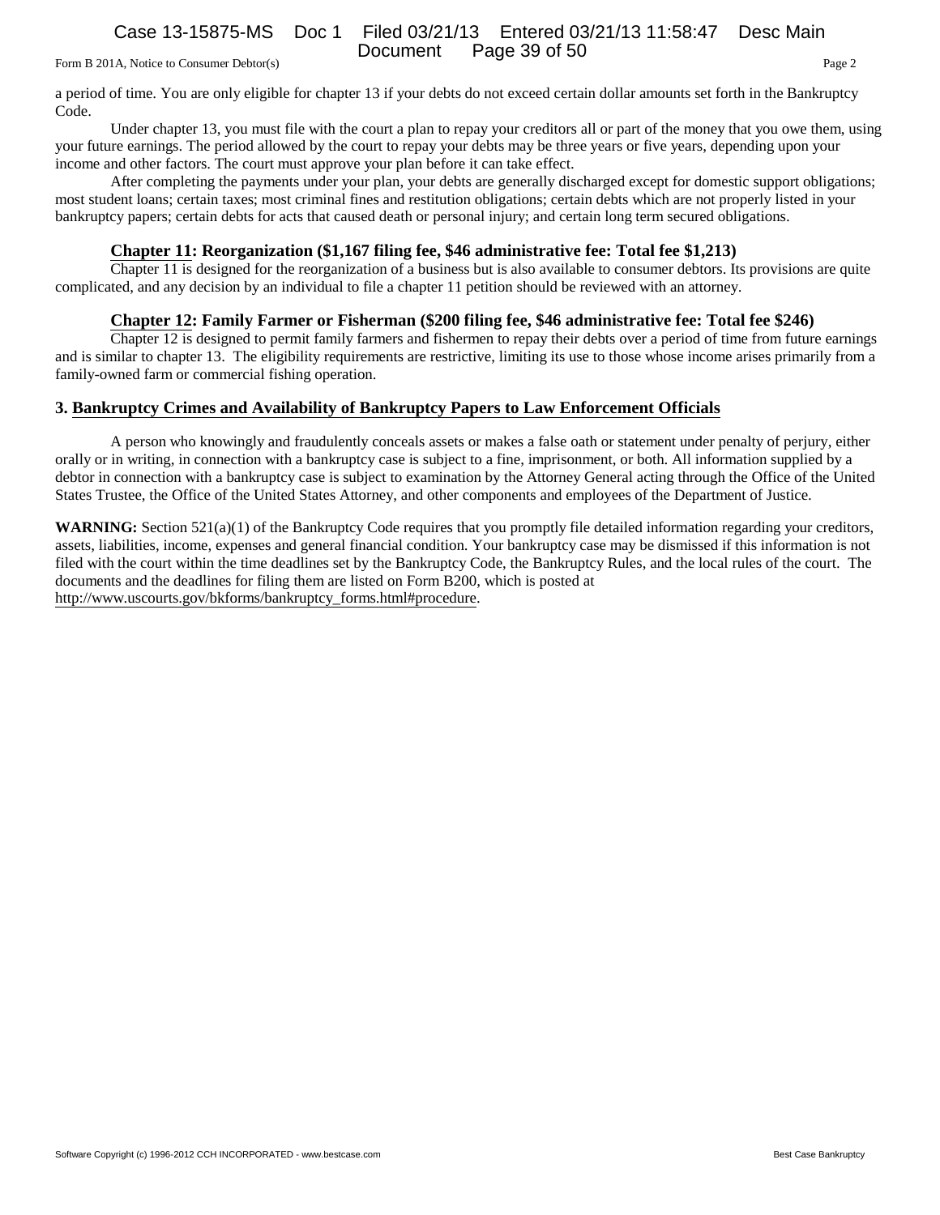a period of time. You are only eligible for chapter 13 if your debts do not exceed certain dollar amounts set forth in the Bankruptcy Code.

Under chapter 13, you must file with the court a plan to repay your creditors all or part of the money that you owe them, using your future earnings. The period allowed by the court to repay your debts may be three years or five years, depending upon your income and other factors. The court must approve your plan before it can take effect.

After completing the payments under your plan, your debts are generally discharged except for domestic support obligations; most student loans; certain taxes; most criminal fines and restitution obligations; certain debts which are not properly listed in your bankruptcy papers; certain debts for acts that caused death or personal injury; and certain long term secured obligations.

### Chapter 11: Reorganization ($1,167 filing fee, $46 administrative fee: Total fee $1,213)

Chapter 11 is designed for the reorganization of a business but is also available to consumer debtors. Its provisions are quite complicated, and any decision by an individual to file a chapter 11 petition should be reviewed with an attorney.

### Chapter 12: Family Farmer or Fisherman ($200 filing fee, $46 administrative fee: Total fee $246)

Chapter 12 is designed to permit family farmers and fishermen to repay their debts over a period of time from future earnings and is similar to chapter 13. The eligibility requirements are restrictive, limiting its use to those whose income arises primarily from a family-owned farm or commercial fishing operation.

## 3. Bankruptcy Crimes and Availability of Bankruptcy Papers to Law Enforcement Officials

A person who knowingly and fraudulently conceals assets or makes a false oath or statement under penalty of perjury, either orally or in writing, in connection with a bankruptcy case is subject to a fine, imprisonment, or both. All information supplied by a debtor in connection with a bankruptcy case is subject to examination by the Attorney General acting through the Office of the United States Trustee, the Office of the United States Attorney, and other components and employees of the Department of Justice.

**WARNING:** Section 521(a)(1) of the Bankruptcy Code requires that you promptly file detailed information regarding your creditors, assets, liabilities, income, expenses and general financial condition. Your bankruptcy case may be dismissed if this information is not filed with the court within the time deadlines set by the Bankruptcy Code, the Bankruptcy Rules, and the local rules of the court. The documents and the deadlines for filing them are listed on Form B200, which is posted at http://www.uscourts.gov/bkforms/bankruptcy_forms.html#procedure.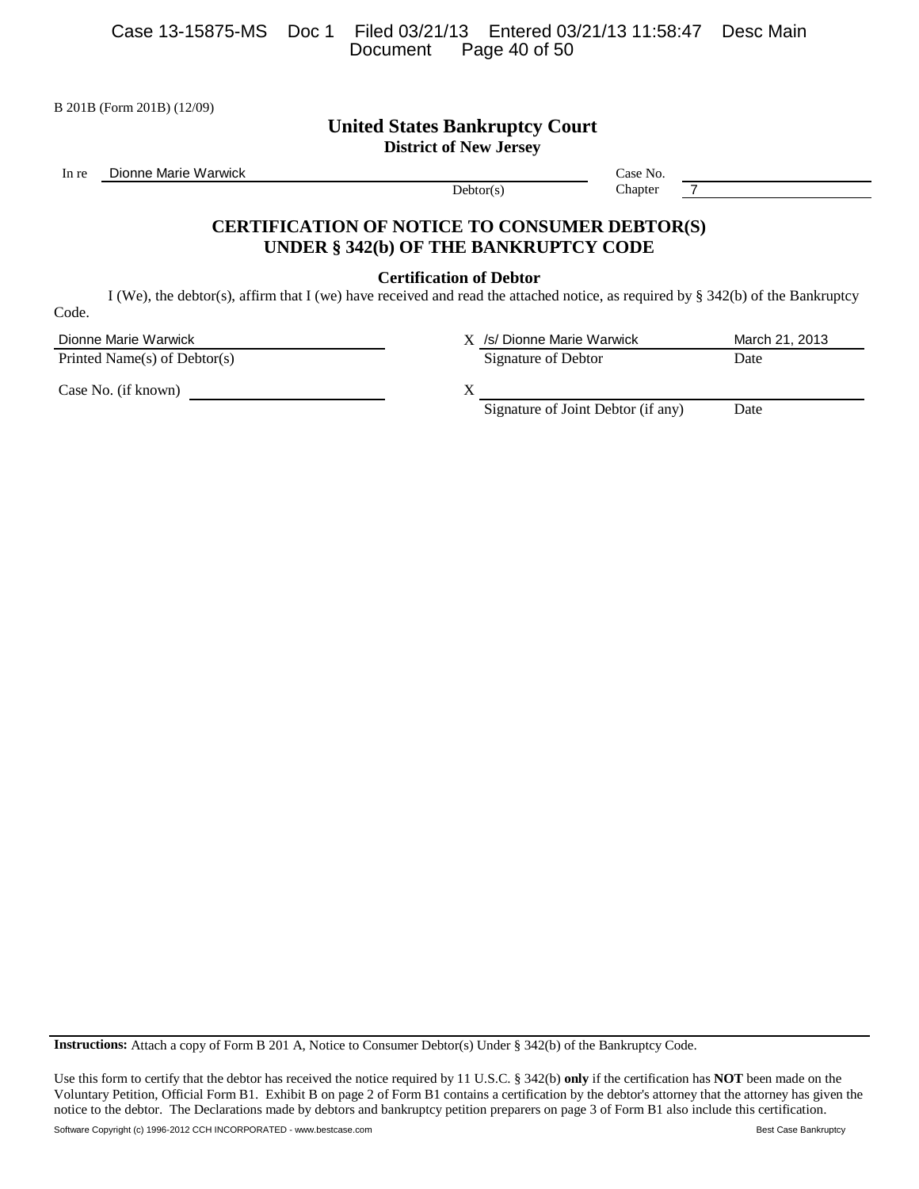B 201B (Form 201B) (12/09)

# United States Bankruptcy Court

**District of New Jersey**

In re Dionne Marie Warwick
Debtor(s)

Case No.
Chapter 7

## CERTIFICATION OF NOTICE TO CONSUMER DEBTOR(S) UNDER § 342(b) OF THE BANKRUPTCY CODE

**Certification of Debtor**

I (We), the debtor(s), affirm that I (we) have received and read the attached notice, as required by § 342(b) of the Bankruptcy Code.

| | | |
|---|---|---|
| Dionne Marie Warwick | X /s/ Dionne Marie Warwick | March 21, 2013 |
| Printed Name(s) of Debtor(s) | Signature of Debtor | Date |
| Case No. (if known) | X | |
| | Signature of Joint Debtor (if any) | Date |

**Instructions:** Attach a copy of Form B 201 A, Notice to Consumer Debtor(s) Under § 342(b) of the Bankruptcy Code.

Use this form to certify that the debtor has received the notice required by 11 U.S.C. § 342(b) **only** if the certification has **NOT** been made on the Voluntary Petition, Official Form B1. Exhibit B on page 2 of Form B1 contains a certification by the debtor's attorney that the attorney has given the notice to the debtor. The Declarations made by debtors and bankruptcy petition preparers on page 3 of Form B1 also include this certification.

Software Copyright (c) 1996-2012 CCH INCORPORATED - www.bestcase.com Best Case Bankruptcy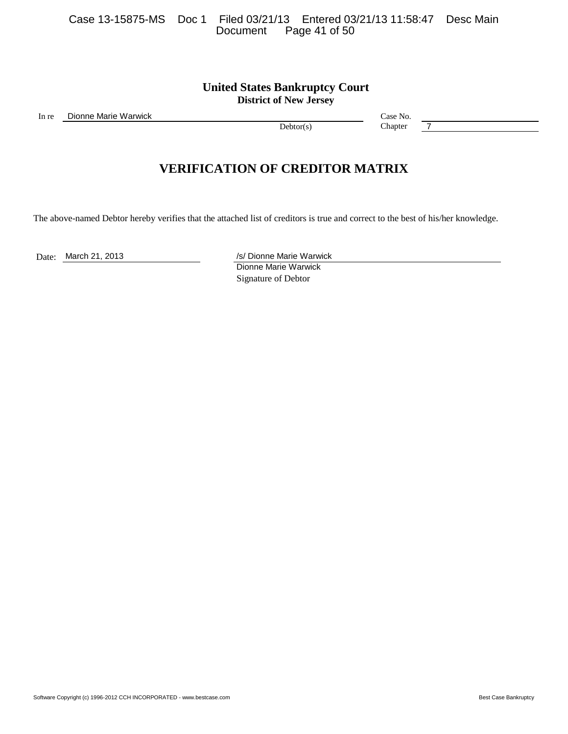**United States Bankruptcy Court**
**District of New Jersey**

| | | | |
|---|---|---|---|
| In re | Dionne Marie Warwick | Case No. | |
| | Debtor(s) | Chapter | 7 |

# VERIFICATION OF CREDITOR MATRIX

The above-named Debtor hereby verifies that the attached list of creditors is true and correct to the best of his/her knowledge.

Date: March 21, 2013

/s/ Dionne Marie Warwick
Dionne Marie Warwick
Signature of Debtor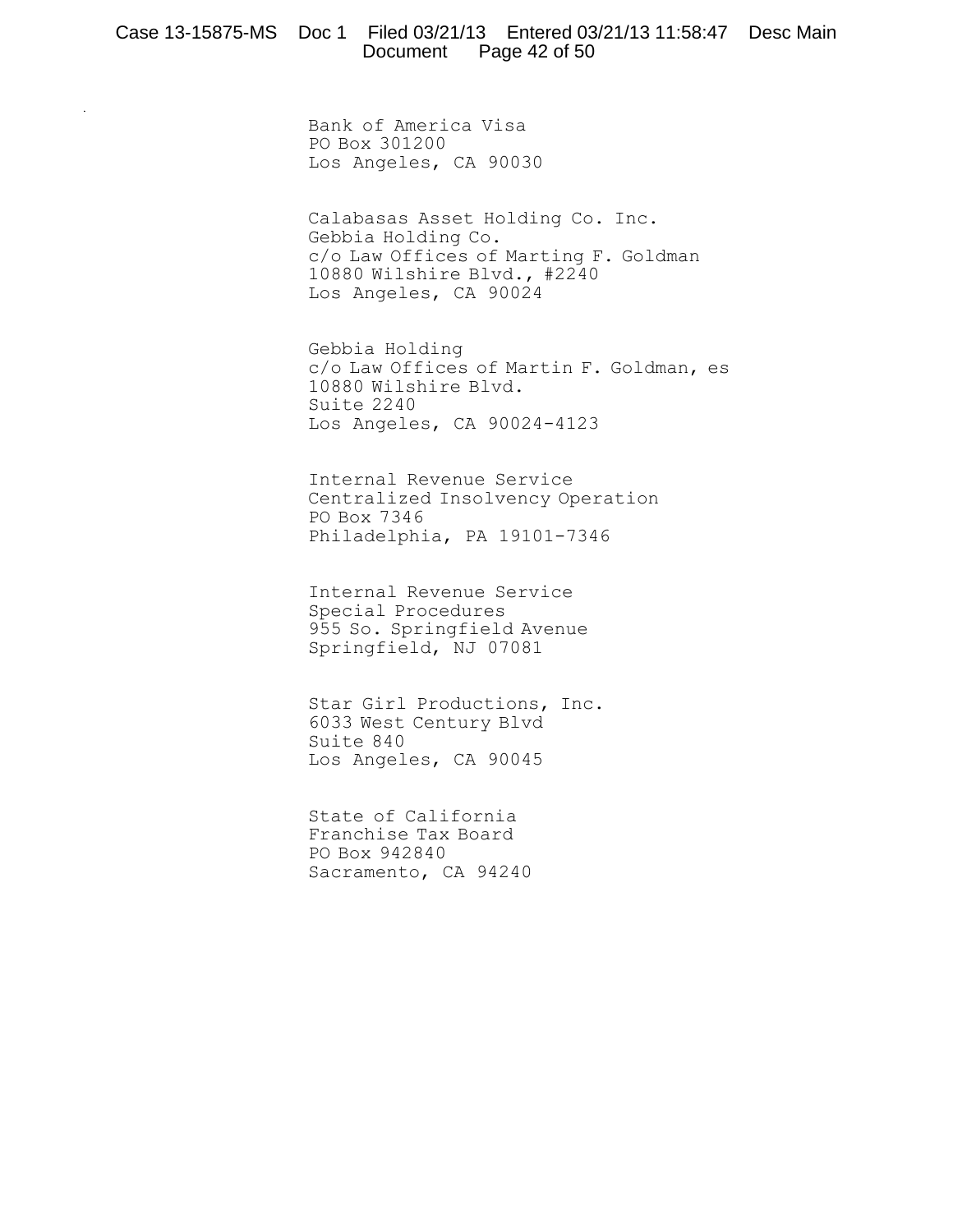Bank of America Visa
PO Box 301200
Los Angeles, CA 90030

Calabasas Asset Holding Co. Inc.
Gebbia Holding Co.
c/o Law Offices of Marting F. Goldman
10880 Wilshire Blvd., #2240
Los Angeles, CA 90024

Gebbia Holding
c/o Law Offices of Martin F. Goldman, es
10880 Wilshire Blvd.
Suite 2240
Los Angeles, CA 90024-4123

Internal Revenue Service
Centralized Insolvency Operation
PO Box 7346
Philadelphia, PA 19101-7346

Internal Revenue Service
Special Procedures
955 So. Springfield Avenue
Springfield, NJ 07081

Star Girl Productions, Inc.
6033 West Century Blvd
Suite 840
Los Angeles, CA 90045

State of California
Franchise Tax Board
PO Box 942840
Sacramento, CA 94240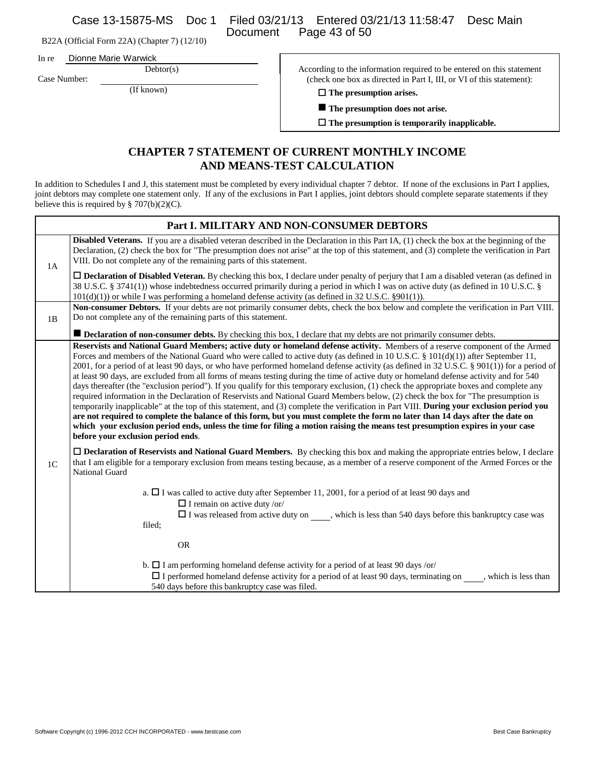B22A (Official Form 22A) (Chapter 7) (12/10)

In re Dionne Marie Warwick
Debtor(s)

Case Number:
(If known)

According to the information required to be entered on this statement (check one box as directed in Part I, III, or VI of this statement):

☐ **The presumption arises.**

■ **The presumption does not arise.**

☐ **The presumption is temporarily inapplicable.**

## CHAPTER 7 STATEMENT OF CURRENT MONTHLY INCOME AND MEANS-TEST CALCULATION

In addition to Schedules I and J, this statement must be completed by every individual chapter 7 debtor. If none of the exclusions in Part I applies, joint debtors may complete one statement only. If any of the exclusions in Part I applies, joint debtors should complete separate statements if they believe this is required by § 707(b)(2)(C).

| **Part I. MILITARY AND NON-CONSUMER DEBTORS** | |
|---|---|
| 1A | **Disabled Veterans.** If you are a disabled veteran described in the Declaration in this Part IA, (1) check the box at the beginning of the Declaration, (2) check the box for "The presumption does not arise" at the top of this statement, and (3) complete the verification in Part VIII. Do not complete any of the remaining parts of this statement.<br><br>☐ **Declaration of Disabled Veteran.** By checking this box, I declare under penalty of perjury that I am a disabled veteran (as defined in 38 U.S.C. § 3741(1)) whose indebtedness occurred primarily during a period in which I was on active duty (as defined in 10 U.S.C. § 101(d)(1)) or while I was performing a homeland defense activity (as defined in 32 U.S.C. §901(1)). |
| 1B | **Non-consumer Debtors.** If your debts are not primarily consumer debts, check the box below and complete the verification in Part VIII. Do not complete any of the remaining parts of this statement.<br><br>■ **Declaration of non-consumer debts.** By checking this box, I declare that my debts are not primarily consumer debts. |
| 1C | **Reservists and National Guard Members; active duty or homeland defense activity.** Members of a reserve component of the Armed Forces and members of the National Guard who were called to active duty (as defined in 10 U.S.C. § 101(d)(1)) after September 11, 2001, for a period of at least 90 days, or who have performed homeland defense activity (as defined in 32 U.S.C. § 901(1)) for a period of at least 90 days, are excluded from all forms of means testing during the time of active duty or homeland defense activity and for 540 days thereafter (the "exclusion period"). If you qualify for this temporary exclusion, (1) check the appropriate boxes and complete any required information in the Declaration of Reservists and National Guard Members below, (2) check the box for "The presumption is temporarily inapplicable" at the top of this statement, and (3) complete the verification in Part VIII. **During your exclusion period you are not required to complete the balance of this form, but you must complete the form no later than 14 days after the date on which your exclusion period ends, unless the time for filing a motion raising the means test presumption expires in your case before your exclusion period ends**.<br><br>☐ **Declaration of Reservists and National Guard Members.** By checking this box and making the appropriate entries below, I declare that I am eligible for a temporary exclusion from means testing because, as a member of a reserve component of the Armed Forces or the National Guard<br><br>a. ☐ I was called to active duty after September 11, 2001, for a period of at least 90 days and<br>☐ I remain on active duty /or/<br>☐ I was released from active duty on ____, which is less than 540 days before this bankruptcy case was filed;<br><br>OR<br><br>b. ☐ I am performing homeland defense activity for a period of at least 90 days /or/<br>☐ I performed homeland defense activity for a period of at least 90 days, terminating on ____, which is less than 540 days before this bankruptcy case was filed. |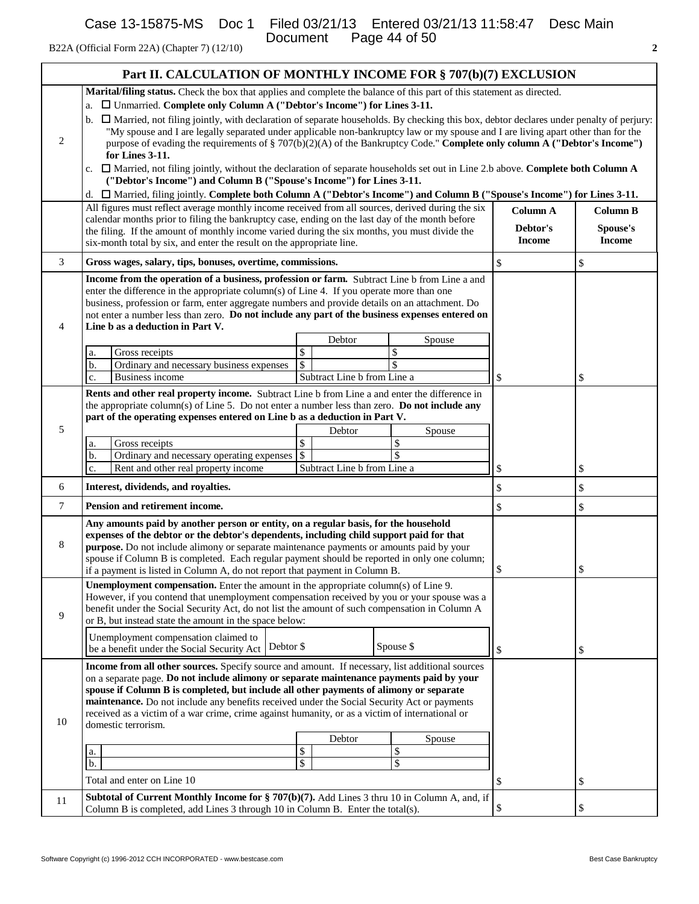B22A (Official Form 22A) (Chapter 7) (12/10)

## Part II. CALCULATION OF MONTHLY INCOME FOR § 707(b)(7) EXCLUSION

| | | | |
|---|---|---|---|
| 2 | **Marital/filing status.** Check the box that applies and complete the balance of this part of this statement as directed.<br>a. ☐ Unmarried. **Complete only Column A ("Debtor's Income") for Lines 3-11.**<br>b. ☐ Married, not filing jointly, with declaration of separate households. By checking this box, debtor declares under penalty of perjury: "My spouse and I are legally separated under applicable non-bankruptcy law or my spouse and I are living apart other than for the purpose of evading the requirements of § 707(b)(2)(A) of the Bankruptcy Code." **Complete only column A ("Debtor's Income") for Lines 3-11.**<br>c. ☐ Married, not filing jointly, without the declaration of separate households set out in Line 2.b above. **Complete both Column A ("Debtor's Income") and Column B ("Spouse's Income") for Lines 3-11.**<br>d. ☐ Married, filing jointly. **Complete both Column A ("Debtor's Income") and Column B ("Spouse's Income") for Lines 3-11.** | | |
| | All figures must reflect average monthly income received from all sources, derived during the six calendar months prior to filing the bankruptcy case, ending on the last day of the month before the filing. If the amount of monthly income varied during the six months, you must divide the six-month total by six, and enter the result on the appropriate line. | **Column A**<br>**Debtor's Income** | **Column B**<br>**Spouse's Income** |
| 3 | **Gross wages, salary, tips, bonuses, overtime, commissions.** | $ | $ |
| 4 | **Income from the operation of a business, profession or farm.** Subtract Line b from Line a and enter the difference in the appropriate column(s) of Line 4. If you operate more than one business, profession or farm, enter aggregate numbers and provide details on an attachment. Do not enter a number less than zero. **Do not include any part of the business expenses entered on Line b as a deduction in Part V.**<br><br>\| \| Debtor \| Spouse \|<br>a. Gross receipts — Debtor: $ — Spouse: $<br>b. Ordinary and necessary business expenses — Debtor: $ — Spouse: $<br>c. Business income — Subtract Line b from Line a | $ | $ |
| 5 | **Rents and other real property income.** Subtract Line b from Line a and enter the difference in the appropriate column(s) of Line 5. Do not enter a number less than zero. **Do not include any part of the operating expenses entered on Line b as a deduction in Part V.**<br><br>a. Gross receipts — Debtor: $ — Spouse: $<br>b. Ordinary and necessary operating expenses — Debtor: $ — Spouse: $<br>c. Rent and other real property income — Subtract Line b from Line a | $ | $ |
| 6 | **Interest, dividends, and royalties.** | $ | $ |
| 7 | **Pension and retirement income.** | $ | $ |
| 8 | **Any amounts paid by another person or entity, on a regular basis, for the household expenses of the debtor or the debtor's dependents, including child support paid for that purpose.** Do not include alimony or separate maintenance payments or amounts paid by your spouse if Column B is completed. Each regular payment should be reported in only one column; if a payment is listed in Column A, do not report that payment in Column B. | $ | $ |
| 9 | **Unemployment compensation.** Enter the amount in the appropriate column(s) of Line 9. However, if you contend that unemployment compensation received by you or your spouse was a benefit under the Social Security Act, do not list the amount of such compensation in Column A or B, but instead state the amount in the space below:<br><br>Unemployment compensation claimed to be a benefit under the Social Security Act — Debtor $ — Spouse $ | $ | $ |
| 10 | **Income from all other sources.** Specify source and amount. If necessary, list additional sources on a separate page. **Do not include alimony or separate maintenance payments paid by your spouse if Column B is completed, but include all other payments of alimony or separate maintenance.** Do not include any benefits received under the Social Security Act or payments received as a victim of a war crime, crime against humanity, or as a victim of international or domestic terrorism.<br><br>a. — Debtor: $ — Spouse: $<br>b. — Debtor: $ — Spouse: $<br><br>Total and enter on Line 10 | $ | $ |
| 11 | **Subtotal of Current Monthly Income for § 707(b)(7).** Add Lines 3 thru 10 in Column A, and, if Column B is completed, add Lines 3 through 10 in Column B. Enter the total(s). | $ | $ |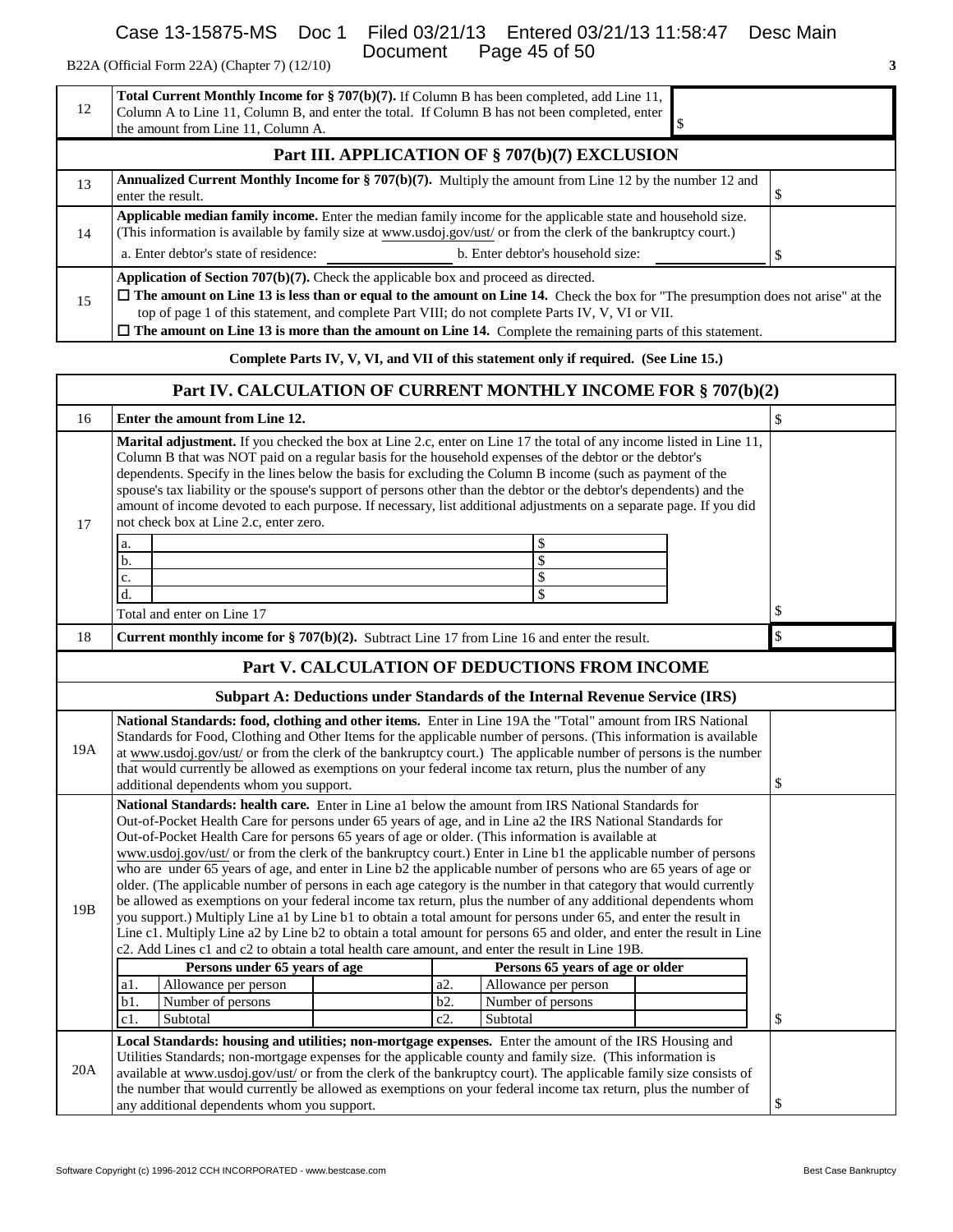B22A (Official Form 22A) (Chapter 7) (12/10)

| | | |
|---|---|---|
| 12 | **Total Current Monthly Income for § 707(b)(7).** If Column B has been completed, add Line 11, Column A to Line 11, Column B, and enter the total. If Column B has not been completed, enter the amount from Line 11, Column A. | $ |

## Part III. APPLICATION OF § 707(b)(7) EXCLUSION

| | | |
|---|---|---|
| 13 | **Annualized Current Monthly Income for § 707(b)(7).** Multiply the amount from Line 12 by the number 12 and enter the result. | $ |
| 14 | **Applicable median family income.** Enter the median family income for the applicable state and household size. (This information is available by family size at www.usdoj.gov/ust/ or from the clerk of the bankruptcy court.)<br>a. Enter debtor's state of residence: ______ b. Enter debtor's household size: ______ | $ |
| 15 | **Application of Section 707(b)(7).** Check the applicable box and proceed as directed.<br>☐ **The amount on Line 13 is less than or equal to the amount on Line 14.** Check the box for "The presumption does not arise" at the top of page 1 of this statement, and complete Part VIII; do not complete Parts IV, V, VI or VII.<br>☐ **The amount on Line 13 is more than the amount on Line 14.** Complete the remaining parts of this statement. | |

**Complete Parts IV, V, VI, and VII of this statement only if required. (See Line 15.)**

## Part IV. CALCULATION OF CURRENT MONTHLY INCOME FOR § 707(b)(2)

| | | |
|---|---|---|
| 16 | **Enter the amount from Line 12.** | $ |
| 17 | **Marital adjustment.** If you checked the box at Line 2.c, enter on Line 17 the total of any income listed in Line 11, Column B that was NOT paid on a regular basis for the household expenses of the debtor or the debtor's dependents. Specify in the lines below the basis for excluding the Column B income (such as payment of the spouse's tax liability or the spouse's support of persons other than the debtor or the debtor's dependents) and the amount of income devoted to each purpose. If necessary, list additional adjustments on a separate page. If you did not check box at Line 2.c, enter zero.<br>a. ______ $<br>b. ______ $<br>c. ______ $<br>d. ______ $<br>Total and enter on Line 17 | $ |
| 18 | **Current monthly income for § 707(b)(2).** Subtract Line 17 from Line 16 and enter the result. | $ |

## Part V. CALCULATION OF DEDUCTIONS FROM INCOME

### Subpart A: Deductions under Standards of the Internal Revenue Service (IRS)

| | | |
|---|---|---|
| 19A | **National Standards: food, clothing and other items.** Enter in Line 19A the "Total" amount from IRS National Standards for Food, Clothing and Other Items for the applicable number of persons. (This information is available at www.usdoj.gov/ust/ or from the clerk of the bankruptcy court.) The applicable number of persons is the number that would currently be allowed as exemptions on your federal income tax return, plus the number of any additional dependents whom you support. | $ |
| 19B | **National Standards: health care.** Enter in Line a1 below the amount from IRS National Standards for Out-of-Pocket Health Care for persons under 65 years of age, and in Line a2 the IRS National Standards for Out-of-Pocket Health Care for persons 65 years of age or older. (This information is available at www.usdoj.gov/ust/ or from the clerk of the bankruptcy court.) Enter in Line b1 the applicable number of persons who are under 65 years of age, and enter in Line b2 the applicable number of persons who are 65 years of age or older. (The applicable number of persons in each age category is the number in that category that would currently be allowed as exemptions on your federal income tax return, plus the number of any additional dependents whom you support.) Multiply Line a1 by Line b1 to obtain a total amount for persons under 65, and enter the result in Line c1. Multiply Line a2 by Line b2 to obtain a total amount for persons 65 and older, and enter the result in Line c2. Add Lines c1 and c2 to obtain a total health care amount, and enter the result in Line 19B. | $ |

| Persons under 65 years of age | | | Persons 65 years of age or older | | |
|---|---|---|---|---|---|
| a1. | Allowance per person | | a2. | Allowance per person | |
| b1. | Number of persons | | b2. | Number of persons | |
| c1. | Subtotal | | c2. | Subtotal | |

| | | |
|---|---|---|
| 20A | **Local Standards: housing and utilities; non-mortgage expenses.** Enter the amount of the IRS Housing and Utilities Standards; non-mortgage expenses for the applicable county and family size. (This information is available at www.usdoj.gov/ust/ or from the clerk of the bankruptcy court). The applicable family size consists of the number that would currently be allowed as exemptions on your federal income tax return, plus the number of any additional dependents whom you support. | $ |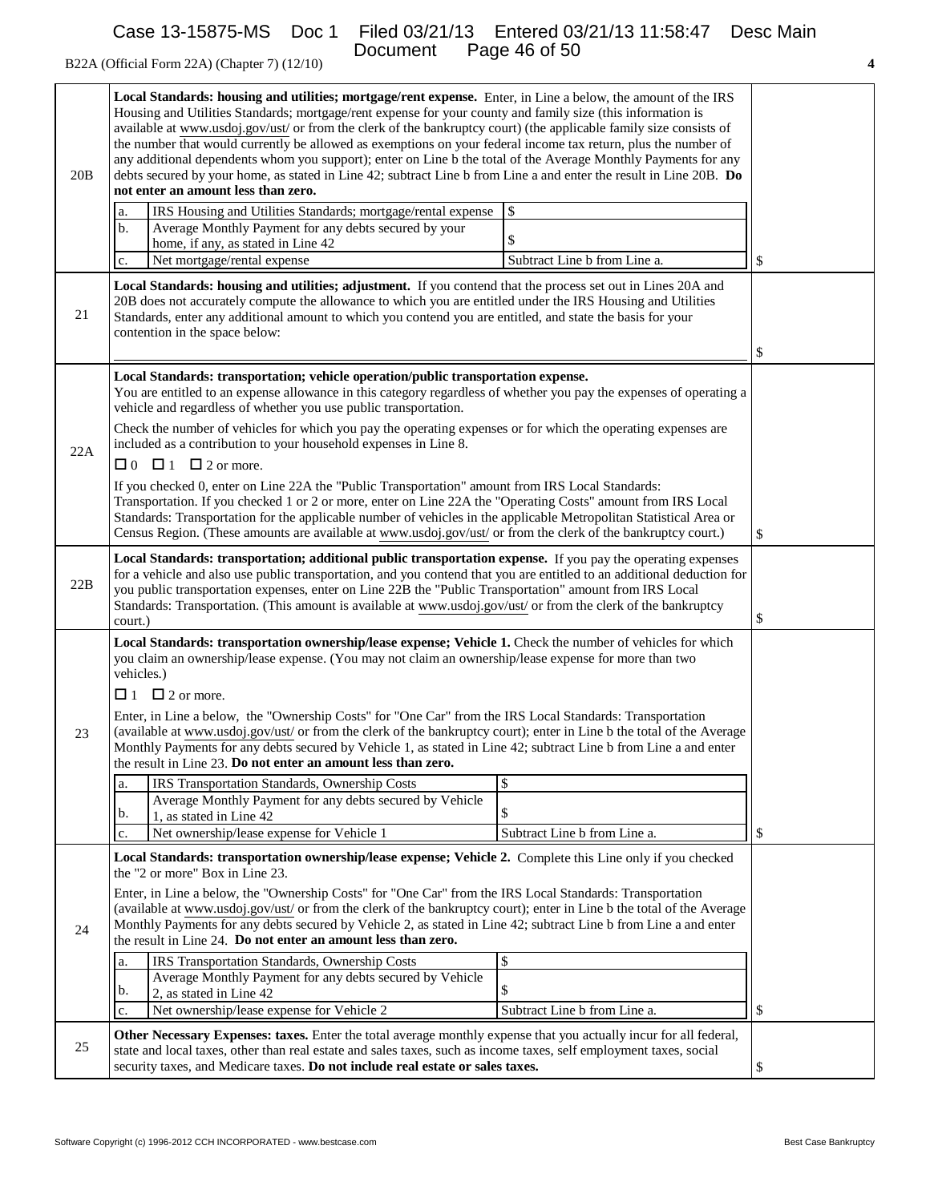B22A (Official Form 22A) (Chapter 7) (12/10)

| | | |
|---|---|---|
| 20B | **Local Standards: housing and utilities; mortgage/rent expense.** Enter, in Line a below, the amount of the IRS Housing and Utilities Standards; mortgage/rent expense for your county and family size (this information is available at www.usdoj.gov/ust/ or from the clerk of the bankruptcy court) (the applicable family size consists of the number that would currently be allowed as exemptions on your federal income tax return, plus the number of any additional dependents whom you support); enter on Line b the total of the Average Monthly Payments for any debts secured by your home, as stated in Line 42; subtract Line b from Line a and enter the result in Line 20B. **Do not enter an amount less than zero.**<br>a. IRS Housing and Utilities Standards; mortgage/rental expense — $<br>b. Average Monthly Payment for any debts secured by your home, if any, as stated in Line 42 — $<br>c. Net mortgage/rental expense — Subtract Line b from Line a. | $ |
| 21 | **Local Standards: housing and utilities; adjustment.** If you contend that the process set out in Lines 20A and 20B does not accurately compute the allowance to which you are entitled under the IRS Housing and Utilities Standards, enter any additional amount to which you contend you are entitled, and state the basis for your contention in the space below: | $ |
| 22A | **Local Standards: transportation; vehicle operation/public transportation expense.**<br>You are entitled to an expense allowance in this category regardless of whether you pay the expenses of operating a vehicle and regardless of whether you use public transportation.<br>Check the number of vehicles for which you pay the operating expenses or for which the operating expenses are included as a contribution to your household expenses in Line 8.<br>☐ 0 ☐ 1 ☐ 2 or more.<br>If you checked 0, enter on Line 22A the "Public Transportation" amount from IRS Local Standards: Transportation. If you checked 1 or 2 or more, enter on Line 22A the "Operating Costs" amount from IRS Local Standards: Transportation for the applicable number of vehicles in the applicable Metropolitan Statistical Area or Census Region. (These amounts are available at www.usdoj.gov/ust/ or from the clerk of the bankruptcy court.) | $ |
| 22B | **Local Standards: transportation; additional public transportation expense.** If you pay the operating expenses for a vehicle and also use public transportation, and you contend that you are entitled to an additional deduction for you public transportation expenses, enter on Line 22B the "Public Transportation" amount from IRS Local Standards: Transportation. (This amount is available at www.usdoj.gov/ust/ or from the clerk of the bankruptcy court.) | $ |
| 23 | **Local Standards: transportation ownership/lease expense; Vehicle 1.** Check the number of vehicles for which you claim an ownership/lease expense. (You may not claim an ownership/lease expense for more than two vehicles.)<br>☐ 1 ☐ 2 or more.<br>Enter, in Line a below, the "Ownership Costs" for "One Car" from the IRS Local Standards: Transportation (available at www.usdoj.gov/ust/ or from the clerk of the bankruptcy court); enter in Line b the total of the Average Monthly Payments for any debts secured by Vehicle 1, as stated in Line 42; subtract Line b from Line a and enter the result in Line 23. **Do not enter an amount less than zero.**<br>a. IRS Transportation Standards, Ownership Costs — $<br>b. Average Monthly Payment for any debts secured by Vehicle 1, as stated in Line 42 — $<br>c. Net ownership/lease expense for Vehicle 1 — Subtract Line b from Line a. | $ |
| 24 | **Local Standards: transportation ownership/lease expense; Vehicle 2.** Complete this Line only if you checked the "2 or more" Box in Line 23.<br>Enter, in Line a below, the "Ownership Costs" for "One Car" from the IRS Local Standards: Transportation (available at www.usdoj.gov/ust/ or from the clerk of the bankruptcy court); enter in Line b the total of the Average Monthly Payments for any debts secured by Vehicle 2, as stated in Line 42; subtract Line b from Line a and enter the result in Line 24. **Do not enter an amount less than zero.**<br>a. IRS Transportation Standards, Ownership Costs — $<br>b. Average Monthly Payment for any debts secured by Vehicle 2, as stated in Line 42 — $<br>c. Net ownership/lease expense for Vehicle 2 — Subtract Line b from Line a. | $ |
| 25 | **Other Necessary Expenses: taxes.** Enter the total average monthly expense that you actually incur for all federal, state and local taxes, other than real estate and sales taxes, such as income taxes, self employment taxes, social security taxes, and Medicare taxes. **Do not include real estate or sales taxes.** | $ |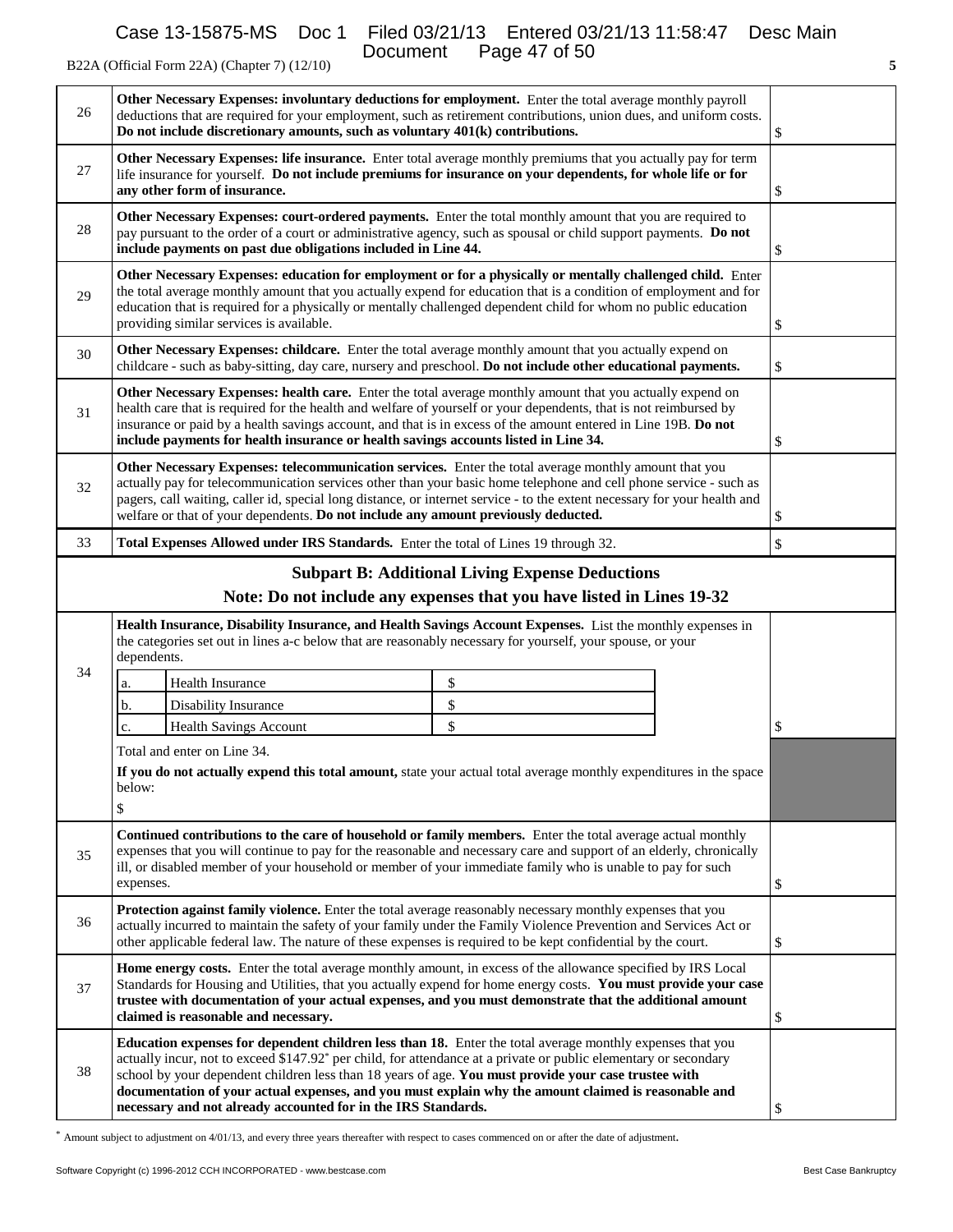B22A (Official Form 22A) (Chapter 7) (12/10)

| | | |
|---|---|---|
| 26 | **Other Necessary Expenses: involuntary deductions for employment.** Enter the total average monthly payroll deductions that are required for your employment, such as retirement contributions, union dues, and uniform costs. **Do not include discretionary amounts, such as voluntary 401(k) contributions.** | $ |
| 27 | **Other Necessary Expenses: life insurance.** Enter total average monthly premiums that you actually pay for term life insurance for yourself. **Do not include premiums for insurance on your dependents, for whole life or for any other form of insurance.** | $ |
| 28 | **Other Necessary Expenses: court-ordered payments.** Enter the total monthly amount that you are required to pay pursuant to the order of a court or administrative agency, such as spousal or child support payments. **Do not include payments on past due obligations included in Line 44.** | $ |
| 29 | **Other Necessary Expenses: education for employment or for a physically or mentally challenged child.** Enter the total average monthly amount that you actually expend for education that is a condition of employment and for education that is required for a physically or mentally challenged dependent child for whom no public education providing similar services is available. | $ |
| 30 | **Other Necessary Expenses: childcare.** Enter the total average monthly amount that you actually expend on childcare - such as baby-sitting, day care, nursery and preschool. **Do not include other educational payments.** | $ |
| 31 | **Other Necessary Expenses: health care.** Enter the total average monthly amount that you actually expend on health care that is required for the health and welfare of yourself or your dependents, that is not reimbursed by insurance or paid by a health savings account, and that is in excess of the amount entered in Line 19B. **Do not include payments for health insurance or health savings accounts listed in Line 34.** | $ |
| 32 | **Other Necessary Expenses: telecommunication services.** Enter the total average monthly amount that you actually pay for telecommunication services other than your basic home telephone and cell phone service - such as pagers, call waiting, caller id, special long distance, or internet service - to the extent necessary for your health and welfare or that of your dependents. **Do not include any amount previously deducted.** | $ |
| 33 | **Total Expenses Allowed under IRS Standards.** Enter the total of Lines 19 through 32. | $ |

## Subpart B: Additional Living Expense Deductions

### Note: Do not include any expenses that you have listed in Lines 19-32

| | | |
|---|---|---|
| 34 | **Health Insurance, Disability Insurance, and Health Savings Account Expenses.** List the monthly expenses in the categories set out in lines a-c below that are reasonably necessary for yourself, your spouse, or your dependents.<br>a. Health Insurance $<br>b. Disability Insurance $<br>c. Health Savings Account $<br>Total and enter on Line 34.<br>**If you do not actually expend this total amount,** state your actual total average monthly expenditures in the space below:<br>$ | $ |
| 35 | **Continued contributions to the care of household or family members.** Enter the total average actual monthly expenses that you will continue to pay for the reasonable and necessary care and support of an elderly, chronically ill, or disabled member of your household or member of your immediate family who is unable to pay for such expenses. | $ |
| 36 | **Protection against family violence.** Enter the total average reasonably necessary monthly expenses that you actually incurred to maintain the safety of your family under the Family Violence Prevention and Services Act or other applicable federal law. The nature of these expenses is required to be kept confidential by the court. | $ |
| 37 | **Home energy costs.** Enter the total average monthly amount, in excess of the allowance specified by IRS Local Standards for Housing and Utilities, that you actually expend for home energy costs. **You must provide your case trustee with documentation of your actual expenses, and you must demonstrate that the additional amount claimed is reasonable and necessary.** | $ |
| 38 | **Education expenses for dependent children less than 18.** Enter the total average monthly expenses that you actually incur, not to exceed $147.92* per child, for attendance at a private or public elementary or secondary school by your dependent children less than 18 years of age. **You must provide your case trustee with documentation of your actual expenses, and you must explain why the amount claimed is reasonable and necessary and not already accounted for in the IRS Standards.** | $ |

* Amount subject to adjustment on 4/01/13, and every three years thereafter with respect to cases commenced on or after the date of adjustment.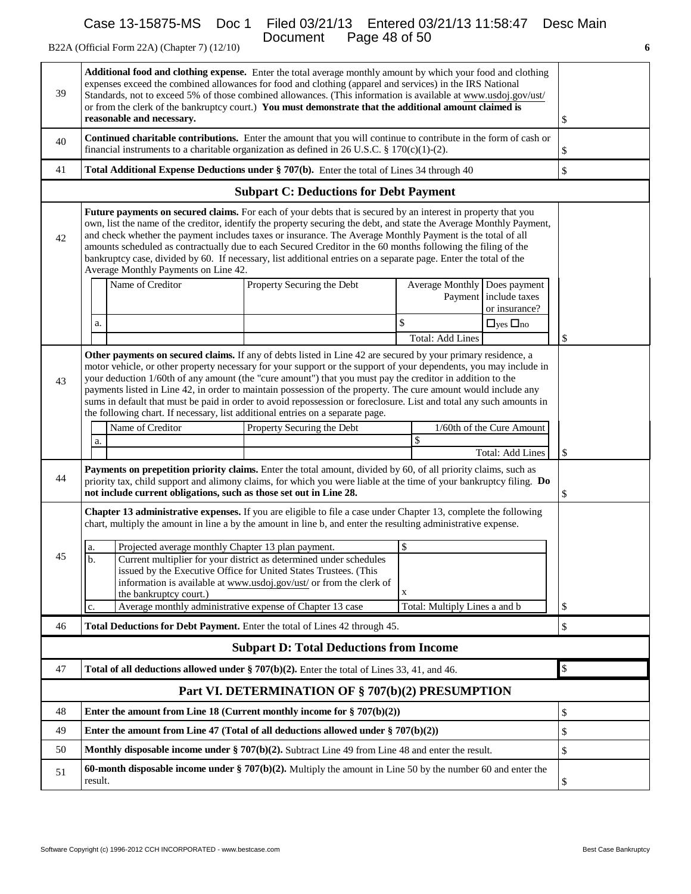B22A (Official Form 22A) (Chapter 7) (12/10)

| | | |
|---|---|---|
| 39 | **Additional food and clothing expense.** Enter the total average monthly amount by which your food and clothing expenses exceed the combined allowances for food and clothing (apparel and services) in the IRS National Standards, not to exceed 5% of those combined allowances. (This information is available at www.usdoj.gov/ust/ or from the clerk of the bankruptcy court.) **You must demonstrate that the additional amount claimed is reasonable and necessary.** | $ |
| 40 | **Continued charitable contributions.** Enter the amount that you will continue to contribute in the form of cash or financial instruments to a charitable organization as defined in 26 U.S.C. § 170(c)(1)-(2). | $ |
| 41 | **Total Additional Expense Deductions under § 707(b).** Enter the total of Lines 34 through 40 | $ |

## Subpart C: Deductions for Debt Payment

**42** — **Future payments on secured claims.** For each of your debts that is secured by an interest in property that you own, list the name of the creditor, identify the property securing the debt, and state the Average Monthly Payment, and check whether the payment includes taxes or insurance. The Average Monthly Payment is the total of all amounts scheduled as contractually due to each Secured Creditor in the 60 months following the filing of the bankruptcy case, divided by 60. If necessary, list additional entries on a separate page. Enter the total of the Average Monthly Payments on Line 42.

| | Name of Creditor | Property Securing the Debt | Average Monthly Payment | Does payment include taxes or insurance? |
|---|---|---|---|---|
| a. | | | $ | ☐yes ☐no |
| | | | Total: Add Lines | |

Line 42: $

**43** — **Other payments on secured claims.** If any of debts listed in Line 42 are secured by your primary residence, a motor vehicle, or other property necessary for your support or the support of your dependents, you may include in your deduction 1/60th of any amount (the "cure amount") that you must pay the creditor in addition to the payments listed in Line 42, in order to maintain possession of the property. The cure amount would include any sums in default that must be paid in order to avoid repossession or foreclosure. List and total any such amounts in the following chart. If necessary, list additional entries on a separate page.

| | Name of Creditor | Property Securing the Debt | 1/60th of the Cure Amount |
|---|---|---|---|
| a. | | | $ |
| | | | Total: Add Lines |

Line 43: $

| | | |
|---|---|---|
| 44 | **Payments on prepetition priority claims.** Enter the total amount, divided by 60, of all priority claims, such as priority tax, child support and alimony claims, for which you were liable at the time of your bankruptcy filing. **Do not include current obligations, such as those set out in Line 28.** | $ |

**45** — **Chapter 13 administrative expenses.** If you are eligible to file a case under Chapter 13, complete the following chart, multiply the amount in line a by the amount in line b, and enter the resulting administrative expense.

| | | |
|---|---|---|
| a. | Projected average monthly Chapter 13 plan payment. | $ |
| b. | Current multiplier for your district as determined under schedules issued by the Executive Office for United States Trustees. (This information is available at www.usdoj.gov/ust/ or from the clerk of the bankruptcy court.) | x |
| c. | Average monthly administrative expense of Chapter 13 case | Total: Multiply Lines a and b |

Line 45: $

| | | |
|---|---|---|
| 46 | **Total Deductions for Debt Payment.** Enter the total of Lines 42 through 45. | $ |

## Subpart D: Total Deductions from Income

| | | |
|---|---|---|
| 47 | **Total of all deductions allowed under § 707(b)(2).** Enter the total of Lines 33, 41, and 46. | $ |

## Part VI. DETERMINATION OF § 707(b)(2) PRESUMPTION

| | | |
|---|---|---|
| 48 | **Enter the amount from Line 18 (Current monthly income for § 707(b)(2))** | $ |
| 49 | **Enter the amount from Line 47 (Total of all deductions allowed under § 707(b)(2))** | $ |
| 50 | **Monthly disposable income under § 707(b)(2).** Subtract Line 49 from Line 48 and enter the result. | $ |
| 51 | **60-month disposable income under § 707(b)(2).** Multiply the amount in Line 50 by the number 60 and enter the result. | $ |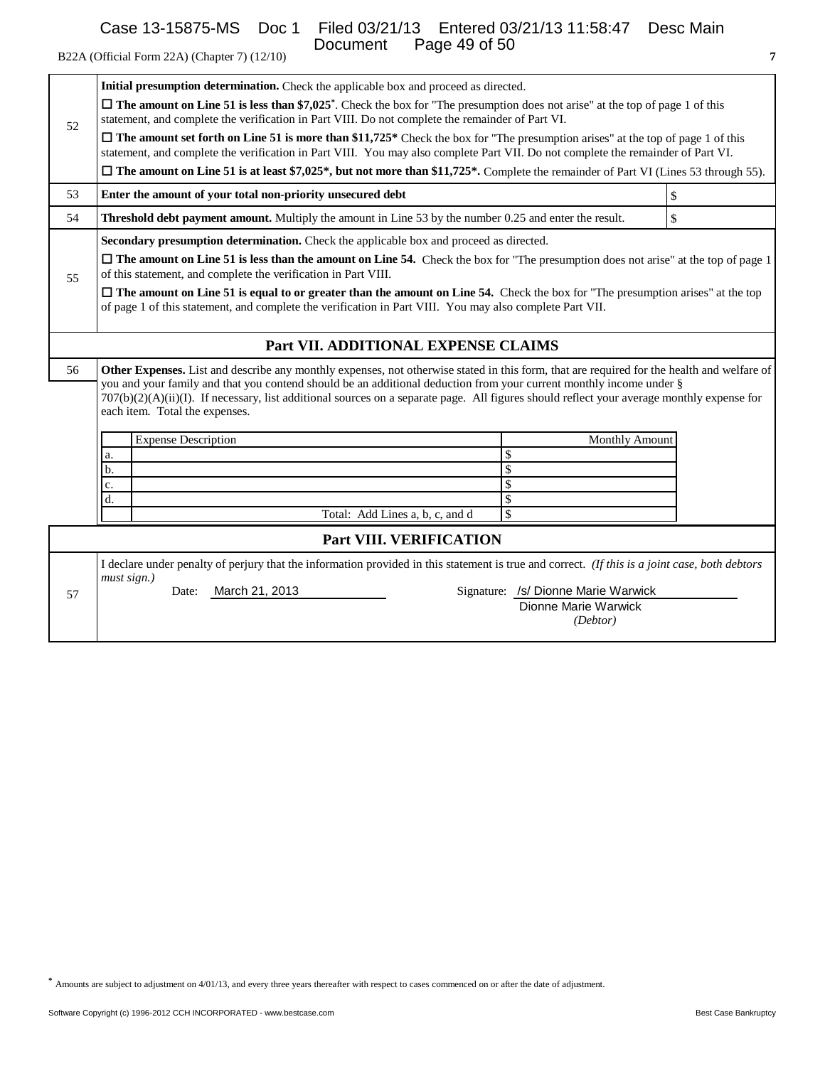B22A (Official Form 22A) (Chapter 7) (12/10)

| | |
|---|---|
| 52 | **Initial presumption determination.** Check the applicable box and proceed as directed.<br>☐ **The amount on Line 51 is less than $7,025*.** Check the box for "The presumption does not arise" at the top of page 1 of this statement, and complete the verification in Part VIII. Do not complete the remainder of Part VI.<br>☐ **The amount set forth on Line 51 is more than $11,725*** Check the box for "The presumption arises" at the top of page 1 of this statement, and complete the verification in Part VIII. You may also complete Part VII. Do not complete the remainder of Part VI.<br>☐ **The amount on Line 51 is at least $7,025*, but not more than $11,725*.** Complete the remainder of Part VI (Lines 53 through 55). |
| 53 | **Enter the amount of your total non-priority unsecured debt** \| $ |
| 54 | **Threshold debt payment amount.** Multiply the amount in Line 53 by the number 0.25 and enter the result. \| $ |
| 55 | **Secondary presumption determination.** Check the applicable box and proceed as directed.<br>☐ **The amount on Line 51 is less than the amount on Line 54.** Check the box for "The presumption does not arise" at the top of page 1 of this statement, and complete the verification in Part VIII.<br>☐ **The amount on Line 51 is equal to or greater than the amount on Line 54.** Check the box for "The presumption arises" at the top of page 1 of this statement, and complete the verification in Part VIII. You may also complete Part VII. |

## Part VII. ADDITIONAL EXPENSE CLAIMS

56 **Other Expenses.** List and describe any monthly expenses, not otherwise stated in this form, that are required for the health and welfare of you and your family and that you contend should be an additional deduction from your current monthly income under § 707(b)(2)(A)(ii)(I). If necessary, list additional sources on a separate page. All figures should reflect your average monthly expense for each item. Total the expenses.

| | Expense Description | Monthly Amount |
|---|---|---|
| a. | | $ |
| b. | | $ |
| c. | | $ |
| d. | | $ |
| | Total: Add Lines a, b, c, and d | $ |

## Part VIII. VERIFICATION

57 I declare under penalty of perjury that the information provided in this statement is true and correct. *(If this is a joint case, both debtors must sign.)*

Date: March 21, 2013

Signature: /s/ Dionne Marie Warwick
Dionne Marie Warwick
*(Debtor)*

* Amounts are subject to adjustment on 4/01/13, and every three years thereafter with respect to cases commenced on or after the date of adjustment.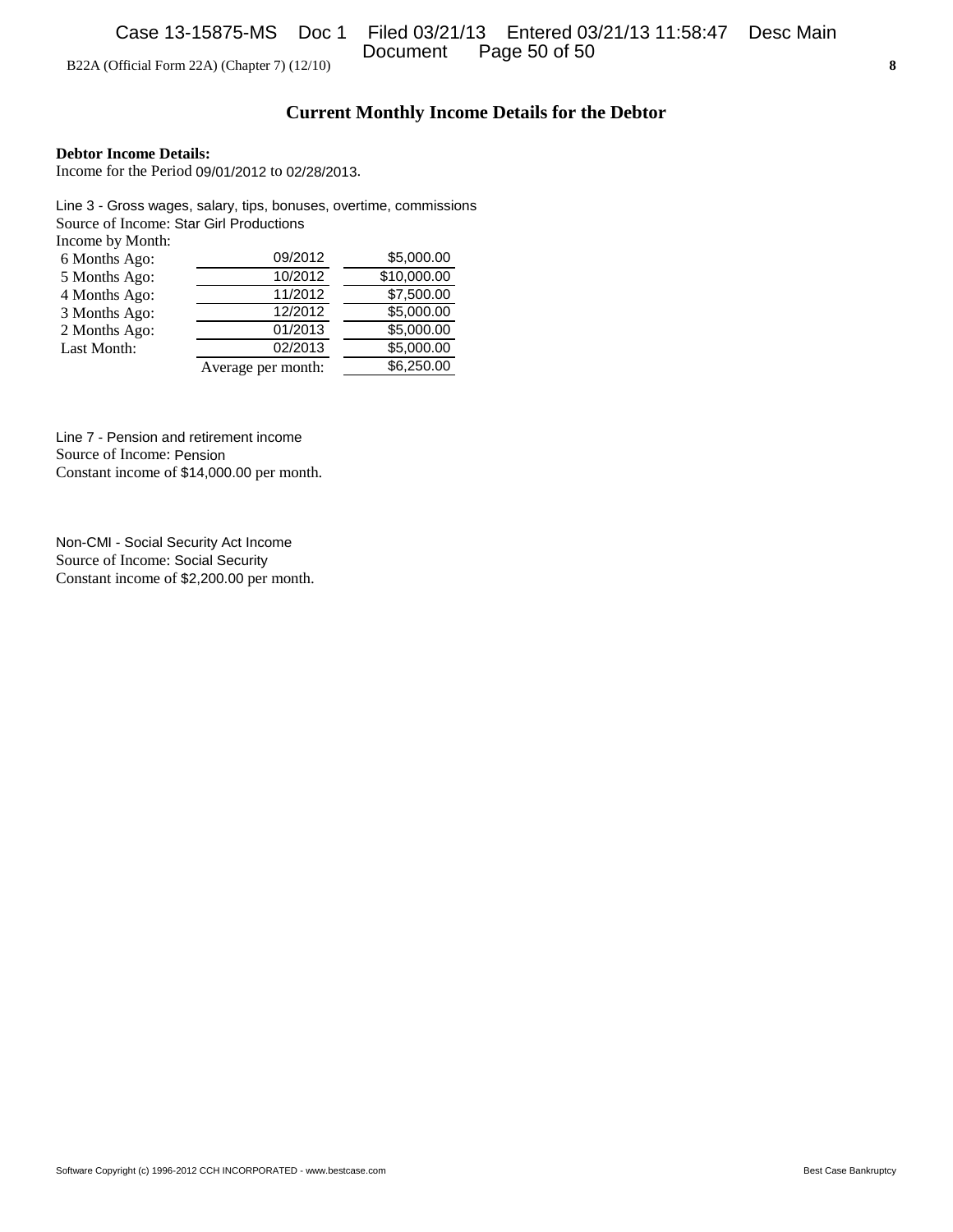## Current Monthly Income Details for the Debtor

**Debtor Income Details:**
Income for the Period 09/01/2012 to 02/28/2013.

Line 3 - Gross wages, salary, tips, bonuses, overtime, commissions
Source of Income: Star Girl Productions
Income by Month:

| | | |
|---|---|---|
| 6 Months Ago: | 09/2012 | $5,000.00 |
| 5 Months Ago: | 10/2012 | $10,000.00 |
| 4 Months Ago: | 11/2012 | $7,500.00 |
| 3 Months Ago: | 12/2012 | $5,000.00 |
| 2 Months Ago: | 01/2013 | $5,000.00 |
| Last Month: | 02/2013 | $5,000.00 |
| | Average per month: | $6,250.00 |

Line 7 - Pension and retirement income
Source of Income: Pension
Constant income of $14,000.00 per month.

Non-CMI - Social Security Act Income
Source of Income: Social Security
Constant income of $2,200.00 per month.